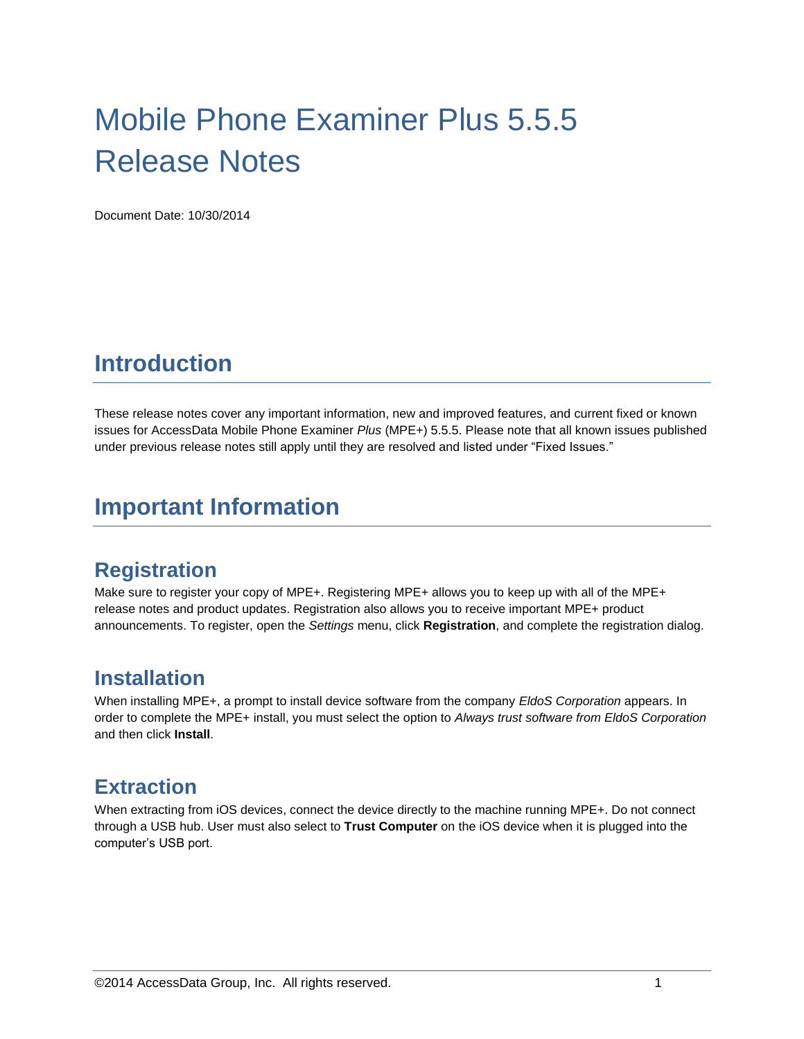# Mobile Phone Examiner Plus 5.5.5 Release Notes

Document Date: 10/30/2014

## Introduction

These release notes cover any important information, new and improved features, and current fixed or known issues for AccessData Mobile Phone Examiner *Plus* (MPE+) 5.5.5. Please note that all known issues published under previous release notes still apply until they are resolved and listed under "Fixed Issues."

## Important Information

### Registration

Make sure to register your copy of MPE+. Registering MPE+ allows you to keep up with all of the MPE+ release notes and product updates. Registration also allows you to receive important MPE+ product announcements. To register, open the *Settings* menu, click **Registration**, and complete the registration dialog.

### Installation

When installing MPE+, a prompt to install device software from the company *EldoS Corporation* appears. In order to complete the MPE+ install, you must select the option to *Always trust software from EldoS Corporation* and then click **Install**.

### Extraction

When extracting from iOS devices, connect the device directly to the machine running MPE+. Do not connect through a USB hub. User must also select to **Trust Computer** on the iOS device when it is plugged into the computer's USB port.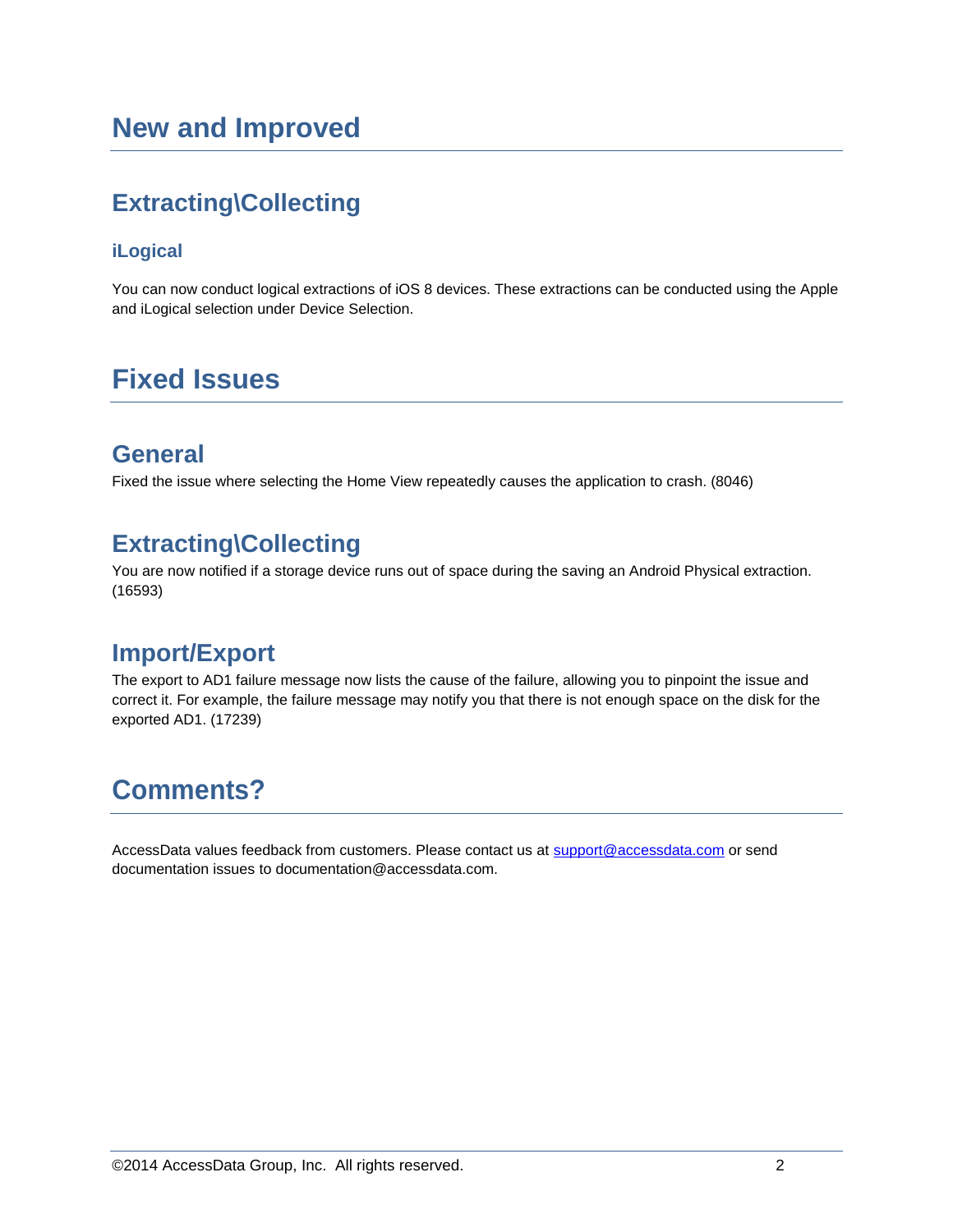# New and Improved

## Extracting\Collecting

### iLogical

You can now conduct logical extractions of iOS 8 devices. These extractions can be conducted using the Apple and iLogical selection under Device Selection.

# Fixed Issues

## General

Fixed the issue where selecting the Home View repeatedly causes the application to crash. (8046)

## Extracting\Collecting

You are now notified if a storage device runs out of space during the saving an Android Physical extraction. (16593)

## Import/Export

The export to AD1 failure message now lists the cause of the failure, allowing you to pinpoint the issue and correct it. For example, the failure message may notify you that there is not enough space on the disk for the exported AD1. (17239)

# Comments?

AccessData values feedback from customers. Please contact us at support@accessdata.com or send documentation issues to documentation@accessdata.com.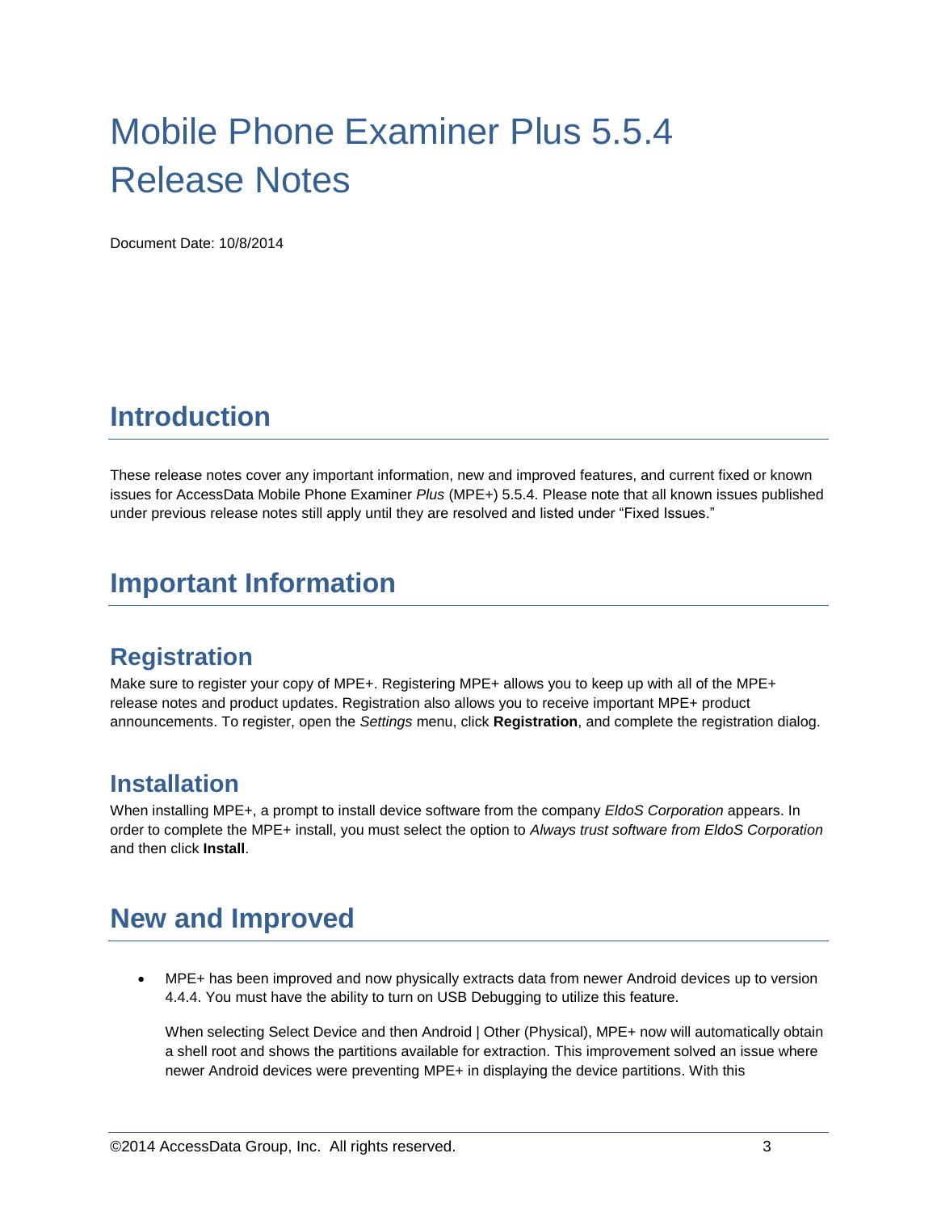# Mobile Phone Examiner Plus 5.5.4 Release Notes

Document Date: 10/8/2014

## Introduction

These release notes cover any important information, new and improved features, and current fixed or known issues for AccessData Mobile Phone Examiner *Plus* (MPE+) 5.5.4. Please note that all known issues published under previous release notes still apply until they are resolved and listed under “Fixed Issues.”

## Important Information

### Registration

Make sure to register your copy of MPE+. Registering MPE+ allows you to keep up with all of the MPE+ release notes and product updates. Registration also allows you to receive important MPE+ product announcements. To register, open the *Settings* menu, click **Registration**, and complete the registration dialog.

### Installation

When installing MPE+, a prompt to install device software from the company *EldoS Corporation* appears. In order to complete the MPE+ install, you must select the option to *Always trust software from EldoS Corporation* and then click **Install**.

## New and Improved

- MPE+ has been improved and now physically extracts data from newer Android devices up to version 4.4.4. You must have the ability to turn on USB Debugging to utilize this feature.

  When selecting Select Device and then Android | Other (Physical), MPE+ now will automatically obtain a shell root and shows the partitions available for extraction. This improvement solved an issue where newer Android devices were preventing MPE+ in displaying the device partitions. With this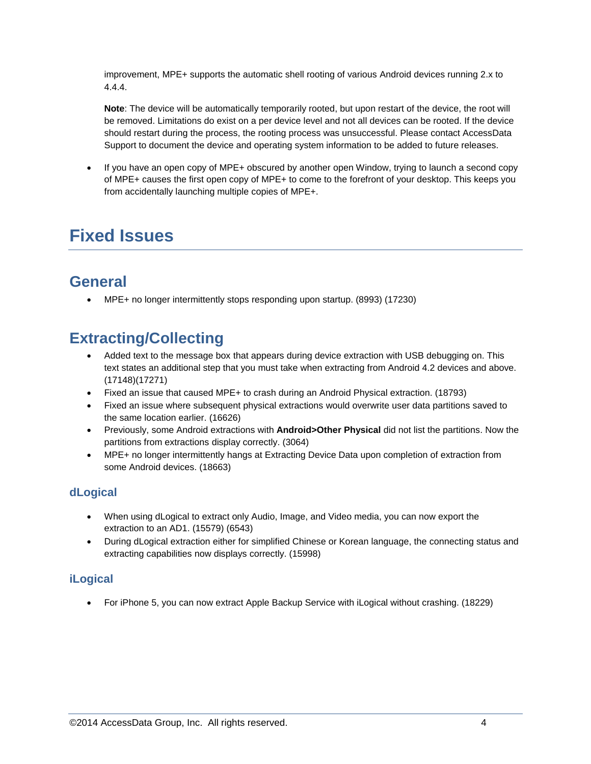improvement, MPE+ supports the automatic shell rooting of various Android devices running 2.x to 4.4.4.

**Note**: The device will be automatically temporarily rooted, but upon restart of the device, the root will be removed. Limitations do exist on a per device level and not all devices can be rooted. If the device should restart during the process, the rooting process was unsuccessful. Please contact AccessData Support to document the device and operating system information to be added to future releases.

- If you have an open copy of MPE+ obscured by another open Window, trying to launch a second copy of MPE+ causes the first open copy of MPE+ to come to the forefront of your desktop. This keeps you from accidentally launching multiple copies of MPE+.

# Fixed Issues

## General

- MPE+ no longer intermittently stops responding upon startup. (8993) (17230)

## Extracting/Collecting

- Added text to the message box that appears during device extraction with USB debugging on. This text states an additional step that you must take when extracting from Android 4.2 devices and above. (17148)(17271)
- Fixed an issue that caused MPE+ to crash during an Android Physical extraction. (18793)
- Fixed an issue where subsequent physical extractions would overwrite user data partitions saved to the same location earlier. (16626)
- Previously, some Android extractions with **Android>Other Physical** did not list the partitions. Now the partitions from extractions display correctly. (3064)
- MPE+ no longer intermittently hangs at Extracting Device Data upon completion of extraction from some Android devices. (18663)

### dLogical

- When using dLogical to extract only Audio, Image, and Video media, you can now export the extraction to an AD1. (15579) (6543)
- During dLogical extraction either for simplified Chinese or Korean language, the connecting status and extracting capabilities now displays correctly. (15998)

### iLogical

- For iPhone 5, you can now extract Apple Backup Service with iLogical without crashing. (18229)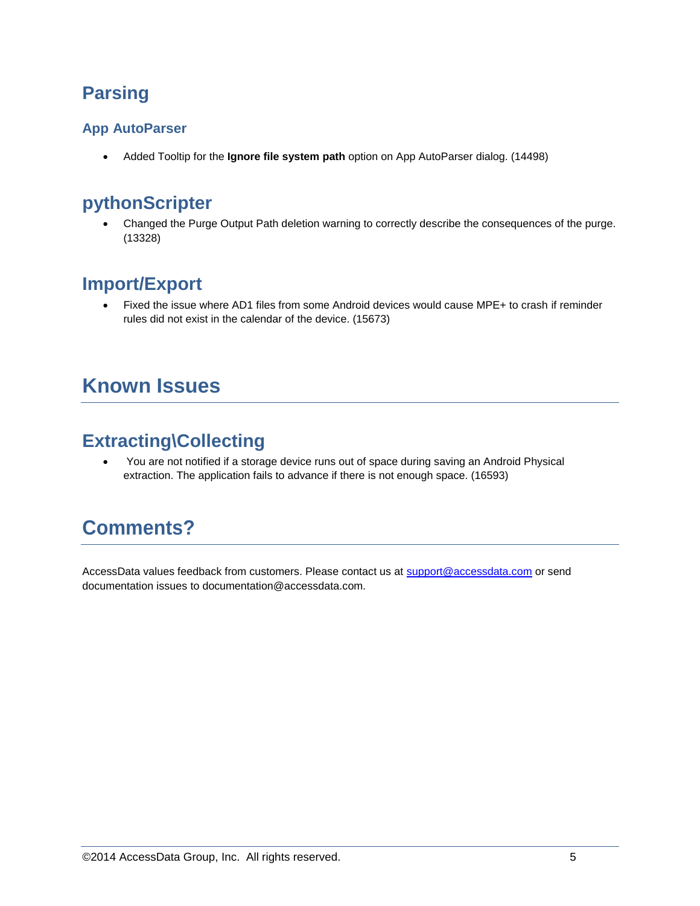## Parsing

### App AutoParser

- Added Tooltip for the **Ignore file system path** option on App AutoParser dialog. (14498)

## pythonScripter

- Changed the Purge Output Path deletion warning to correctly describe the consequences of the purge. (13328)

## Import/Export

- Fixed the issue where AD1 files from some Android devices would cause MPE+ to crash if reminder rules did not exist in the calendar of the device. (15673)

# Known Issues

## Extracting\Collecting

- You are not notified if a storage device runs out of space during saving an Android Physical extraction. The application fails to advance if there is not enough space. (16593)

# Comments?

AccessData values feedback from customers. Please contact us at support@accessdata.com or send documentation issues to documentation@accessdata.com.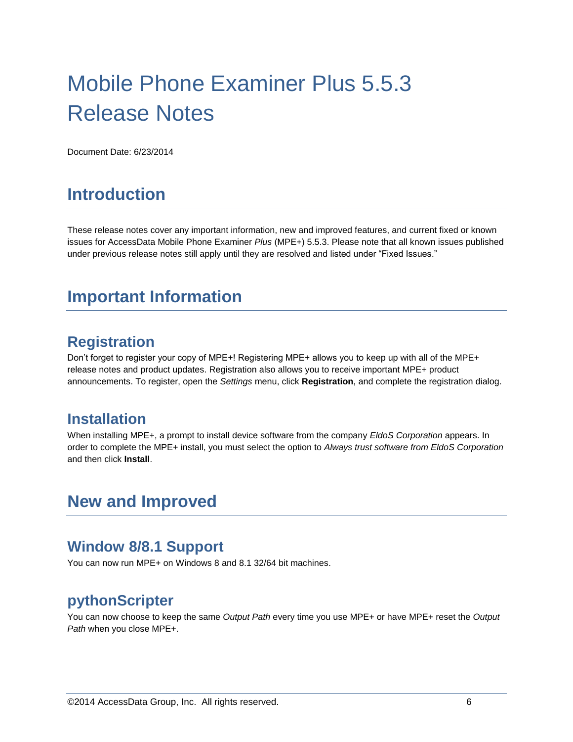# Mobile Phone Examiner Plus 5.5.3 Release Notes

Document Date: 6/23/2014

## Introduction

These release notes cover any important information, new and improved features, and current fixed or known issues for AccessData Mobile Phone Examiner *Plus* (MPE+) 5.5.3. Please note that all known issues published under previous release notes still apply until they are resolved and listed under "Fixed Issues."

## Important Information

### Registration

Don't forget to register your copy of MPE+! Registering MPE+ allows you to keep up with all of the MPE+ release notes and product updates. Registration also allows you to receive important MPE+ product announcements. To register, open the *Settings* menu, click **Registration**, and complete the registration dialog.

### Installation

When installing MPE+, a prompt to install device software from the company *EldoS Corporation* appears. In order to complete the MPE+ install, you must select the option to *Always trust software from EldoS Corporation* and then click **Install**.

## New and Improved

### Window 8/8.1 Support

You can now run MPE+ on Windows 8 and 8.1 32/64 bit machines.

### pythonScripter

You can now choose to keep the same *Output Path* every time you use MPE+ or have MPE+ reset the *Output Path* when you close MPE+.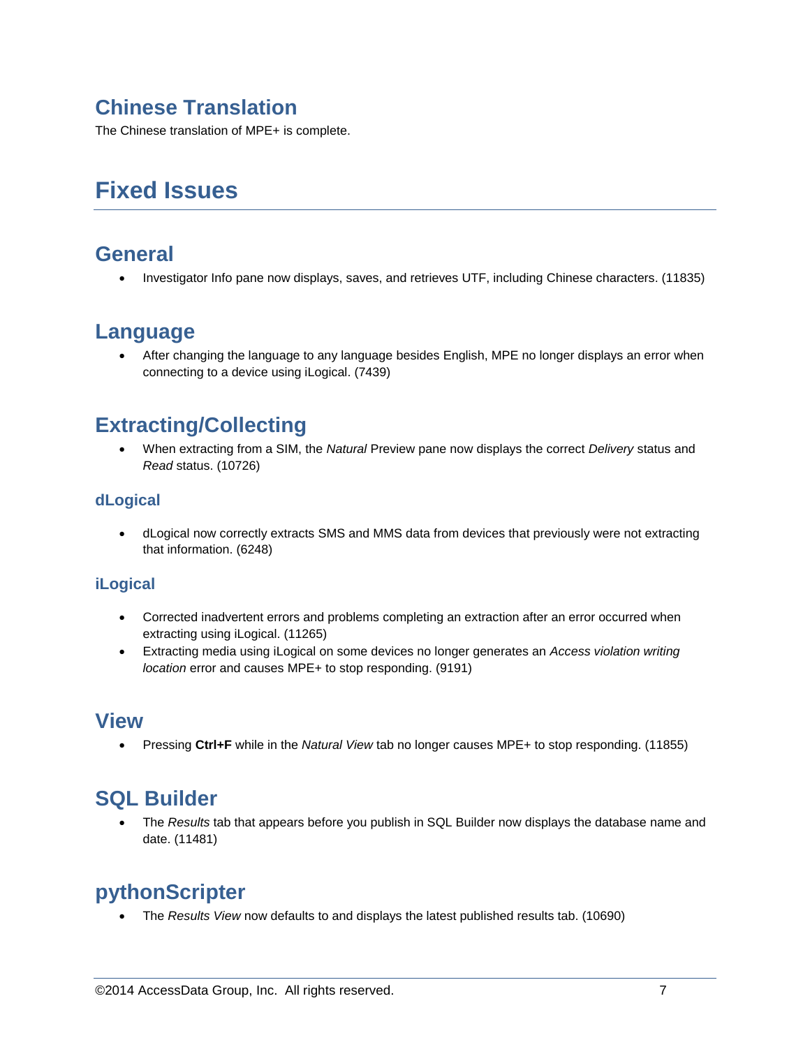## Chinese Translation

The Chinese translation of MPE+ is complete.

# Fixed Issues

## General

- Investigator Info pane now displays, saves, and retrieves UTF, including Chinese characters. (11835)

## Language

- After changing the language to any language besides English, MPE no longer displays an error when connecting to a device using iLogical. (7439)

## Extracting/Collecting

- When extracting from a SIM, the *Natural* Preview pane now displays the correct *Delivery* status and *Read* status. (10726)

### dLogical

- dLogical now correctly extracts SMS and MMS data from devices that previously were not extracting that information. (6248)

### iLogical

- Corrected inadvertent errors and problems completing an extraction after an error occurred when extracting using iLogical. (11265)
- Extracting media using iLogical on some devices no longer generates an *Access violation writing location* error and causes MPE+ to stop responding. (9191)

## View

- Pressing **Ctrl+F** while in the *Natural View* tab no longer causes MPE+ to stop responding. (11855)

## SQL Builder

- The *Results* tab that appears before you publish in SQL Builder now displays the database name and date. (11481)

## pythonScripter

- The *Results View* now defaults to and displays the latest published results tab. (10690)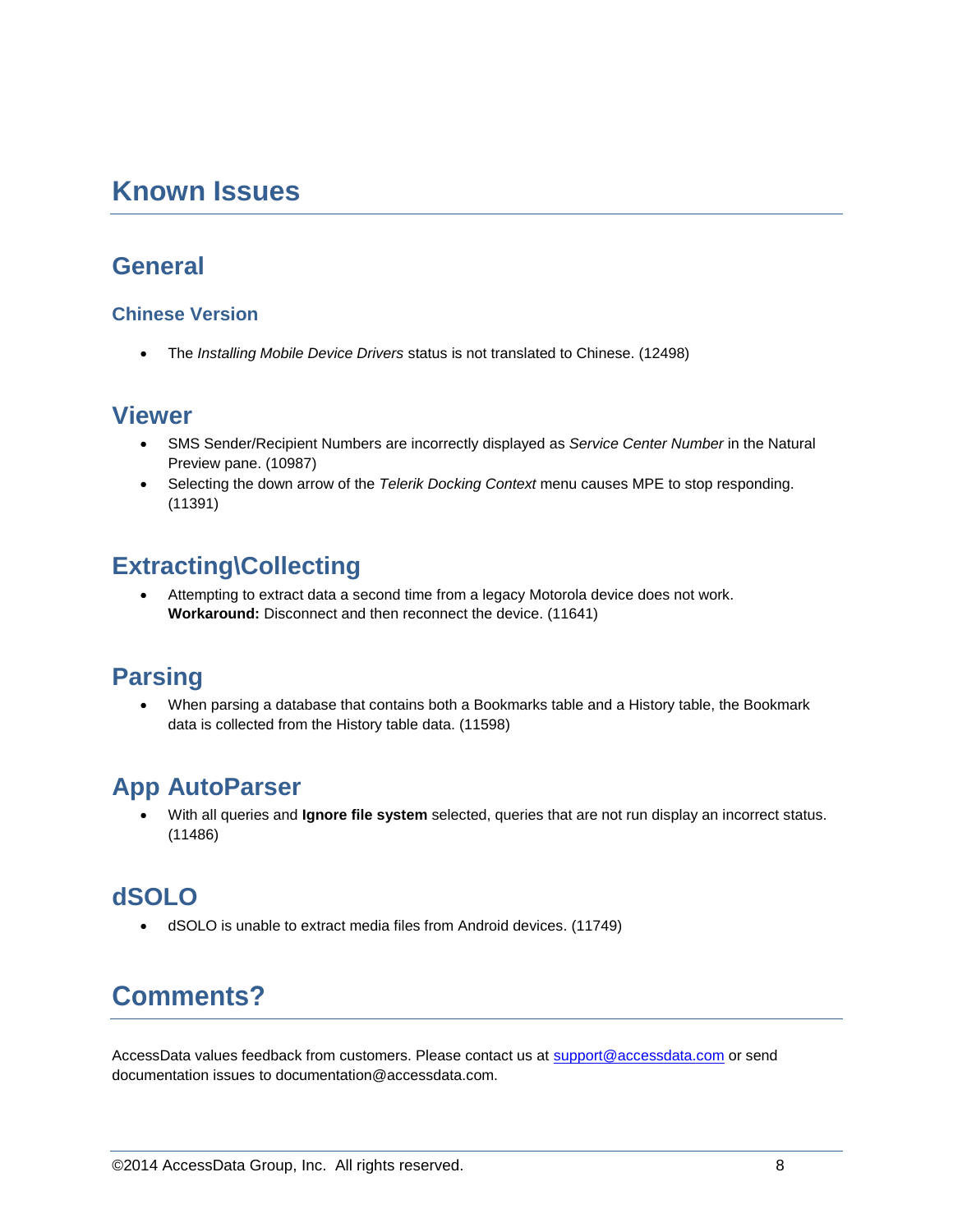# Known Issues

## General

### Chinese Version

- The *Installing Mobile Device Drivers* status is not translated to Chinese. (12498)

## Viewer

- SMS Sender/Recipient Numbers are incorrectly displayed as *Service Center Number* in the Natural Preview pane. (10987)
- Selecting the down arrow of the *Telerik Docking Context* menu causes MPE to stop responding. (11391)

## Extracting\Collecting

- Attempting to extract data a second time from a legacy Motorola device does not work.
  **Workaround:** Disconnect and then reconnect the device. (11641)

## Parsing

- When parsing a database that contains both a Bookmarks table and a History table, the Bookmark data is collected from the History table data. (11598)

## App AutoParser

- With all queries and **Ignore file system** selected, queries that are not run display an incorrect status. (11486)

## dSOLO

- dSOLO is unable to extract media files from Android devices. (11749)

# Comments?

AccessData values feedback from customers. Please contact us at support@accessdata.com or send documentation issues to documentation@accessdata.com.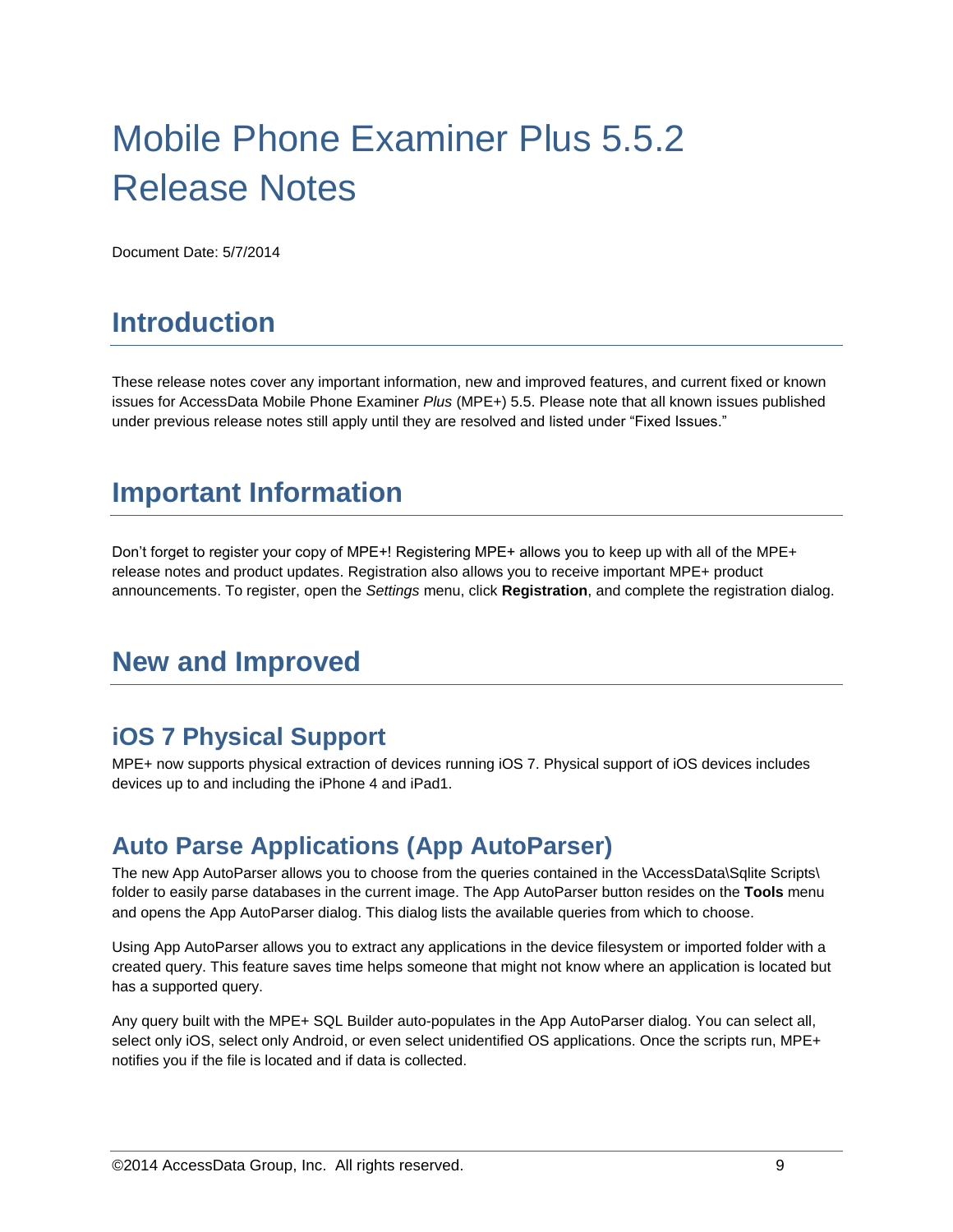# Mobile Phone Examiner Plus 5.5.2 Release Notes

Document Date: 5/7/2014

## Introduction

These release notes cover any important information, new and improved features, and current fixed or known issues for AccessData Mobile Phone Examiner *Plus* (MPE+) 5.5. Please note that all known issues published under previous release notes still apply until they are resolved and listed under “Fixed Issues.”

## Important Information

Don’t forget to register your copy of MPE+! Registering MPE+ allows you to keep up with all of the MPE+ release notes and product updates. Registration also allows you to receive important MPE+ product announcements. To register, open the *Settings* menu, click **Registration**, and complete the registration dialog.

## New and Improved

### iOS 7 Physical Support

MPE+ now supports physical extraction of devices running iOS 7. Physical support of iOS devices includes devices up to and including the iPhone 4 and iPad1.

### Auto Parse Applications (App AutoParser)

The new App AutoParser allows you to choose from the queries contained in the \AccessData\Sqlite Scripts\ folder to easily parse databases in the current image. The App AutoParser button resides on the **Tools** menu and opens the App AutoParser dialog. This dialog lists the available queries from which to choose.

Using App AutoParser allows you to extract any applications in the device filesystem or imported folder with a created query. This feature saves time helps someone that might not know where an application is located but has a supported query.

Any query built with the MPE+ SQL Builder auto-populates in the App AutoParser dialog. You can select all, select only iOS, select only Android, or even select unidentified OS applications. Once the scripts run, MPE+ notifies you if the file is located and if data is collected.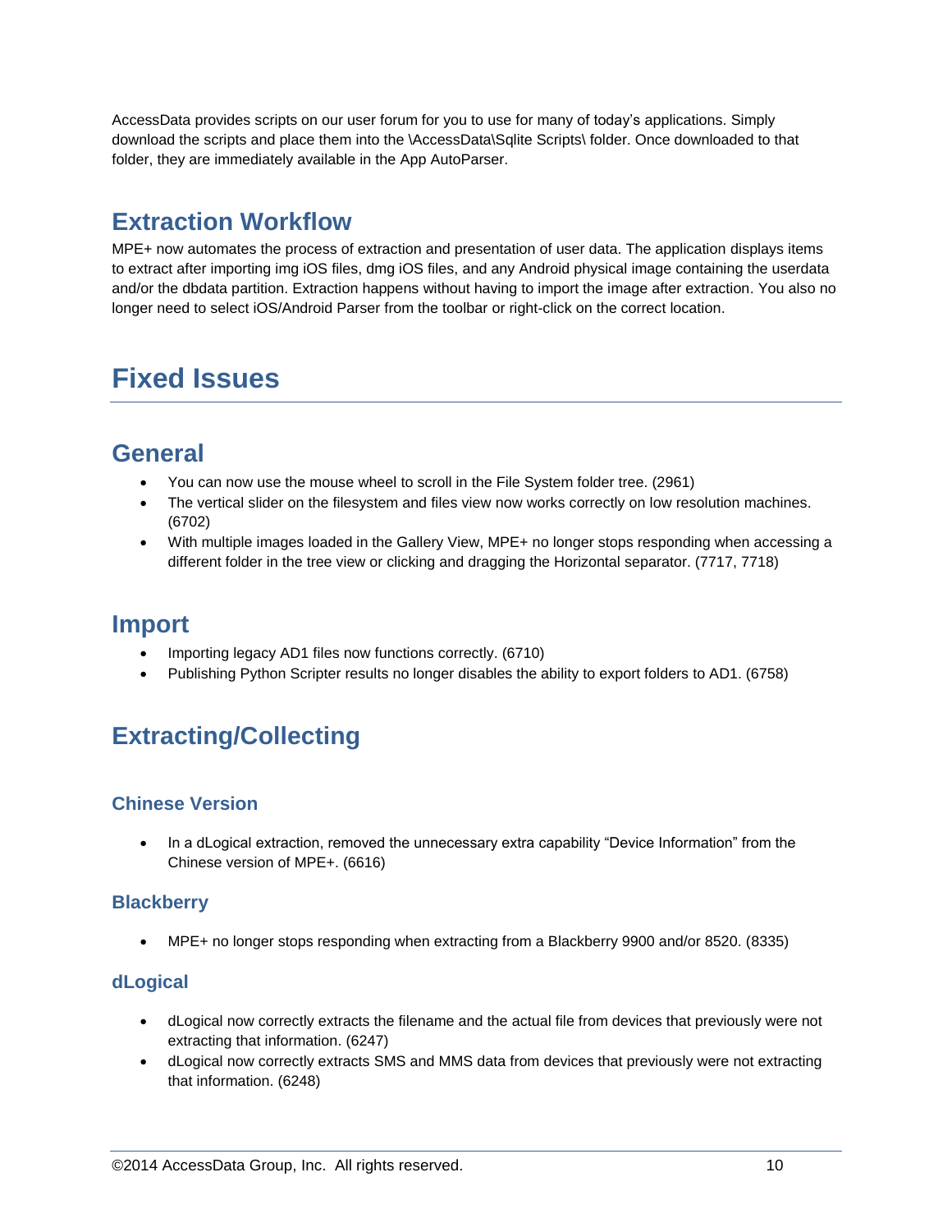AccessData provides scripts on our user forum for you to use for many of today's applications. Simply download the scripts and place them into the \AccessData\Sqlite Scripts\ folder. Once downloaded to that folder, they are immediately available in the App AutoParser.

## Extraction Workflow

MPE+ now automates the process of extraction and presentation of user data. The application displays items to extract after importing img iOS files, dmg iOS files, and any Android physical image containing the userdata and/or the dbdata partition. Extraction happens without having to import the image after extraction. You also no longer need to select iOS/Android Parser from the toolbar or right-click on the correct location.

# Fixed Issues

## General

- You can now use the mouse wheel to scroll in the File System folder tree. (2961)
- The vertical slider on the filesystem and files view now works correctly on low resolution machines. (6702)
- With multiple images loaded in the Gallery View, MPE+ no longer stops responding when accessing a different folder in the tree view or clicking and dragging the Horizontal separator. (7717, 7718)

## Import

- Importing legacy AD1 files now functions correctly. (6710)
- Publishing Python Scripter results no longer disables the ability to export folders to AD1. (6758)

## Extracting/Collecting

### Chinese Version

- In a dLogical extraction, removed the unnecessary extra capability "Device Information" from the Chinese version of MPE+. (6616)

### Blackberry

- MPE+ no longer stops responding when extracting from a Blackberry 9900 and/or 8520. (8335)

### dLogical

- dLogical now correctly extracts the filename and the actual file from devices that previously were not extracting that information. (6247)
- dLogical now correctly extracts SMS and MMS data from devices that previously were not extracting that information. (6248)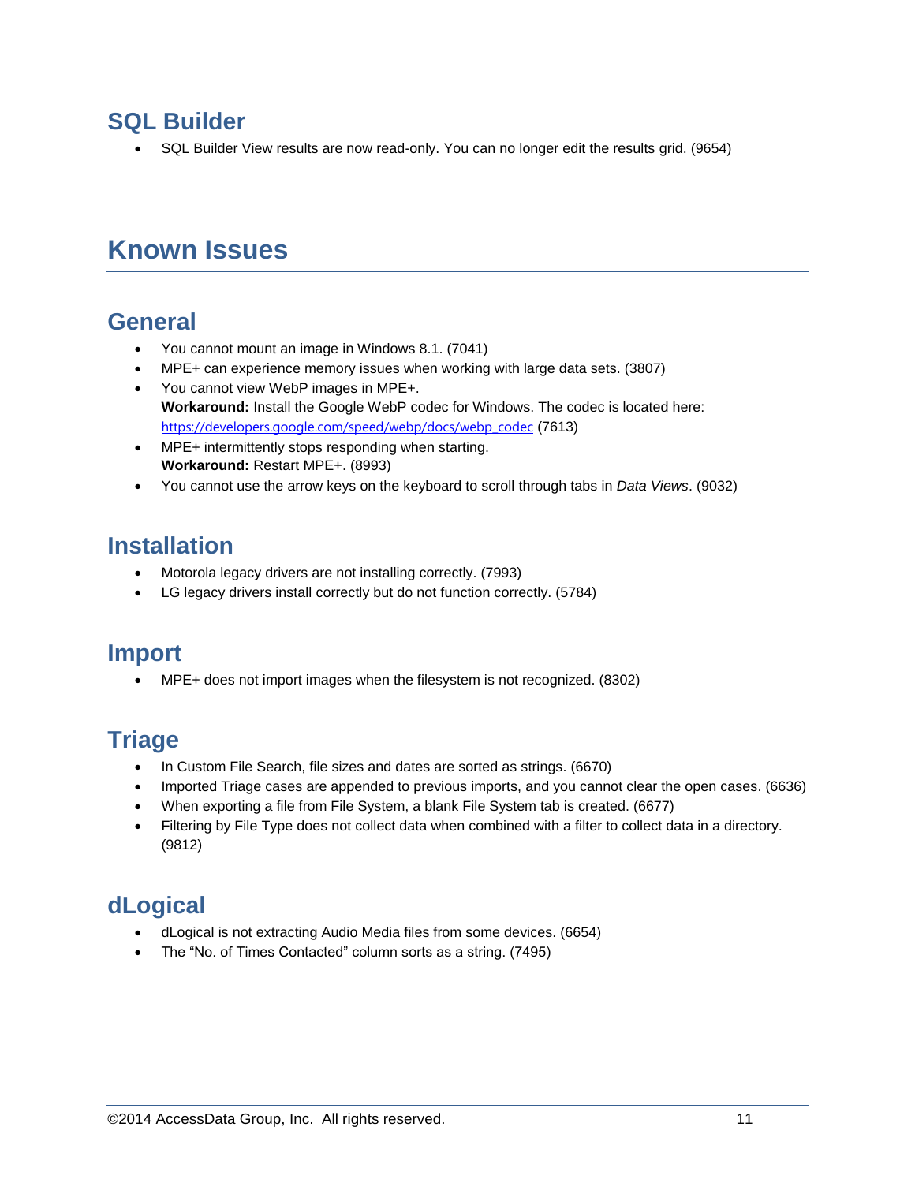## SQL Builder

- SQL Builder View results are now read-only. You can no longer edit the results grid. (9654)

# Known Issues

## General

- You cannot mount an image in Windows 8.1. (7041)
- MPE+ can experience memory issues when working with large data sets. (3807)
- You cannot view WebP images in MPE+.
  **Workaround:** Install the Google WebP codec for Windows. The codec is located here: https://developers.google.com/speed/webp/docs/webp_codec (7613)
- MPE+ intermittently stops responding when starting.
  **Workaround:** Restart MPE+. (8993)
- You cannot use the arrow keys on the keyboard to scroll through tabs in *Data Views*. (9032)

## Installation

- Motorola legacy drivers are not installing correctly. (7993)
- LG legacy drivers install correctly but do not function correctly. (5784)

## Import

- MPE+ does not import images when the filesystem is not recognized. (8302)

## Triage

- In Custom File Search, file sizes and dates are sorted as strings. (6670)
- Imported Triage cases are appended to previous imports, and you cannot clear the open cases. (6636)
- When exporting a file from File System, a blank File System tab is created. (6677)
- Filtering by File Type does not collect data when combined with a filter to collect data in a directory. (9812)

## dLogical

- dLogical is not extracting Audio Media files from some devices. (6654)
- The "No. of Times Contacted" column sorts as a string. (7495)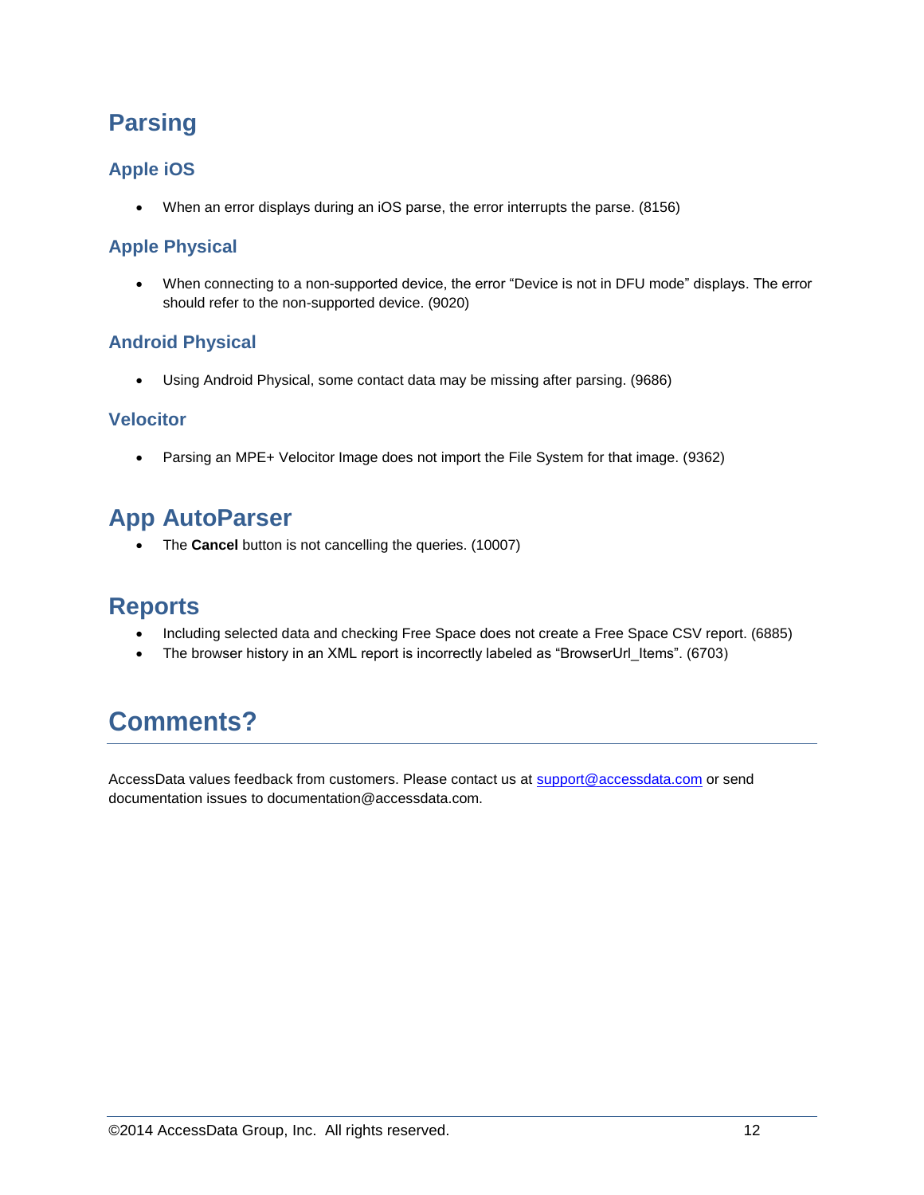# Parsing

## Apple iOS

- When an error displays during an iOS parse, the error interrupts the parse. (8156)

## Apple Physical

- When connecting to a non-supported device, the error “Device is not in DFU mode” displays. The error should refer to the non-supported device. (9020)

## Android Physical

- Using Android Physical, some contact data may be missing after parsing. (9686)

## Velocitor

- Parsing an MPE+ Velocitor Image does not import the File System for that image. (9362)

# App AutoParser

- The **Cancel** button is not cancelling the queries. (10007)

# Reports

- Including selected data and checking Free Space does not create a Free Space CSV report. (6885)
- The browser history in an XML report is incorrectly labeled as “BrowserUrl_Items”. (6703)

# Comments?

AccessData values feedback from customers. Please contact us at support@accessdata.com or send documentation issues to documentation@accessdata.com.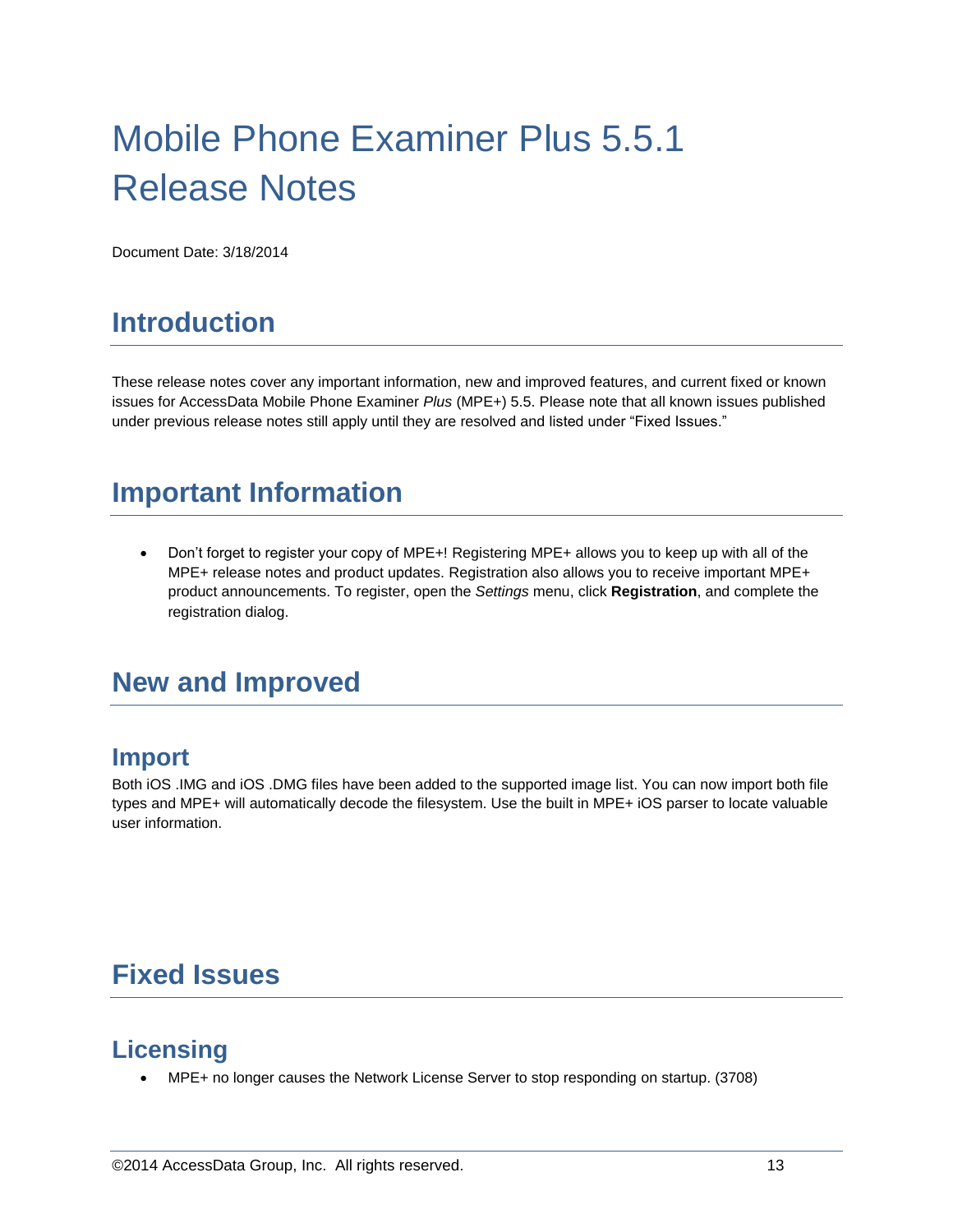# Mobile Phone Examiner Plus 5.5.1 Release Notes

Document Date: 3/18/2014

## Introduction

These release notes cover any important information, new and improved features, and current fixed or known issues for AccessData Mobile Phone Examiner *Plus* (MPE+) 5.5. Please note that all known issues published under previous release notes still apply until they are resolved and listed under "Fixed Issues."

## Important Information

- Don't forget to register your copy of MPE+! Registering MPE+ allows you to keep up with all of the MPE+ release notes and product updates. Registration also allows you to receive important MPE+ product announcements. To register, open the *Settings* menu, click **Registration**, and complete the registration dialog.

## New and Improved

### Import

Both iOS .IMG and iOS .DMG files have been added to the supported image list. You can now import both file types and MPE+ will automatically decode the filesystem. Use the built in MPE+ iOS parser to locate valuable user information.

## Fixed Issues

### Licensing

- MPE+ no longer causes the Network License Server to stop responding on startup. (3708)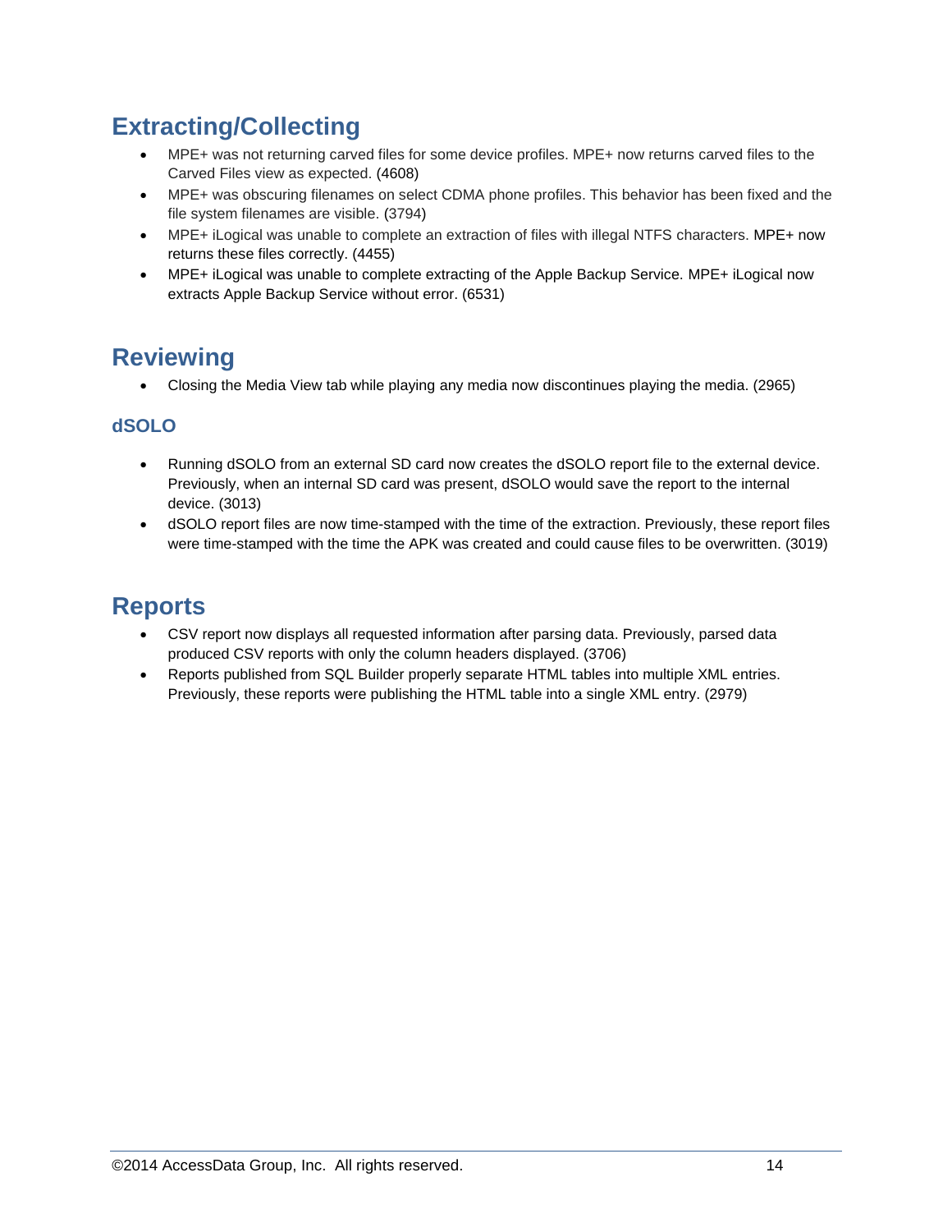## Extracting/Collecting

- MPE+ was not returning carved files for some device profiles. MPE+ now returns carved files to the Carved Files view as expected. (4608)
- MPE+ was obscuring filenames on select CDMA phone profiles. This behavior has been fixed and the file system filenames are visible. (3794)
- MPE+ iLogical was unable to complete an extraction of files with illegal NTFS characters. MPE+ now returns these files correctly. (4455)
- MPE+ iLogical was unable to complete extracting of the Apple Backup Service. MPE+ iLogical now extracts Apple Backup Service without error. (6531)

## Reviewing

- Closing the Media View tab while playing any media now discontinues playing the media. (2965)

### dSOLO

- Running dSOLO from an external SD card now creates the dSOLO report file to the external device. Previously, when an internal SD card was present, dSOLO would save the report to the internal device. (3013)
- dSOLO report files are now time-stamped with the time of the extraction. Previously, these report files were time-stamped with the time the APK was created and could cause files to be overwritten. (3019)

## Reports

- CSV report now displays all requested information after parsing data. Previously, parsed data produced CSV reports with only the column headers displayed. (3706)
- Reports published from SQL Builder properly separate HTML tables into multiple XML entries. Previously, these reports were publishing the HTML table into a single XML entry. (2979)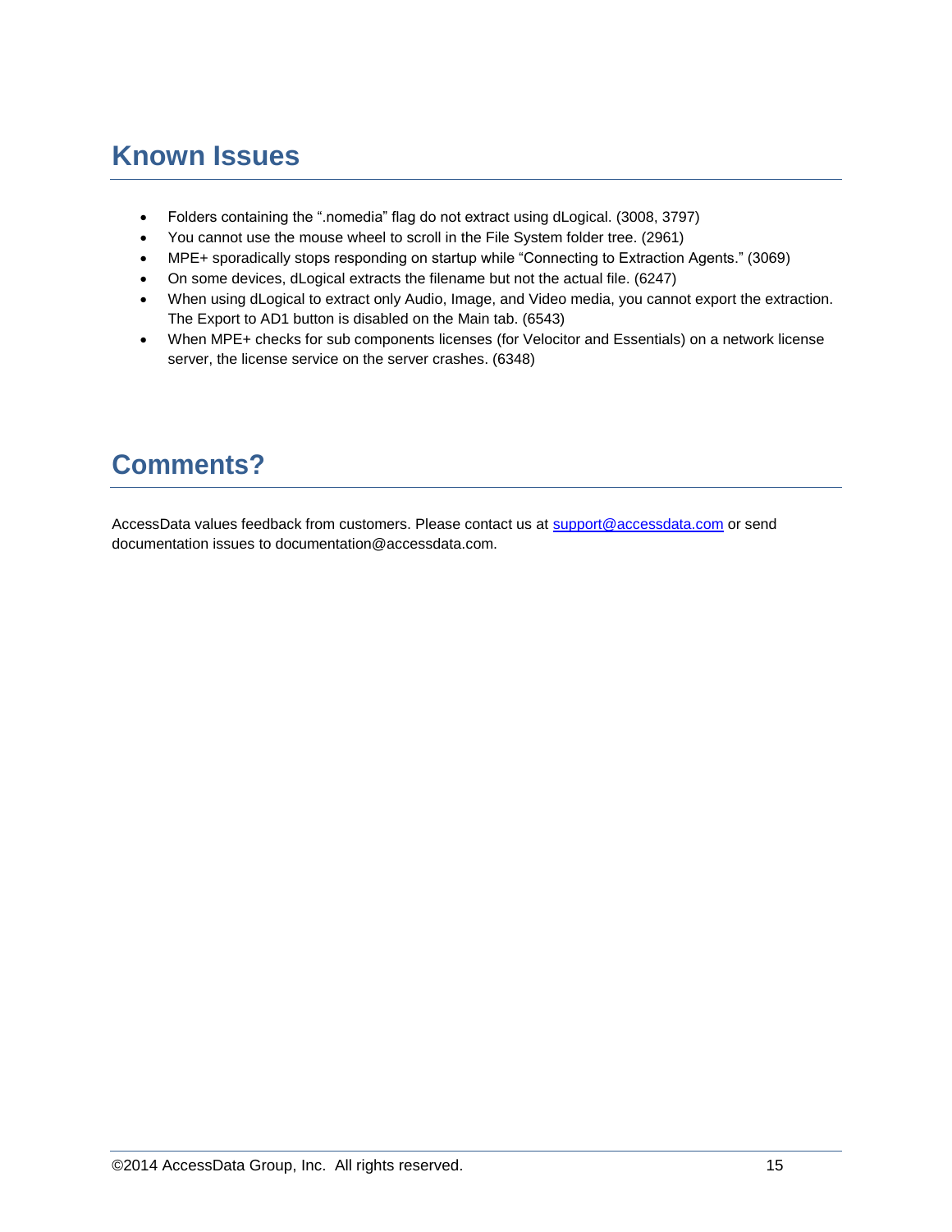# Known Issues

- Folders containing the ".nomedia" flag do not extract using dLogical. (3008, 3797)
- You cannot use the mouse wheel to scroll in the File System folder tree. (2961)
- MPE+ sporadically stops responding on startup while "Connecting to Extraction Agents." (3069)
- On some devices, dLogical extracts the filename but not the actual file. (6247)
- When using dLogical to extract only Audio, Image, and Video media, you cannot export the extraction. The Export to AD1 button is disabled on the Main tab. (6543)
- When MPE+ checks for sub components licenses (for Velocitor and Essentials) on a network license server, the license service on the server crashes. (6348)

# Comments?

AccessData values feedback from customers. Please contact us at support@accessdata.com or send documentation issues to documentation@accessdata.com.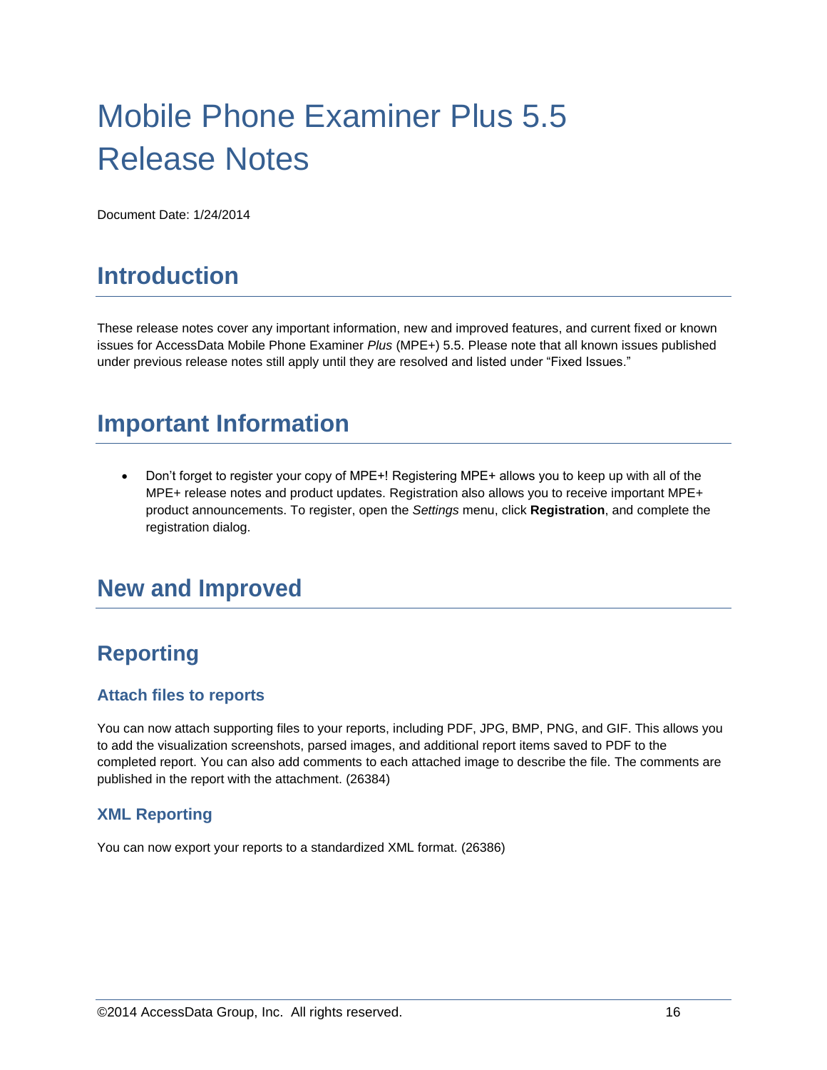# Mobile Phone Examiner Plus 5.5 Release Notes

Document Date: 1/24/2014

## Introduction

These release notes cover any important information, new and improved features, and current fixed or known issues for AccessData Mobile Phone Examiner *Plus* (MPE+) 5.5. Please note that all known issues published under previous release notes still apply until they are resolved and listed under "Fixed Issues."

## Important Information

- Don't forget to register your copy of MPE+! Registering MPE+ allows you to keep up with all of the MPE+ release notes and product updates. Registration also allows you to receive important MPE+ product announcements. To register, open the *Settings* menu, click **Registration**, and complete the registration dialog.

## New and Improved

### Reporting

#### Attach files to reports

You can now attach supporting files to your reports, including PDF, JPG, BMP, PNG, and GIF. This allows you to add the visualization screenshots, parsed images, and additional report items saved to PDF to the completed report. You can also add comments to each attached image to describe the file. The comments are published in the report with the attachment. (26384)

#### XML Reporting

You can now export your reports to a standardized XML format. (26386)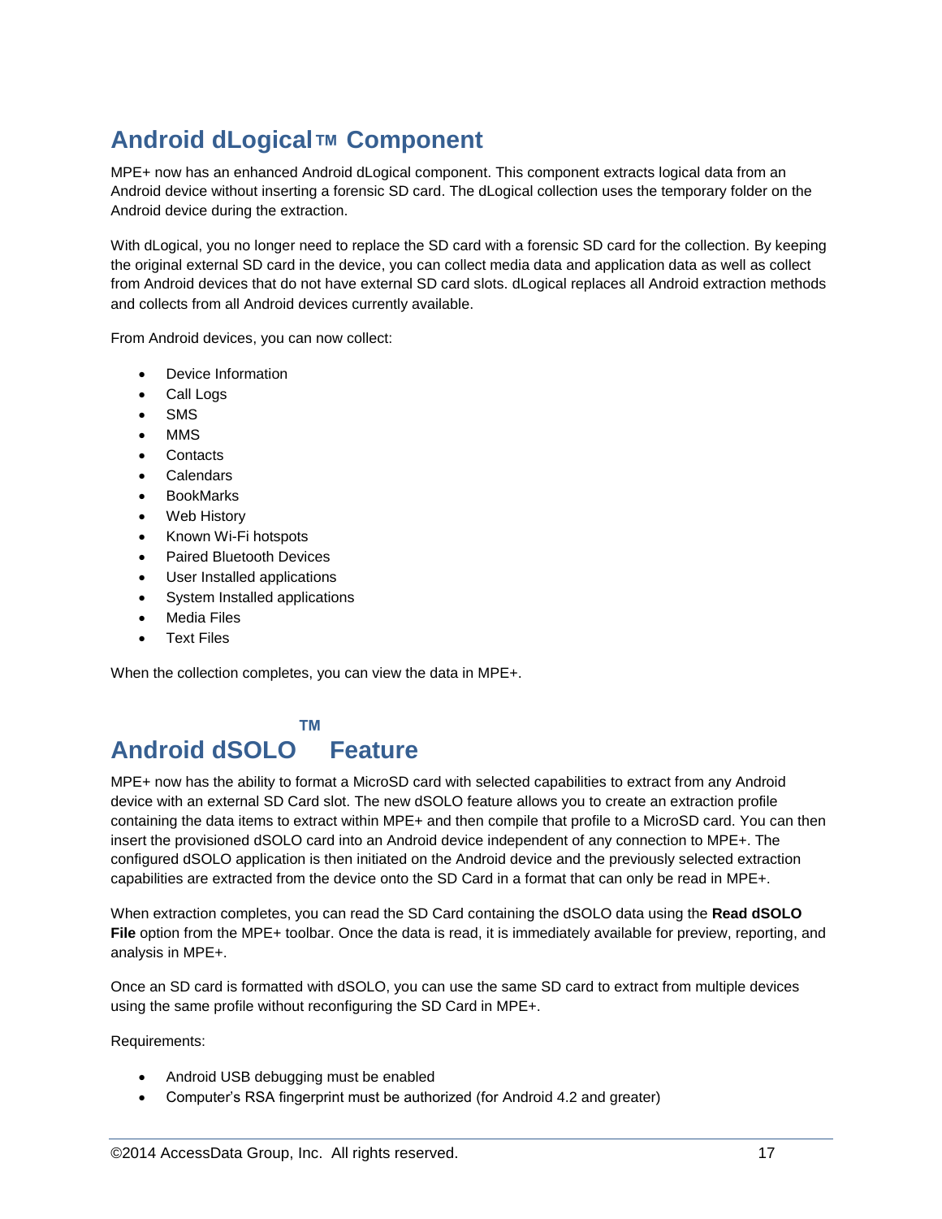# Android dLogical™ Component

MPE+ now has an enhanced Android dLogical component. This component extracts logical data from an Android device without inserting a forensic SD card. The dLogical collection uses the temporary folder on the Android device during the extraction.

With dLogical, you no longer need to replace the SD card with a forensic SD card for the collection. By keeping the original external SD card in the device, you can collect media data and application data as well as collect from Android devices that do not have external SD card slots. dLogical replaces all Android extraction methods and collects from all Android devices currently available.

From Android devices, you can now collect:

- Device Information
- Call Logs
- SMS
- MMS
- Contacts
- Calendars
- BookMarks
- Web History
- Known Wi-Fi hotspots
- Paired Bluetooth Devices
- User Installed applications
- System Installed applications
- Media Files
- Text Files

When the collection completes, you can view the data in MPE+.

# Android dSOLO™ Feature

MPE+ now has the ability to format a MicroSD card with selected capabilities to extract from any Android device with an external SD Card slot. The new dSOLO feature allows you to create an extraction profile containing the data items to extract within MPE+ and then compile that profile to a MicroSD card. You can then insert the provisioned dSOLO card into an Android device independent of any connection to MPE+. The configured dSOLO application is then initiated on the Android device and the previously selected extraction capabilities are extracted from the device onto the SD Card in a format that can only be read in MPE+.

When extraction completes, you can read the SD Card containing the dSOLO data using the **Read dSOLO File** option from the MPE+ toolbar. Once the data is read, it is immediately available for preview, reporting, and analysis in MPE+.

Once an SD card is formatted with dSOLO, you can use the same SD card to extract from multiple devices using the same profile without reconfiguring the SD Card in MPE+.

Requirements:

- Android USB debugging must be enabled
- Computer's RSA fingerprint must be authorized (for Android 4.2 and greater)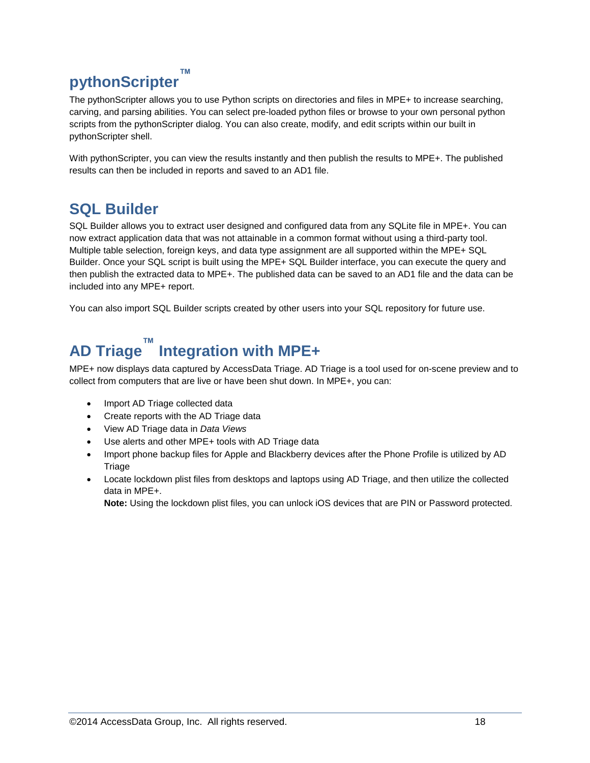# pythonScripter™

The pythonScripter allows you to use Python scripts on directories and files in MPE+ to increase searching, carving, and parsing abilities. You can select pre-loaded python files or browse to your own personal python scripts from the pythonScripter dialog. You can also create, modify, and edit scripts within our built in pythonScripter shell.

With pythonScripter, you can view the results instantly and then publish the results to MPE+. The published results can then be included in reports and saved to an AD1 file.

# SQL Builder

SQL Builder allows you to extract user designed and configured data from any SQLite file in MPE+. You can now extract application data that was not attainable in a common format without using a third-party tool. Multiple table selection, foreign keys, and data type assignment are all supported within the MPE+ SQL Builder. Once your SQL script is built using the MPE+ SQL Builder interface, you can execute the query and then publish the extracted data to MPE+. The published data can be saved to an AD1 file and the data can be included into any MPE+ report.

You can also import SQL Builder scripts created by other users into your SQL repository for future use.

# AD Triage™ Integration with MPE+

MPE+ now displays data captured by AccessData Triage. AD Triage is a tool used for on-scene preview and to collect from computers that are live or have been shut down. In MPE+, you can:

- Import AD Triage collected data
- Create reports with the AD Triage data
- View AD Triage data in *Data Views*
- Use alerts and other MPE+ tools with AD Triage data
- Import phone backup files for Apple and Blackberry devices after the Phone Profile is utilized by AD Triage
- Locate lockdown plist files from desktops and laptops using AD Triage, and then utilize the collected data in MPE+.
  **Note:** Using the lockdown plist files, you can unlock iOS devices that are PIN or Password protected.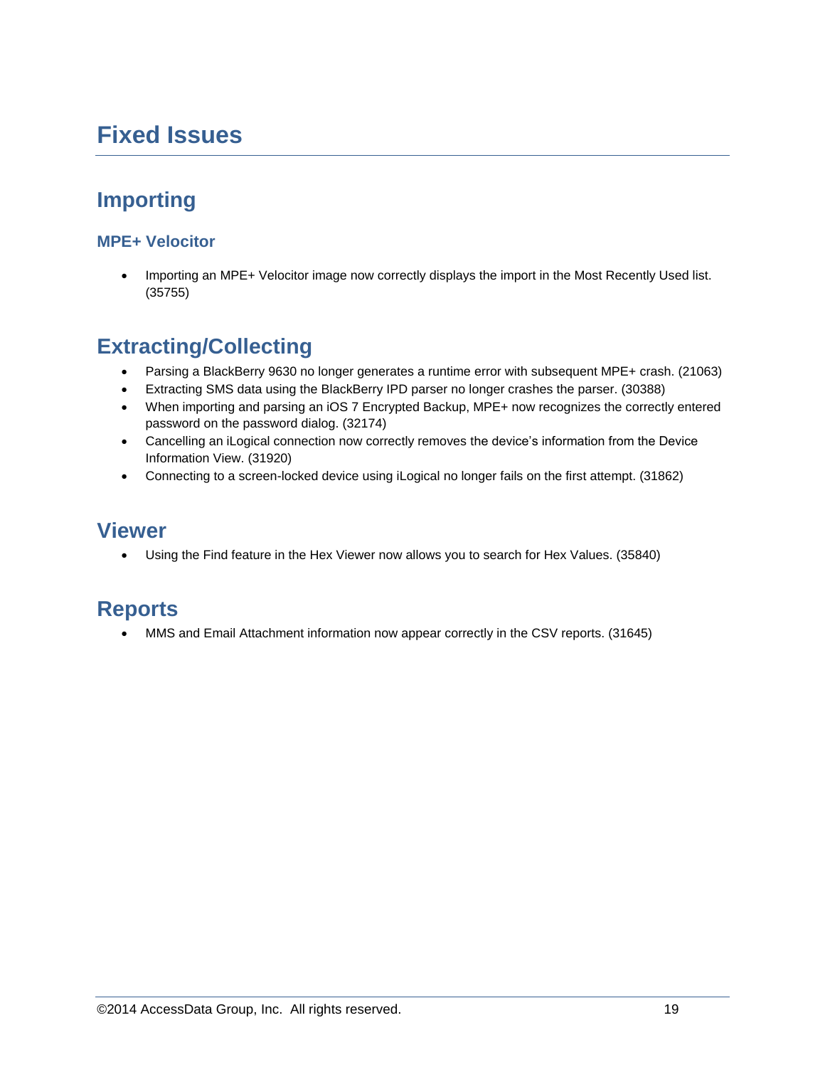# Fixed Issues

## Importing

### MPE+ Velocitor

- Importing an MPE+ Velocitor image now correctly displays the import in the Most Recently Used list. (35755)

## Extracting/Collecting

- Parsing a BlackBerry 9630 no longer generates a runtime error with subsequent MPE+ crash. (21063)
- Extracting SMS data using the BlackBerry IPD parser no longer crashes the parser. (30388)
- When importing and parsing an iOS 7 Encrypted Backup, MPE+ now recognizes the correctly entered password on the password dialog. (32174)
- Cancelling an iLogical connection now correctly removes the device's information from the Device Information View. (31920)
- Connecting to a screen-locked device using iLogical no longer fails on the first attempt. (31862)

## Viewer

- Using the Find feature in the Hex Viewer now allows you to search for Hex Values. (35840)

## Reports

- MMS and Email Attachment information now appear correctly in the CSV reports. (31645)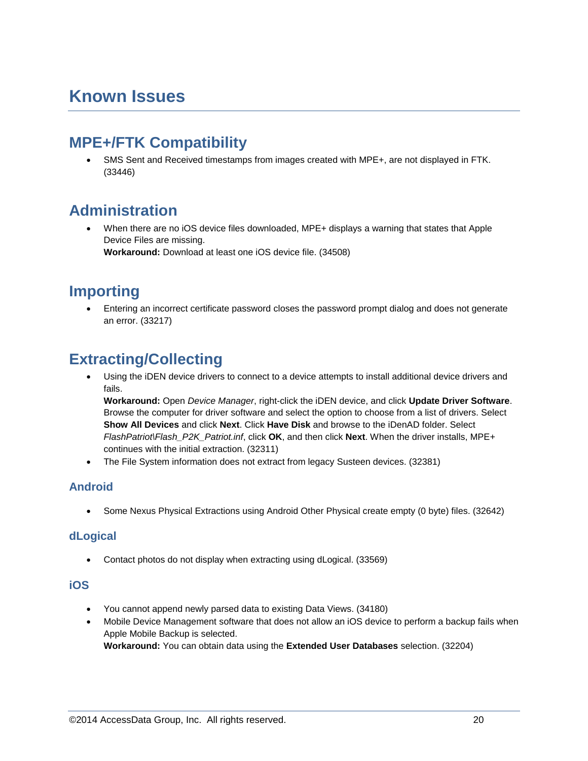# Known Issues

## MPE+/FTK Compatibility

- SMS Sent and Received timestamps from images created with MPE+, are not displayed in FTK. (33446)

## Administration

- When there are no iOS device files downloaded, MPE+ displays a warning that states that Apple Device Files are missing.
  **Workaround:** Download at least one iOS device file. (34508)

## Importing

- Entering an incorrect certificate password closes the password prompt dialog and does not generate an error. (33217)

## Extracting/Collecting

- Using the iDEN device drivers to connect to a device attempts to install additional device drivers and fails.
  **Workaround:** Open *Device Manager*, right-click the iDEN device, and click **Update Driver Software**. Browse the computer for driver software and select the option to choose from a list of drivers. Select **Show All Devices** and click **Next**. Click **Have Disk** and browse to the iDenAD folder. Select *FlashPatriot\Flash_P2K_Patriot.inf*, click **OK**, and then click **Next**. When the driver installs, MPE+ continues with the initial extraction. (32311)
- The File System information does not extract from legacy Susteen devices. (32381)

### Android

- Some Nexus Physical Extractions using Android Other Physical create empty (0 byte) files. (32642)

### dLogical

- Contact photos do not display when extracting using dLogical. (33569)

### iOS

- You cannot append newly parsed data to existing Data Views. (34180)
- Mobile Device Management software that does not allow an iOS device to perform a backup fails when Apple Mobile Backup is selected.
  **Workaround:** You can obtain data using the **Extended User Databases** selection. (32204)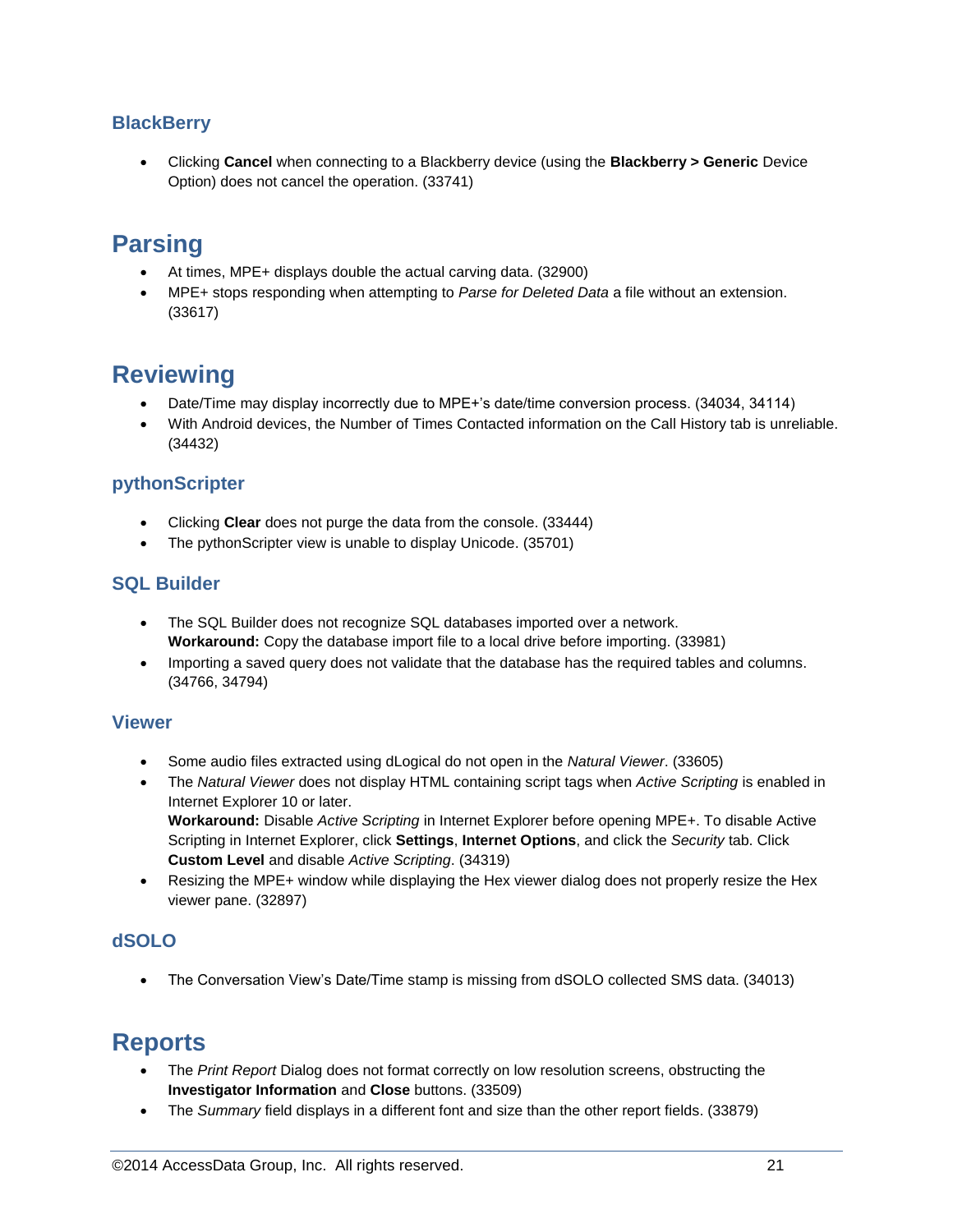### BlackBerry

- Clicking **Cancel** when connecting to a Blackberry device (using the **Blackberry > Generic** Device Option) does not cancel the operation. (33741)

## Parsing

- At times, MPE+ displays double the actual carving data. (32900)
- MPE+ stops responding when attempting to *Parse for Deleted Data* a file without an extension. (33617)

## Reviewing

- Date/Time may display incorrectly due to MPE+'s date/time conversion process. (34034, 34114)
- With Android devices, the Number of Times Contacted information on the Call History tab is unreliable. (34432)

### pythonScripter

- Clicking **Clear** does not purge the data from the console. (33444)
- The pythonScripter view is unable to display Unicode. (35701)

### SQL Builder

- The SQL Builder does not recognize SQL databases imported over a network.
  **Workaround:** Copy the database import file to a local drive before importing. (33981)
- Importing a saved query does not validate that the database has the required tables and columns. (34766, 34794)

### Viewer

- Some audio files extracted using dLogical do not open in the *Natural Viewer*. (33605)
- The *Natural Viewer* does not display HTML containing script tags when *Active Scripting* is enabled in Internet Explorer 10 or later.
  **Workaround:** Disable *Active Scripting* in Internet Explorer before opening MPE+. To disable Active Scripting in Internet Explorer, click **Settings**, **Internet Options**, and click the *Security* tab. Click **Custom Level** and disable *Active Scripting*. (34319)
- Resizing the MPE+ window while displaying the Hex viewer dialog does not properly resize the Hex viewer pane. (32897)

### dSOLO

- The Conversation View's Date/Time stamp is missing from dSOLO collected SMS data. (34013)

## Reports

- The *Print Report* Dialog does not format correctly on low resolution screens, obstructing the **Investigator Information** and **Close** buttons. (33509)
- The *Summary* field displays in a different font and size than the other report fields. (33879)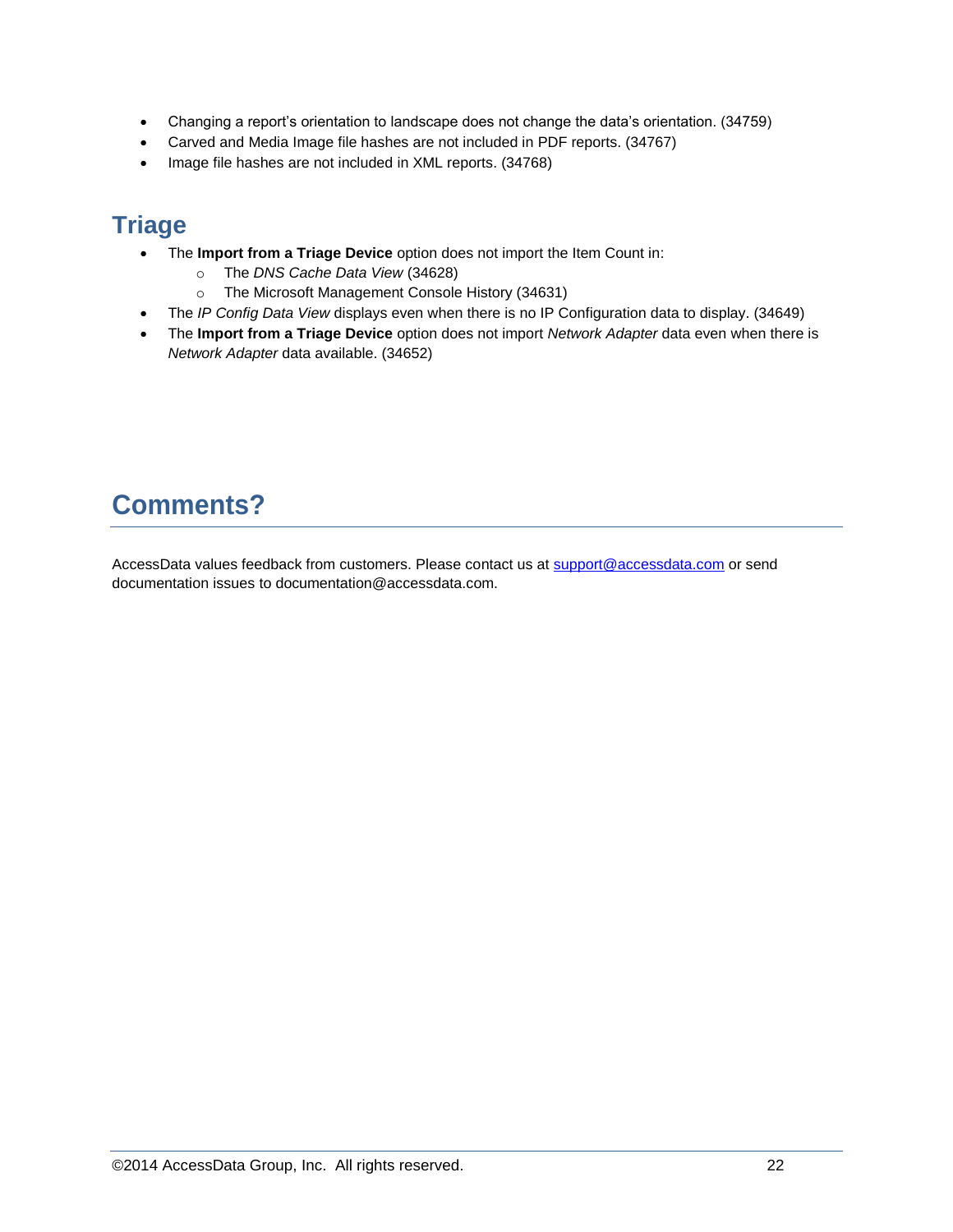- Changing a report's orientation to landscape does not change the data's orientation. (34759)
- Carved and Media Image file hashes are not included in PDF reports. (34767)
- Image file hashes are not included in XML reports. (34768)

## Triage

- The **Import from a Triage Device** option does not import the Item Count in:
  - The *DNS Cache Data View* (34628)
  - The Microsoft Management Console History (34631)
- The *IP Config Data View* displays even when there is no IP Configuration data to display. (34649)
- The **Import from a Triage Device** option does not import *Network Adapter* data even when there is *Network Adapter* data available. (34652)

# Comments?

AccessData values feedback from customers. Please contact us at support@accessdata.com or send documentation issues to documentation@accessdata.com.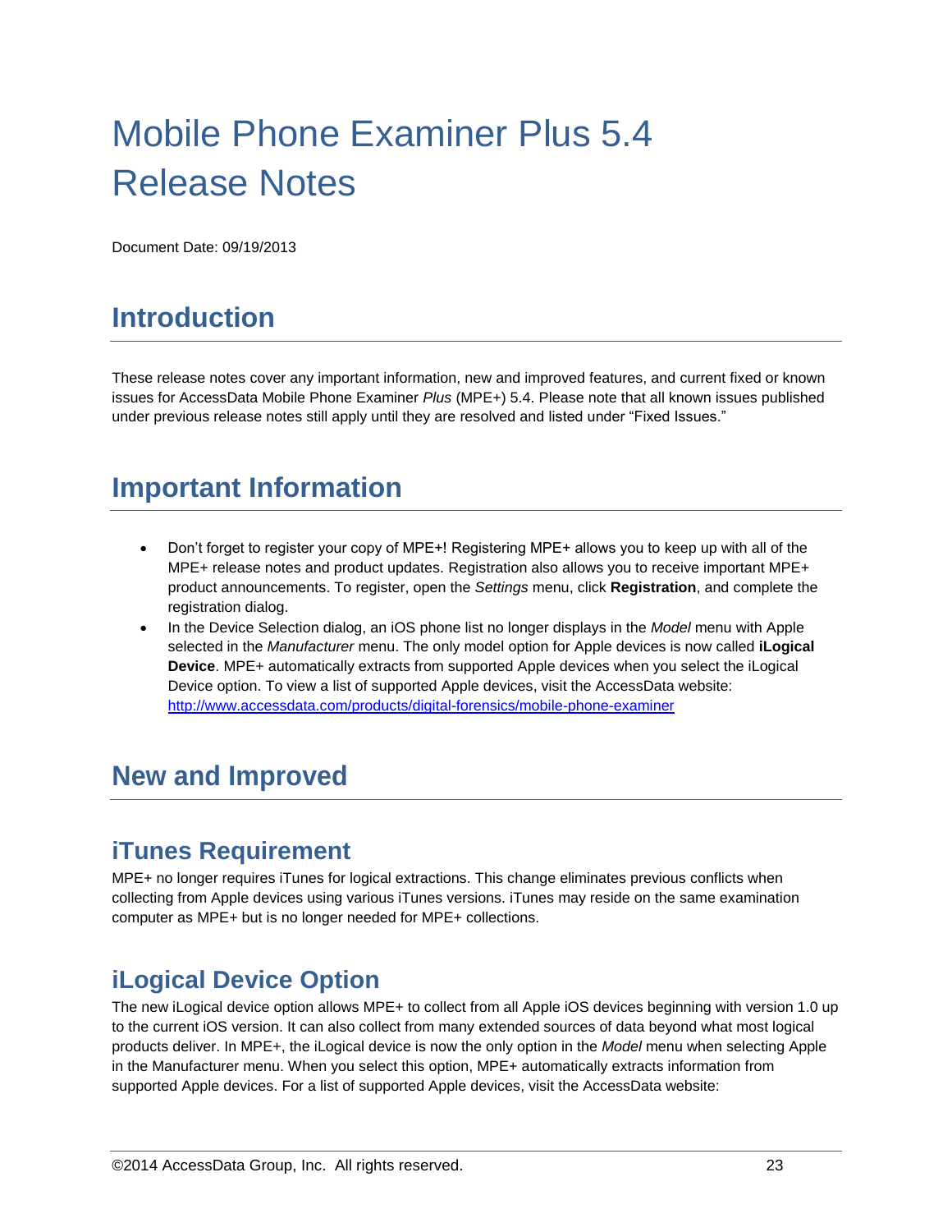# Mobile Phone Examiner Plus 5.4 Release Notes

Document Date: 09/19/2013

## Introduction

These release notes cover any important information, new and improved features, and current fixed or known issues for AccessData Mobile Phone Examiner *Plus* (MPE+) 5.4. Please note that all known issues published under previous release notes still apply until they are resolved and listed under "Fixed Issues."

## Important Information

- Don't forget to register your copy of MPE+! Registering MPE+ allows you to keep up with all of the MPE+ release notes and product updates. Registration also allows you to receive important MPE+ product announcements. To register, open the *Settings* menu, click **Registration**, and complete the registration dialog.
- In the Device Selection dialog, an iOS phone list no longer displays in the *Model* menu with Apple selected in the *Manufacturer* menu. The only model option for Apple devices is now called **iLogical Device**. MPE+ automatically extracts from supported Apple devices when you select the iLogical Device option. To view a list of supported Apple devices, visit the AccessData website: http://www.accessdata.com/products/digital-forensics/mobile-phone-examiner

## New and Improved

### iTunes Requirement

MPE+ no longer requires iTunes for logical extractions. This change eliminates previous conflicts when collecting from Apple devices using various iTunes versions. iTunes may reside on the same examination computer as MPE+ but is no longer needed for MPE+ collections.

### iLogical Device Option

The new iLogical device option allows MPE+ to collect from all Apple iOS devices beginning with version 1.0 up to the current iOS version. It can also collect from many extended sources of data beyond what most logical products deliver. In MPE+, the iLogical device is now the only option in the *Model* menu when selecting Apple in the Manufacturer menu. When you select this option, MPE+ automatically extracts information from supported Apple devices. For a list of supported Apple devices, visit the AccessData website: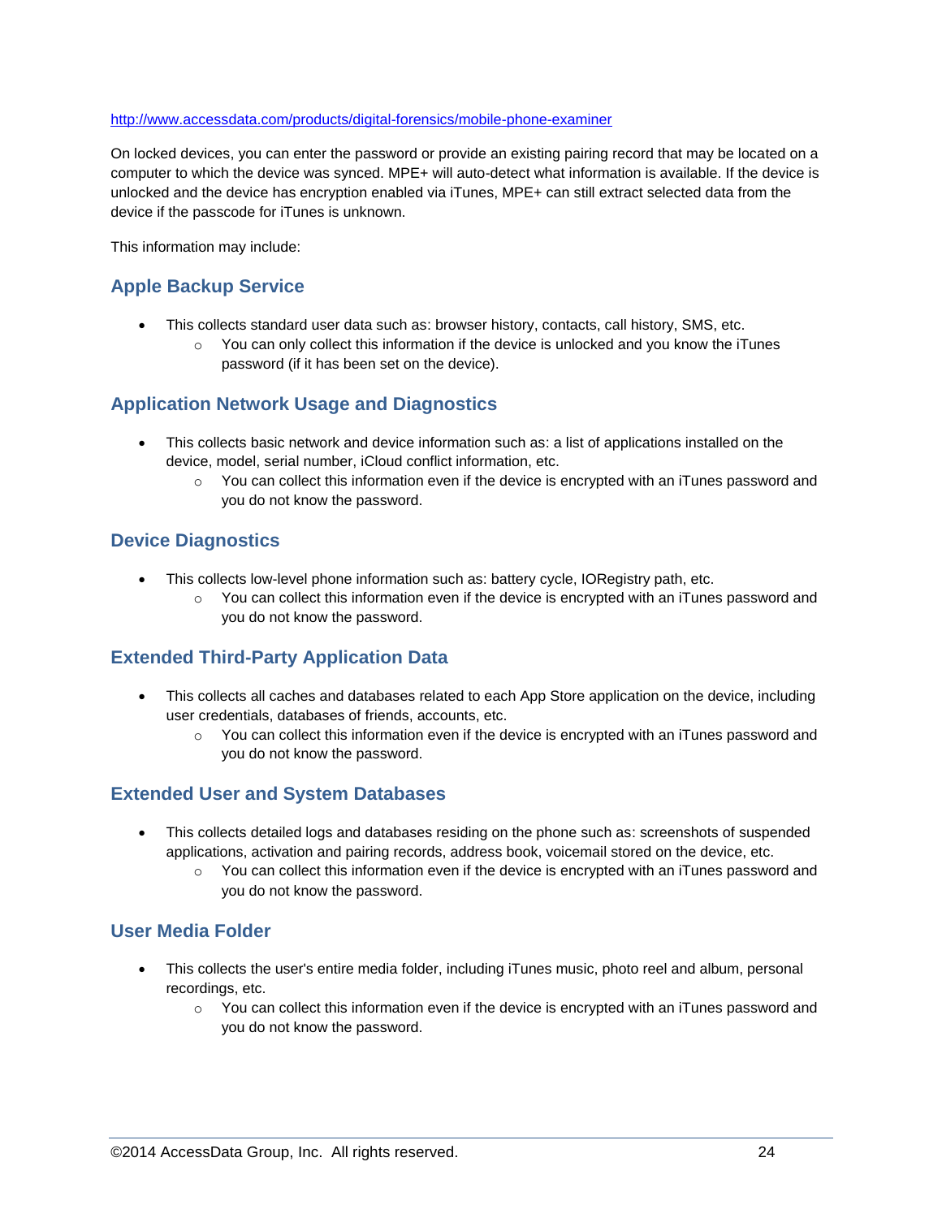http://www.accessdata.com/products/digital-forensics/mobile-phone-examiner

On locked devices, you can enter the password or provide an existing pairing record that may be located on a computer to which the device was synced. MPE+ will auto-detect what information is available. If the device is unlocked and the device has encryption enabled via iTunes, MPE+ can still extract selected data from the device if the passcode for iTunes is unknown.

This information may include:

## Apple Backup Service

- This collects standard user data such as: browser history, contacts, call history, SMS, etc.
  - You can only collect this information if the device is unlocked and you know the iTunes password (if it has been set on the device).

## Application Network Usage and Diagnostics

- This collects basic network and device information such as: a list of applications installed on the device, model, serial number, iCloud conflict information, etc.
  - You can collect this information even if the device is encrypted with an iTunes password and you do not know the password.

## Device Diagnostics

- This collects low-level phone information such as: battery cycle, IORegistry path, etc.
  - You can collect this information even if the device is encrypted with an iTunes password and you do not know the password.

## Extended Third-Party Application Data

- This collects all caches and databases related to each App Store application on the device, including user credentials, databases of friends, accounts, etc.
  - You can collect this information even if the device is encrypted with an iTunes password and you do not know the password.

## Extended User and System Databases

- This collects detailed logs and databases residing on the phone such as: screenshots of suspended applications, activation and pairing records, address book, voicemail stored on the device, etc.
  - You can collect this information even if the device is encrypted with an iTunes password and you do not know the password.

## User Media Folder

- This collects the user's entire media folder, including iTunes music, photo reel and album, personal recordings, etc.
  - You can collect this information even if the device is encrypted with an iTunes password and you do not know the password.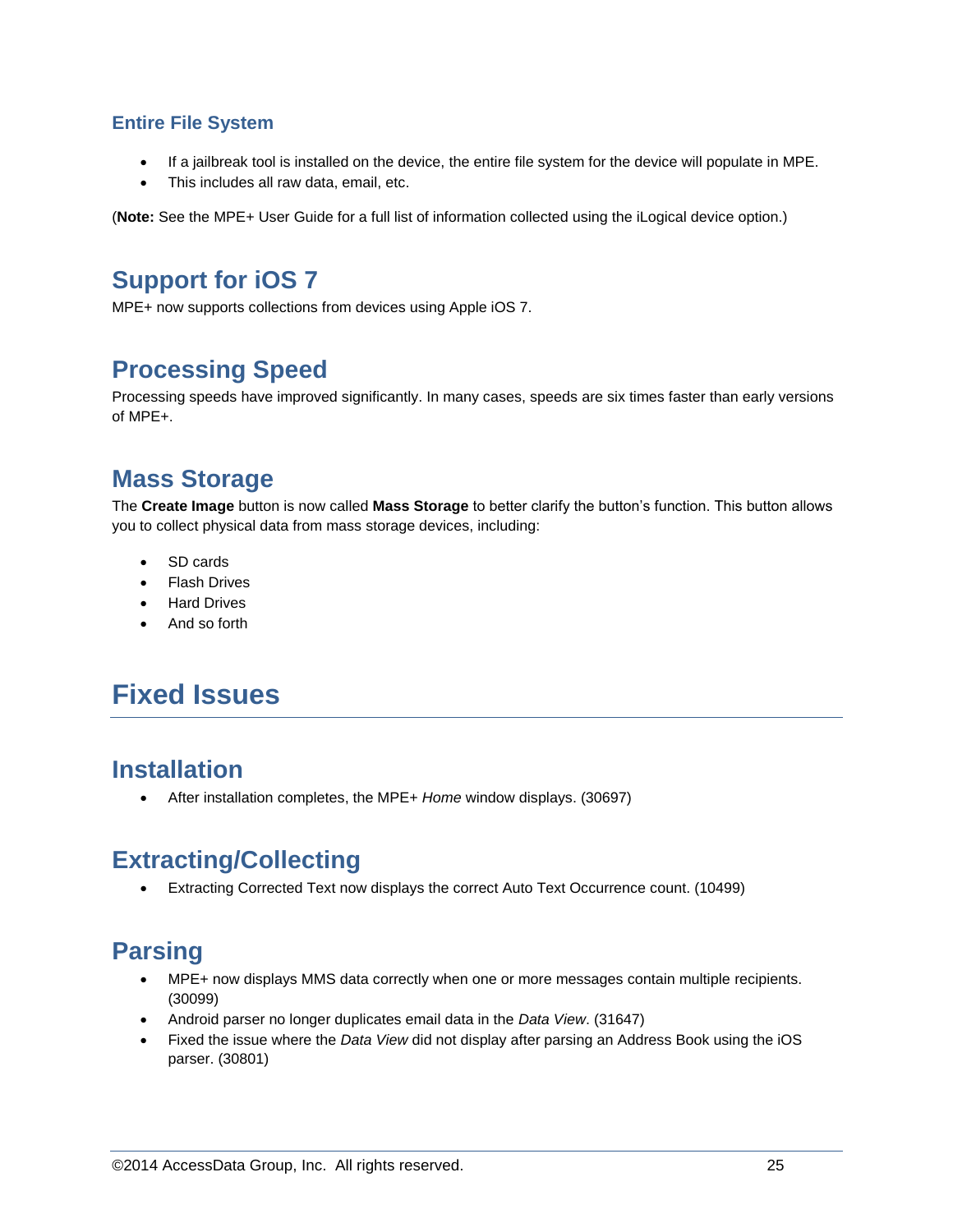### Entire File System

- If a jailbreak tool is installed on the device, the entire file system for the device will populate in MPE.
- This includes all raw data, email, etc.

(**Note:** See the MPE+ User Guide for a full list of information collected using the iLogical device option.)

## Support for iOS 7

MPE+ now supports collections from devices using Apple iOS 7.

## Processing Speed

Processing speeds have improved significantly. In many cases, speeds are six times faster than early versions of MPE+.

## Mass Storage

The **Create Image** button is now called **Mass Storage** to better clarify the button's function. This button allows you to collect physical data from mass storage devices, including:

- SD cards
- Flash Drives
- Hard Drives
- And so forth

# Fixed Issues

## Installation

- After installation completes, the MPE+ *Home* window displays. (30697)

## Extracting/Collecting

- Extracting Corrected Text now displays the correct Auto Text Occurrence count. (10499)

## Parsing

- MPE+ now displays MMS data correctly when one or more messages contain multiple recipients. (30099)
- Android parser no longer duplicates email data in the *Data View*. (31647)
- Fixed the issue where the *Data View* did not display after parsing an Address Book using the iOS parser. (30801)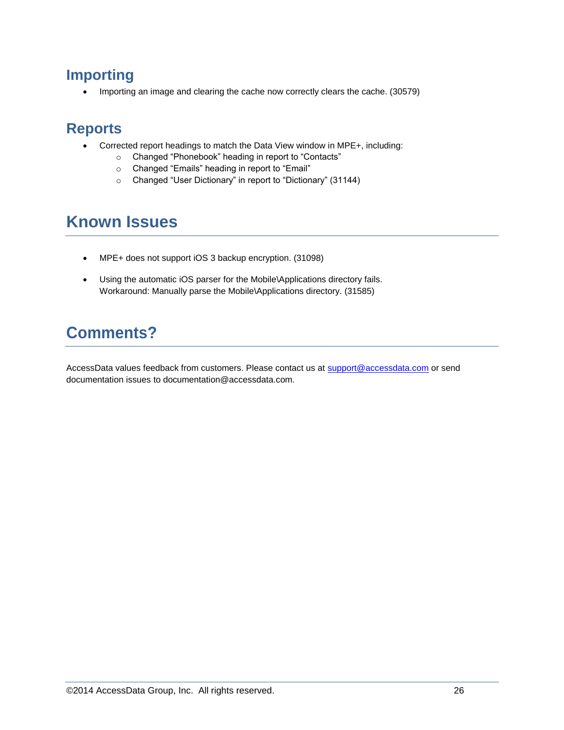### Importing

- Importing an image and clearing the cache now correctly clears the cache. (30579)

### Reports

- Corrected report headings to match the Data View window in MPE+, including:
    - Changed “Phonebook” heading in report to “Contacts”
    - Changed “Emails” heading in report to “Email”
    - Changed “User Dictionary” in report to “Dictionary” (31144)

## Known Issues

- MPE+ does not support iOS 3 backup encryption. (31098)
- Using the automatic iOS parser for the Mobile\Applications directory fails.
  Workaround: Manually parse the Mobile\Applications directory. (31585)

## Comments?

AccessData values feedback from customers. Please contact us at support@accessdata.com or send documentation issues to documentation@accessdata.com.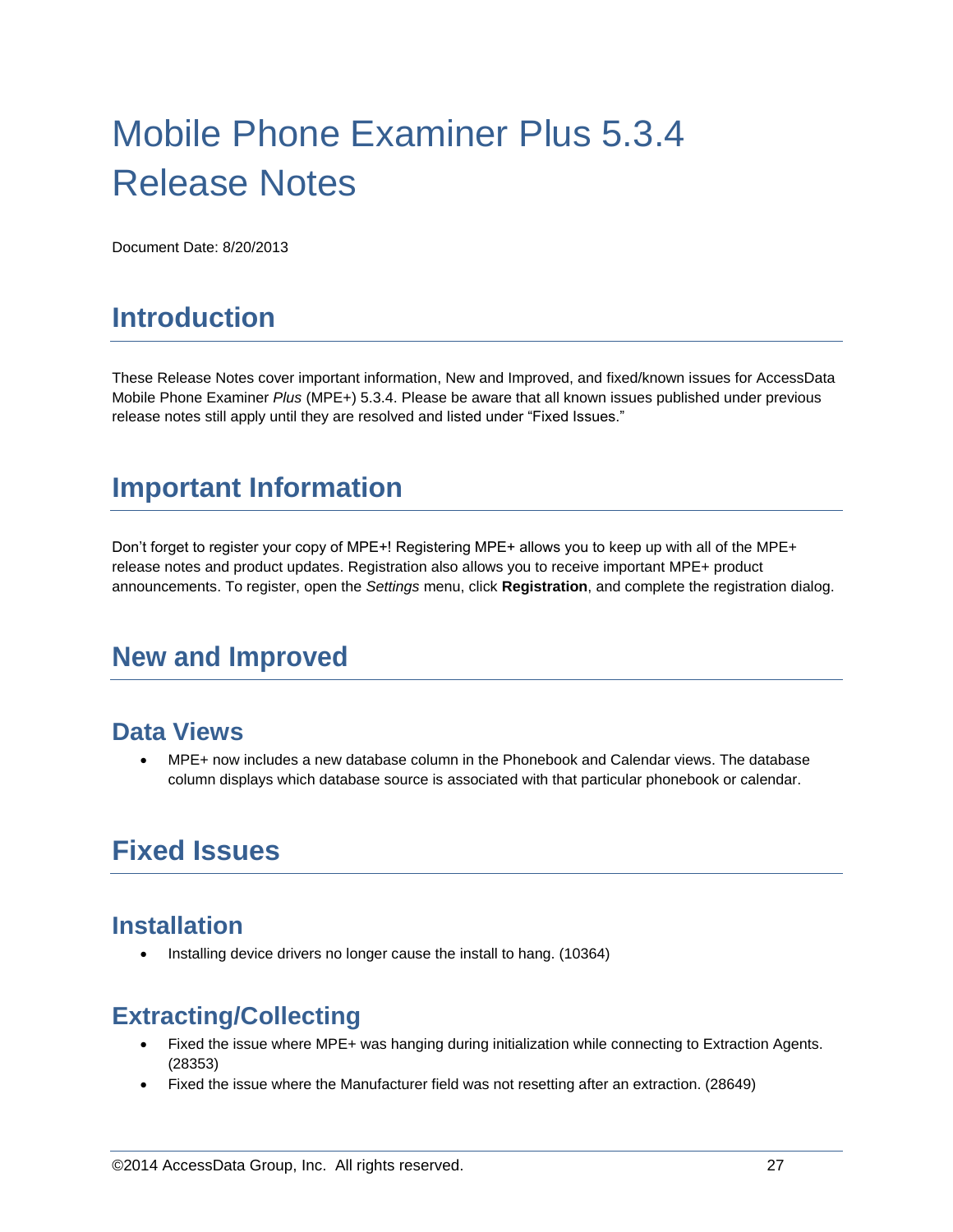# Mobile Phone Examiner Plus 5.3.4 Release Notes

Document Date: 8/20/2013

## Introduction

These Release Notes cover important information, New and Improved, and fixed/known issues for AccessData Mobile Phone Examiner *Plus* (MPE+) 5.3.4. Please be aware that all known issues published under previous release notes still apply until they are resolved and listed under “Fixed Issues.”

## Important Information

Don’t forget to register your copy of MPE+! Registering MPE+ allows you to keep up with all of the MPE+ release notes and product updates. Registration also allows you to receive important MPE+ product announcements. To register, open the *Settings* menu, click **Registration**, and complete the registration dialog.

## New and Improved

### Data Views

- MPE+ now includes a new database column in the Phonebook and Calendar views. The database column displays which database source is associated with that particular phonebook or calendar.

## Fixed Issues

### Installation

- Installing device drivers no longer cause the install to hang. (10364)

### Extracting/Collecting

- Fixed the issue where MPE+ was hanging during initialization while connecting to Extraction Agents. (28353)
- Fixed the issue where the Manufacturer field was not resetting after an extraction. (28649)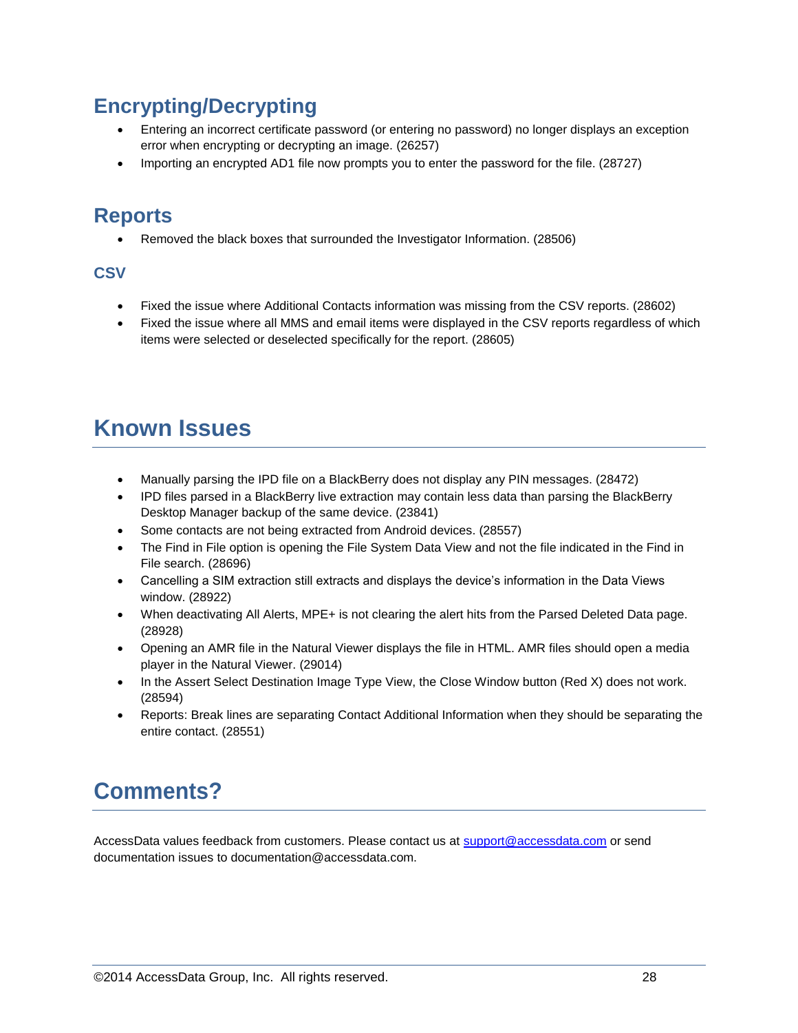## Encrypting/Decrypting

- Entering an incorrect certificate password (or entering no password) no longer displays an exception error when encrypting or decrypting an image. (26257)
- Importing an encrypted AD1 file now prompts you to enter the password for the file. (28727)

## Reports

- Removed the black boxes that surrounded the Investigator Information. (28506)

### CSV

- Fixed the issue where Additional Contacts information was missing from the CSV reports. (28602)
- Fixed the issue where all MMS and email items were displayed in the CSV reports regardless of which items were selected or deselected specifically for the report. (28605)

# Known Issues

- Manually parsing the IPD file on a BlackBerry does not display any PIN messages. (28472)
- IPD files parsed in a BlackBerry live extraction may contain less data than parsing the BlackBerry Desktop Manager backup of the same device. (23841)
- Some contacts are not being extracted from Android devices. (28557)
- The Find in File option is opening the File System Data View and not the file indicated in the Find in File search. (28696)
- Cancelling a SIM extraction still extracts and displays the device's information in the Data Views window. (28922)
- When deactivating All Alerts, MPE+ is not clearing the alert hits from the Parsed Deleted Data page. (28928)
- Opening an AMR file in the Natural Viewer displays the file in HTML. AMR files should open a media player in the Natural Viewer. (29014)
- In the Assert Select Destination Image Type View, the Close Window button (Red X) does not work. (28594)
- Reports: Break lines are separating Contact Additional Information when they should be separating the entire contact. (28551)

# Comments?

AccessData values feedback from customers. Please contact us at support@accessdata.com or send documentation issues to documentation@accessdata.com.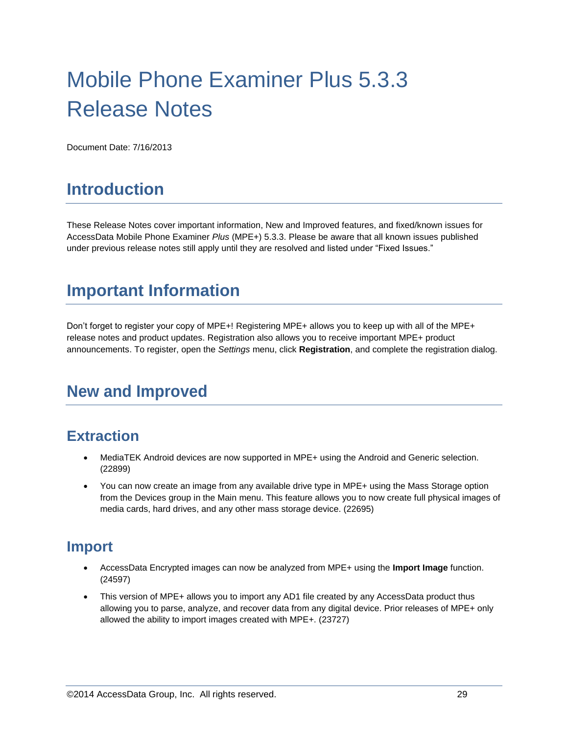# Mobile Phone Examiner Plus 5.3.3 Release Notes

Document Date: 7/16/2013

## Introduction

These Release Notes cover important information, New and Improved features, and fixed/known issues for AccessData Mobile Phone Examiner *Plus* (MPE+) 5.3.3. Please be aware that all known issues published under previous release notes still apply until they are resolved and listed under "Fixed Issues."

## Important Information

Don't forget to register your copy of MPE+! Registering MPE+ allows you to keep up with all of the MPE+ release notes and product updates. Registration also allows you to receive important MPE+ product announcements. To register, open the *Settings* menu, click **Registration**, and complete the registration dialog.

## New and Improved

### Extraction

- MediaTEK Android devices are now supported in MPE+ using the Android and Generic selection. (22899)
- You can now create an image from any available drive type in MPE+ using the Mass Storage option from the Devices group in the Main menu. This feature allows you to now create full physical images of media cards, hard drives, and any other mass storage device. (22695)

### Import

- AccessData Encrypted images can now be analyzed from MPE+ using the **Import Image** function. (24597)
- This version of MPE+ allows you to import any AD1 file created by any AccessData product thus allowing you to parse, analyze, and recover data from any digital device. Prior releases of MPE+ only allowed the ability to import images created with MPE+. (23727)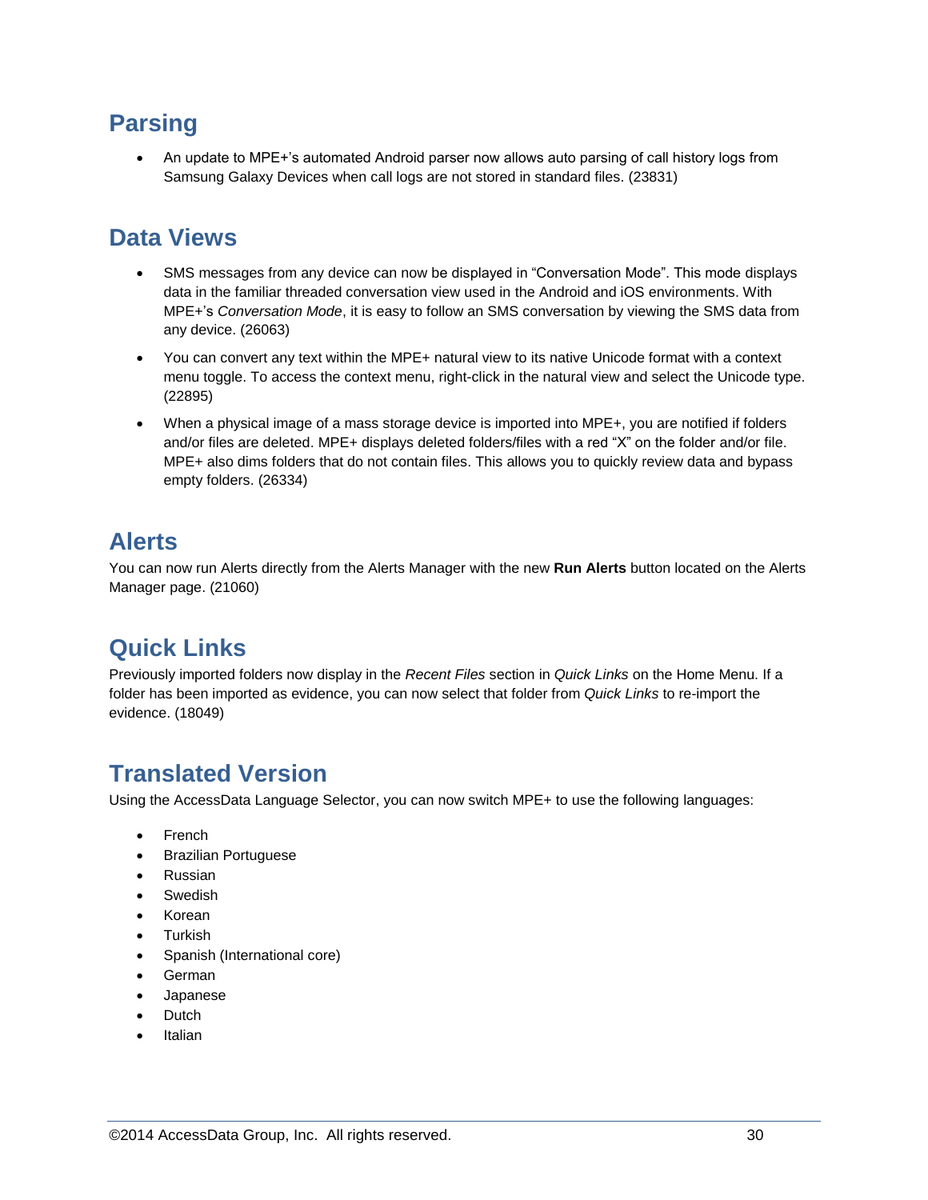## Parsing

- An update to MPE+'s automated Android parser now allows auto parsing of call history logs from Samsung Galaxy Devices when call logs are not stored in standard files. (23831)

## Data Views

- SMS messages from any device can now be displayed in "Conversation Mode". This mode displays data in the familiar threaded conversation view used in the Android and iOS environments. With MPE+'s *Conversation Mode*, it is easy to follow an SMS conversation by viewing the SMS data from any device. (26063)
- You can convert any text within the MPE+ natural view to its native Unicode format with a context menu toggle. To access the context menu, right-click in the natural view and select the Unicode type. (22895)
- When a physical image of a mass storage device is imported into MPE+, you are notified if folders and/or files are deleted. MPE+ displays deleted folders/files with a red "X" on the folder and/or file. MPE+ also dims folders that do not contain files. This allows you to quickly review data and bypass empty folders. (26334)

## Alerts

You can now run Alerts directly from the Alerts Manager with the new **Run Alerts** button located on the Alerts Manager page. (21060)

## Quick Links

Previously imported folders now display in the *Recent Files* section in *Quick Links* on the Home Menu. If a folder has been imported as evidence, you can now select that folder from *Quick Links* to re-import the evidence. (18049)

## Translated Version

Using the AccessData Language Selector, you can now switch MPE+ to use the following languages:

- French
- Brazilian Portuguese
- Russian
- Swedish
- Korean
- Turkish
- Spanish (International core)
- German
- Japanese
- Dutch
- Italian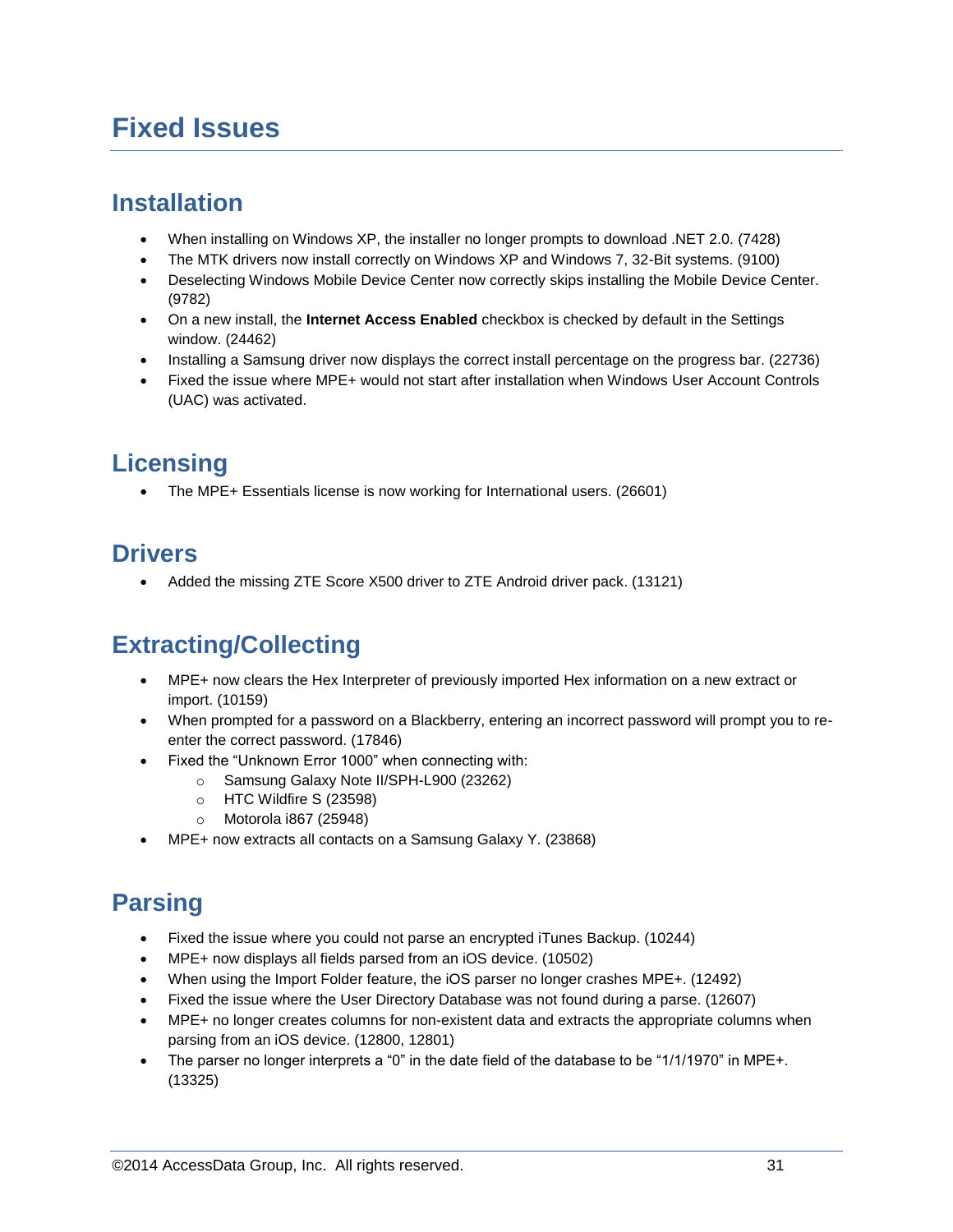# Fixed Issues

## Installation

- When installing on Windows XP, the installer no longer prompts to download .NET 2.0. (7428)
- The MTK drivers now install correctly on Windows XP and Windows 7, 32-Bit systems. (9100)
- Deselecting Windows Mobile Device Center now correctly skips installing the Mobile Device Center. (9782)
- On a new install, the **Internet Access Enabled** checkbox is checked by default in the Settings window. (24462)
- Installing a Samsung driver now displays the correct install percentage on the progress bar. (22736)
- Fixed the issue where MPE+ would not start after installation when Windows User Account Controls (UAC) was activated.

## Licensing

- The MPE+ Essentials license is now working for International users. (26601)

## Drivers

- Added the missing ZTE Score X500 driver to ZTE Android driver pack. (13121)

## Extracting/Collecting

- MPE+ now clears the Hex Interpreter of previously imported Hex information on a new extract or import. (10159)
- When prompted for a password on a Blackberry, entering an incorrect password will prompt you to re-enter the correct password. (17846)
- Fixed the “Unknown Error 1000” when connecting with:
  - Samsung Galaxy Note II/SPH-L900 (23262)
  - HTC Wildfire S (23598)
  - Motorola i867 (25948)
- MPE+ now extracts all contacts on a Samsung Galaxy Y. (23868)

## Parsing

- Fixed the issue where you could not parse an encrypted iTunes Backup. (10244)
- MPE+ now displays all fields parsed from an iOS device. (10502)
- When using the Import Folder feature, the iOS parser no longer crashes MPE+. (12492)
- Fixed the issue where the User Directory Database was not found during a parse. (12607)
- MPE+ no longer creates columns for non-existent data and extracts the appropriate columns when parsing from an iOS device. (12800, 12801)
- The parser no longer interprets a “0” in the date field of the database to be “1/1/1970” in MPE+. (13325)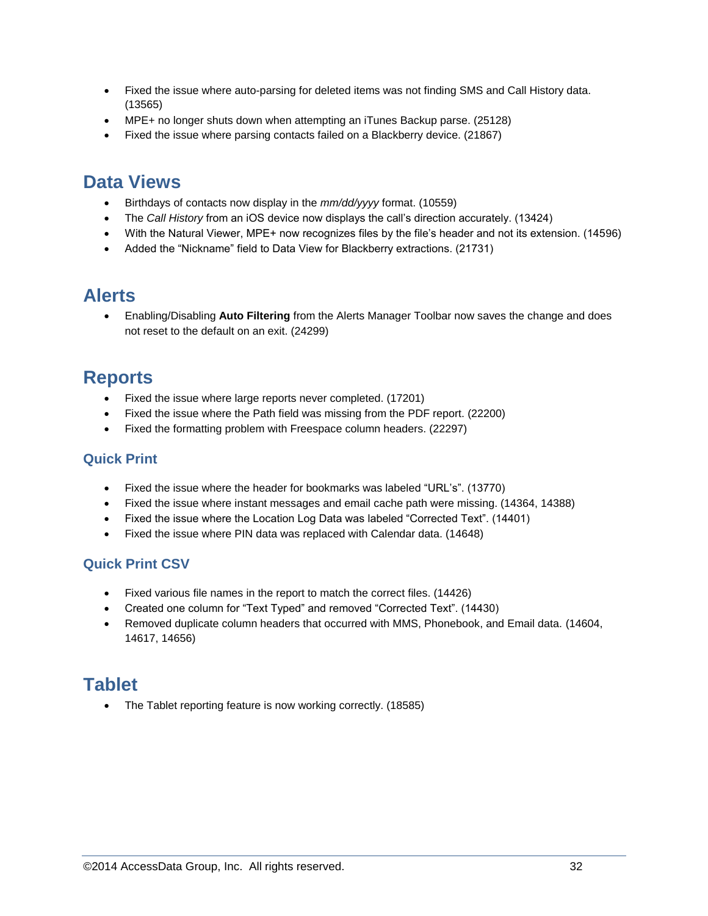- Fixed the issue where auto-parsing for deleted items was not finding SMS and Call History data. (13565)
- MPE+ no longer shuts down when attempting an iTunes Backup parse. (25128)
- Fixed the issue where parsing contacts failed on a Blackberry device. (21867)

## Data Views

- Birthdays of contacts now display in the *mm/dd/yyyy* format. (10559)
- The *Call History* from an iOS device now displays the call's direction accurately. (13424)
- With the Natural Viewer, MPE+ now recognizes files by the file's header and not its extension. (14596)
- Added the "Nickname" field to Data View for Blackberry extractions. (21731)

## Alerts

- Enabling/Disabling **Auto Filtering** from the Alerts Manager Toolbar now saves the change and does not reset to the default on an exit. (24299)

## Reports

- Fixed the issue where large reports never completed. (17201)
- Fixed the issue where the Path field was missing from the PDF report. (22200)
- Fixed the formatting problem with Freespace column headers. (22297)

### Quick Print

- Fixed the issue where the header for bookmarks was labeled "URL's". (13770)
- Fixed the issue where instant messages and email cache path were missing. (14364, 14388)
- Fixed the issue where the Location Log Data was labeled "Corrected Text". (14401)
- Fixed the issue where PIN data was replaced with Calendar data. (14648)

### Quick Print CSV

- Fixed various file names in the report to match the correct files. (14426)
- Created one column for "Text Typed" and removed "Corrected Text". (14430)
- Removed duplicate column headers that occurred with MMS, Phonebook, and Email data. (14604, 14617, 14656)

## Tablet

- The Tablet reporting feature is now working correctly. (18585)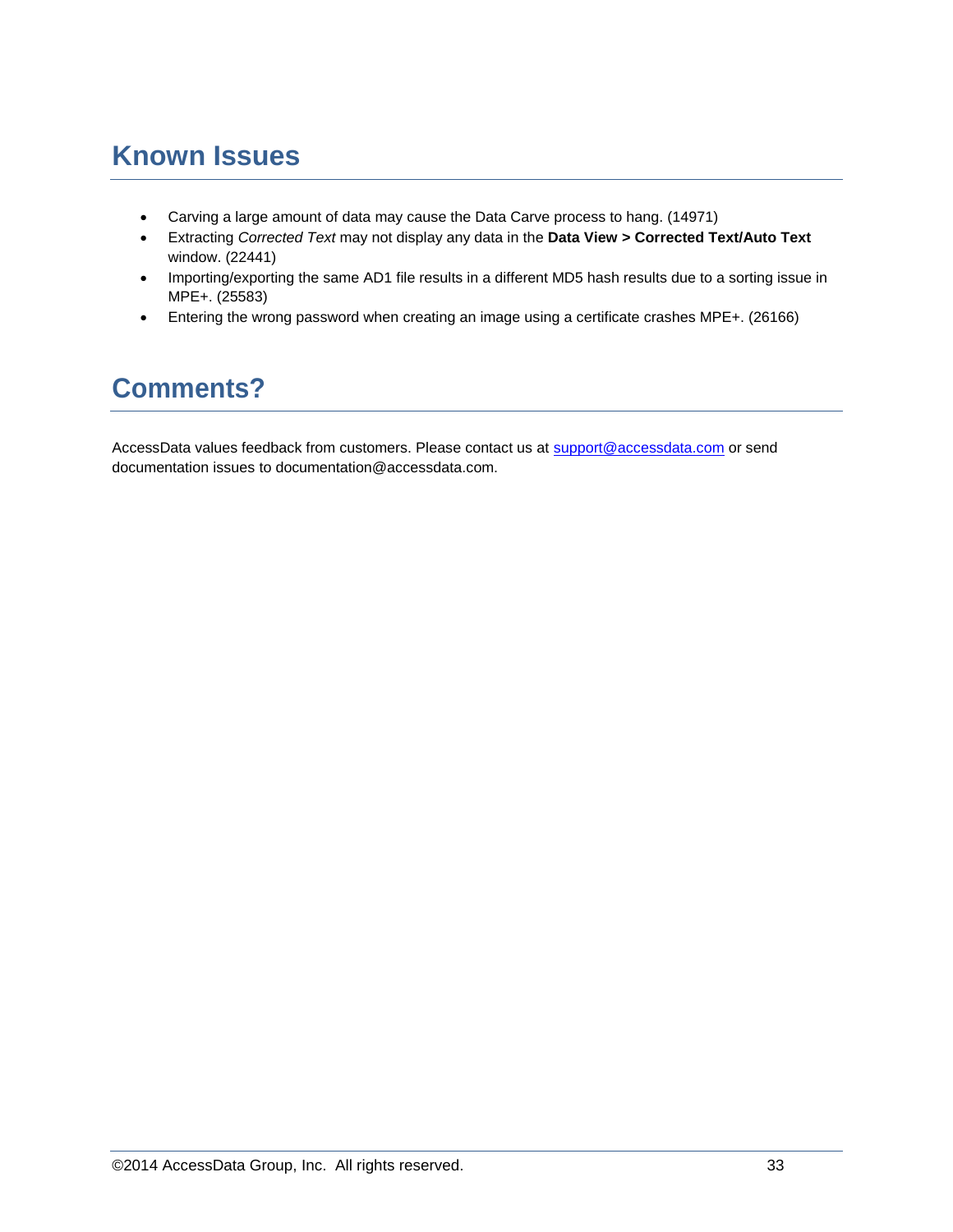# Known Issues

- Carving a large amount of data may cause the Data Carve process to hang. (14971)
- Extracting *Corrected Text* may not display any data in the **Data View > Corrected Text/Auto Text** window. (22441)
- Importing/exporting the same AD1 file results in a different MD5 hash results due to a sorting issue in MPE+. (25583)
- Entering the wrong password when creating an image using a certificate crashes MPE+. (26166)

# Comments?

AccessData values feedback from customers. Please contact us at support@accessdata.com or send documentation issues to documentation@accessdata.com.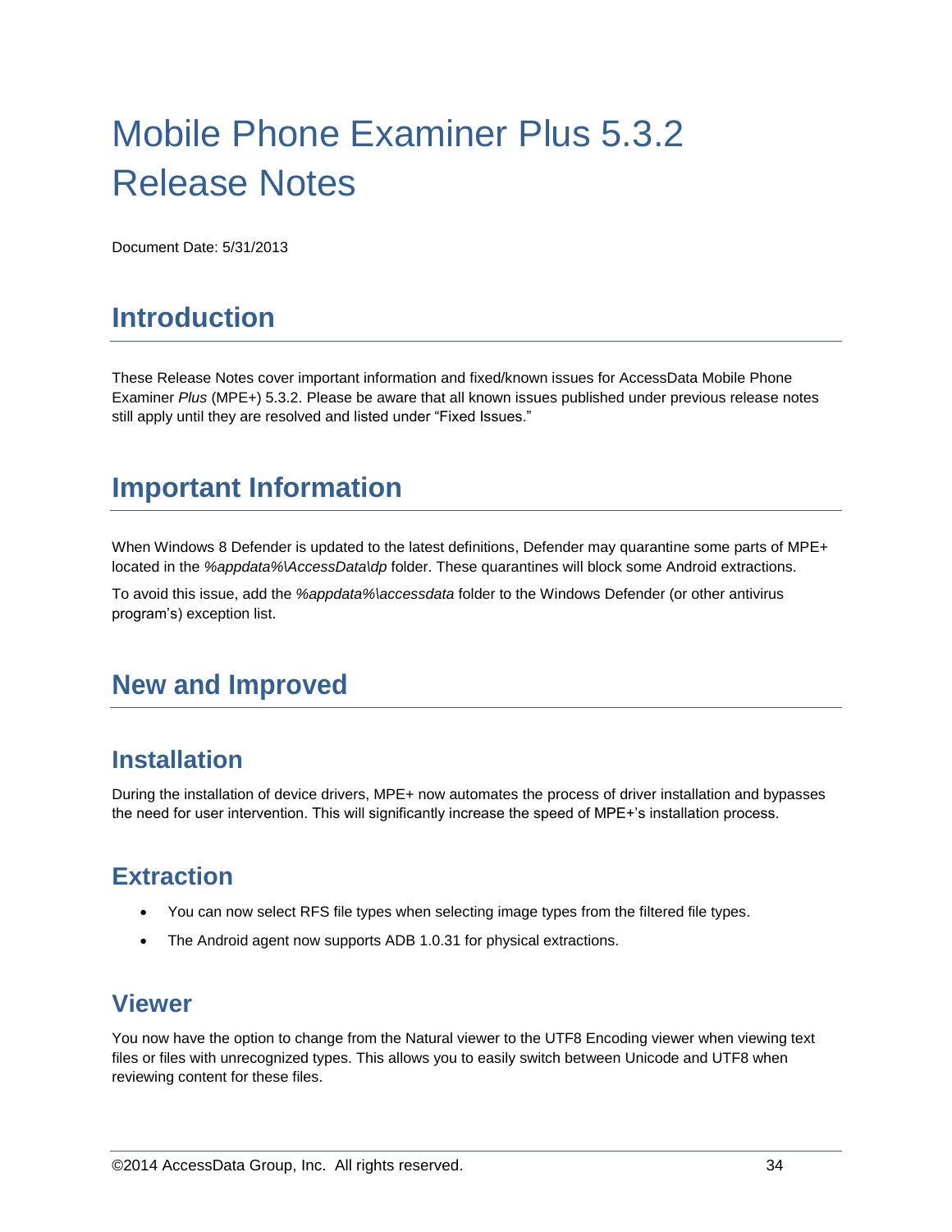# Mobile Phone Examiner Plus 5.3.2 Release Notes

Document Date: 5/31/2013

## Introduction

These Release Notes cover important information and fixed/known issues for AccessData Mobile Phone Examiner *Plus* (MPE+) 5.3.2. Please be aware that all known issues published under previous release notes still apply until they are resolved and listed under "Fixed Issues."

## Important Information

When Windows 8 Defender is updated to the latest definitions, Defender may quarantine some parts of MPE+ located in the *%appdata%\AccessData\dp* folder. These quarantines will block some Android extractions.

To avoid this issue, add the *%appdata%\accessdata* folder to the Windows Defender (or other antivirus program's) exception list.

## New and Improved

### Installation

During the installation of device drivers, MPE+ now automates the process of driver installation and bypasses the need for user intervention. This will significantly increase the speed of MPE+'s installation process.

### Extraction

- You can now select RFS file types when selecting image types from the filtered file types.
- The Android agent now supports ADB 1.0.31 for physical extractions.

### Viewer

You now have the option to change from the Natural viewer to the UTF8 Encoding viewer when viewing text files or files with unrecognized types. This allows you to easily switch between Unicode and UTF8 when reviewing content for these files.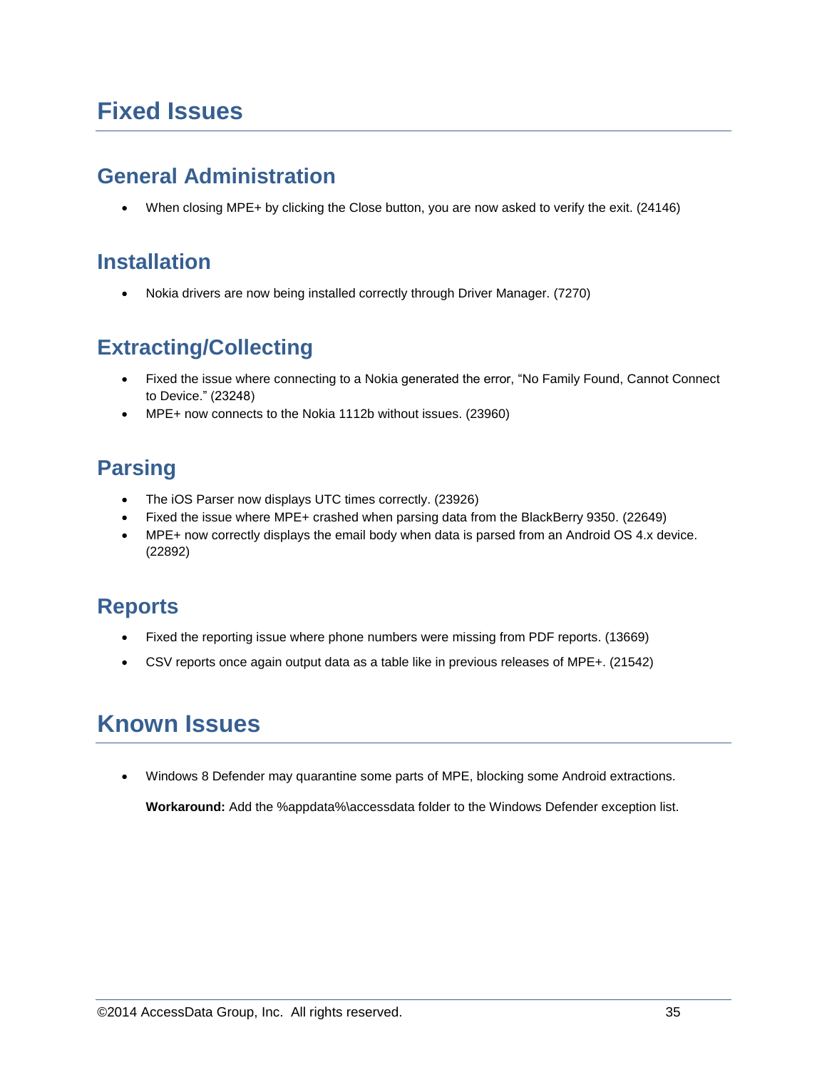# Fixed Issues

## General Administration

- When closing MPE+ by clicking the Close button, you are now asked to verify the exit. (24146)

## Installation

- Nokia drivers are now being installed correctly through Driver Manager. (7270)

## Extracting/Collecting

- Fixed the issue where connecting to a Nokia generated the error, “No Family Found, Cannot Connect to Device.” (23248)
- MPE+ now connects to the Nokia 1112b without issues. (23960)

## Parsing

- The iOS Parser now displays UTC times correctly. (23926)
- Fixed the issue where MPE+ crashed when parsing data from the BlackBerry 9350. (22649)
- MPE+ now correctly displays the email body when data is parsed from an Android OS 4.x device. (22892)

## Reports

- Fixed the reporting issue where phone numbers were missing from PDF reports. (13669)
- CSV reports once again output data as a table like in previous releases of MPE+. (21542)

# Known Issues

- Windows 8 Defender may quarantine some parts of MPE, blocking some Android extractions.

  **Workaround:** Add the %appdata%\accessdata folder to the Windows Defender exception list.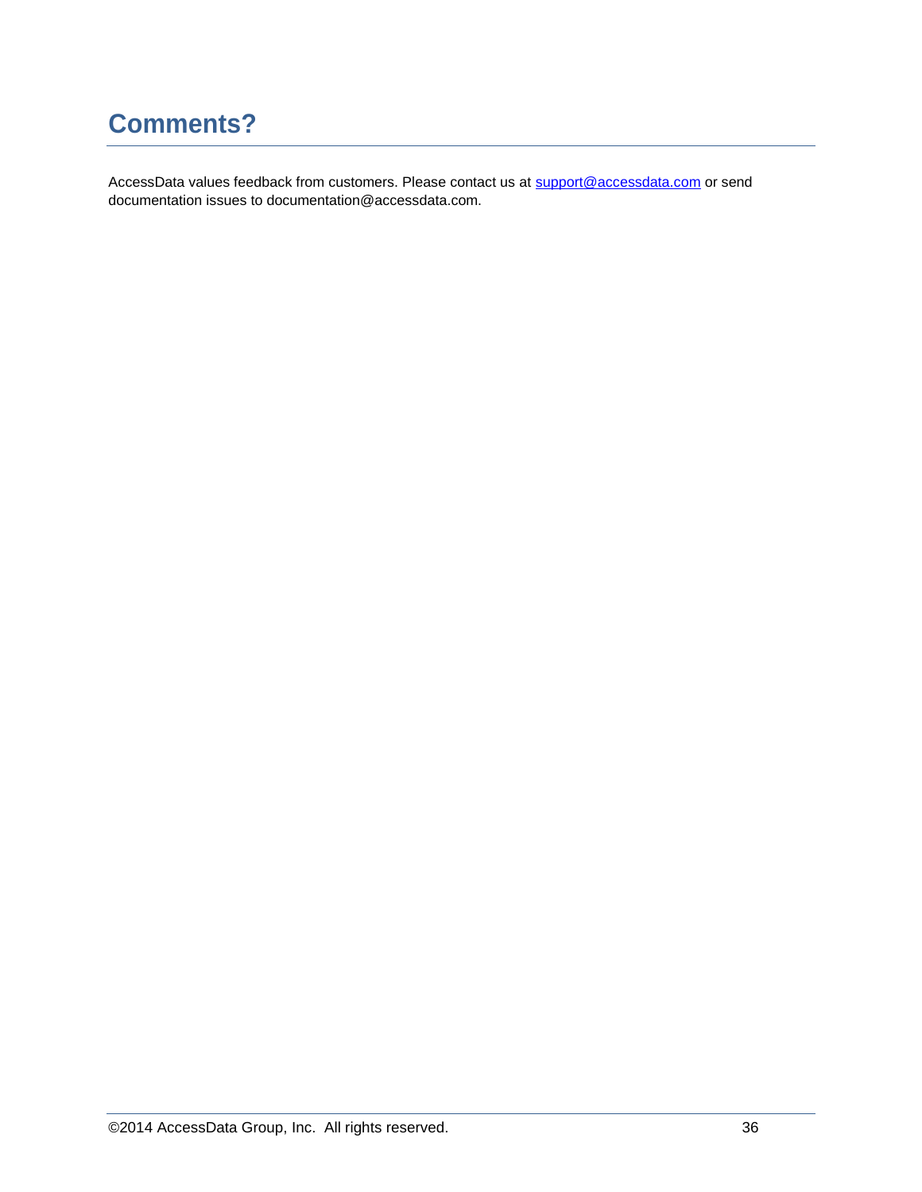# Comments?

AccessData values feedback from customers. Please contact us at support@accessdata.com or send documentation issues to documentation@accessdata.com.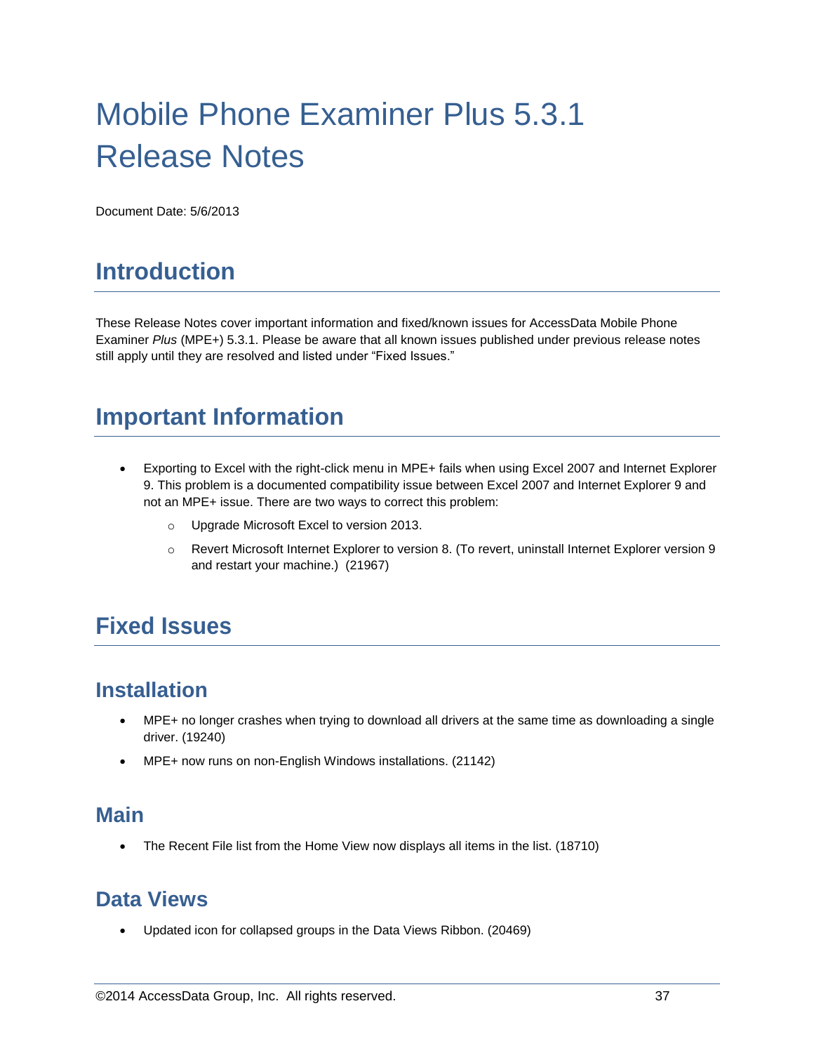# Mobile Phone Examiner Plus 5.3.1 Release Notes

Document Date: 5/6/2013

## Introduction

These Release Notes cover important information and fixed/known issues for AccessData Mobile Phone Examiner *Plus* (MPE+) 5.3.1. Please be aware that all known issues published under previous release notes still apply until they are resolved and listed under "Fixed Issues."

## Important Information

- Exporting to Excel with the right-click menu in MPE+ fails when using Excel 2007 and Internet Explorer 9. This problem is a documented compatibility issue between Excel 2007 and Internet Explorer 9 and not an MPE+ issue. There are two ways to correct this problem:
    - Upgrade Microsoft Excel to version 2013.
    - Revert Microsoft Internet Explorer to version 8. (To revert, uninstall Internet Explorer version 9 and restart your machine.) (21967)

## Fixed Issues

### Installation

- MPE+ no longer crashes when trying to download all drivers at the same time as downloading a single driver. (19240)
- MPE+ now runs on non-English Windows installations. (21142)

### Main

- The Recent File list from the Home View now displays all items in the list. (18710)

### Data Views

- Updated icon for collapsed groups in the Data Views Ribbon. (20469)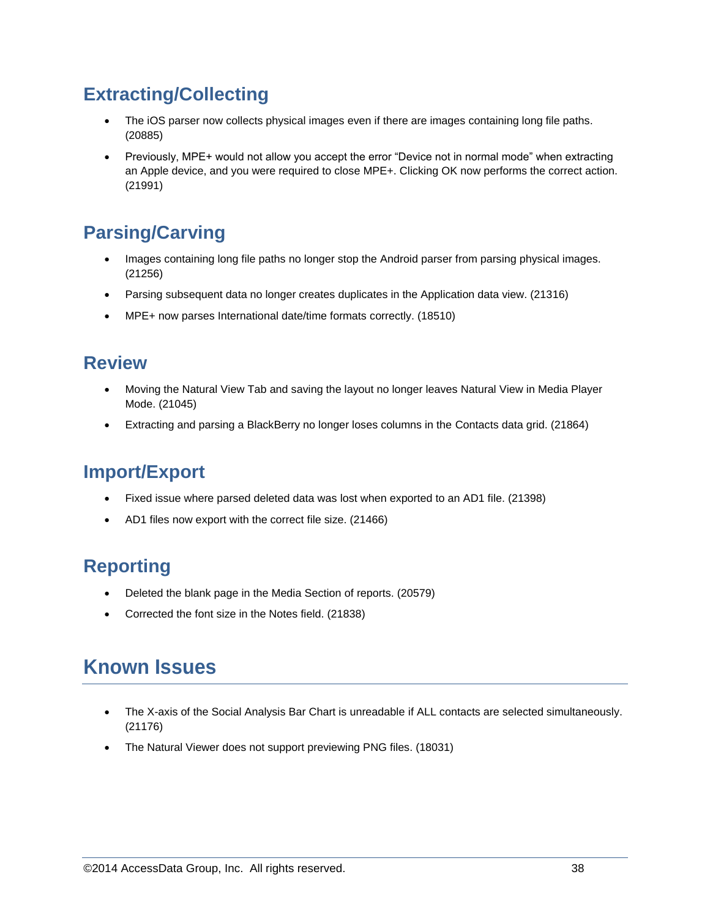## Extracting/Collecting

- The iOS parser now collects physical images even if there are images containing long file paths. (20885)
- Previously, MPE+ would not allow you accept the error “Device not in normal mode” when extracting an Apple device, and you were required to close MPE+. Clicking OK now performs the correct action. (21991)

## Parsing/Carving

- Images containing long file paths no longer stop the Android parser from parsing physical images. (21256)
- Parsing subsequent data no longer creates duplicates in the Application data view. (21316)
- MPE+ now parses International date/time formats correctly. (18510)

## Review

- Moving the Natural View Tab and saving the layout no longer leaves Natural View in Media Player Mode. (21045)
- Extracting and parsing a BlackBerry no longer loses columns in the Contacts data grid. (21864)

## Import/Export

- Fixed issue where parsed deleted data was lost when exported to an AD1 file. (21398)
- AD1 files now export with the correct file size. (21466)

## Reporting

- Deleted the blank page in the Media Section of reports. (20579)
- Corrected the font size in the Notes field. (21838)

# Known Issues

- The X-axis of the Social Analysis Bar Chart is unreadable if ALL contacts are selected simultaneously. (21176)
- The Natural Viewer does not support previewing PNG files. (18031)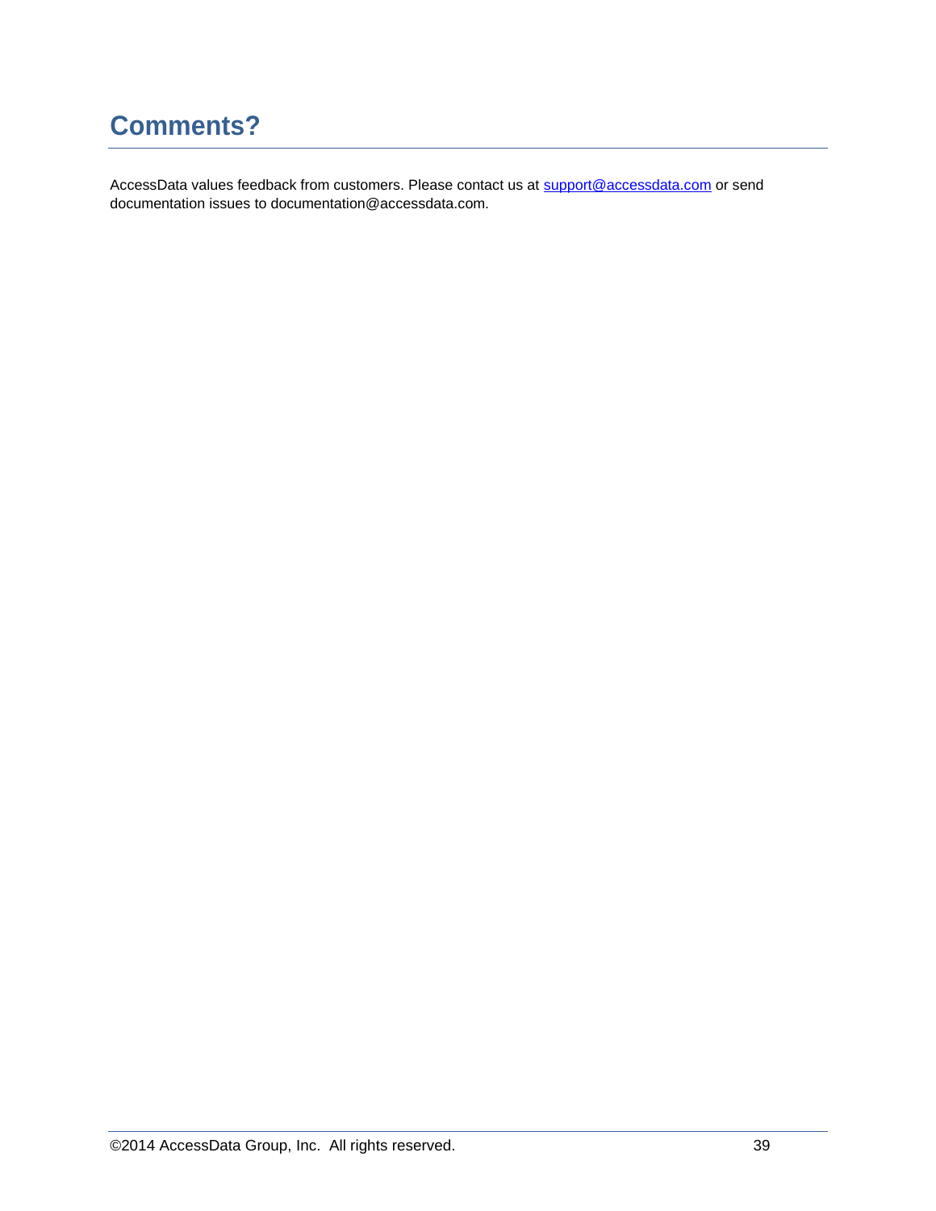# Comments?

AccessData values feedback from customers. Please contact us at [support@accessdata.com](mailto:support@accessdata.com) or send documentation issues to documentation@accessdata.com.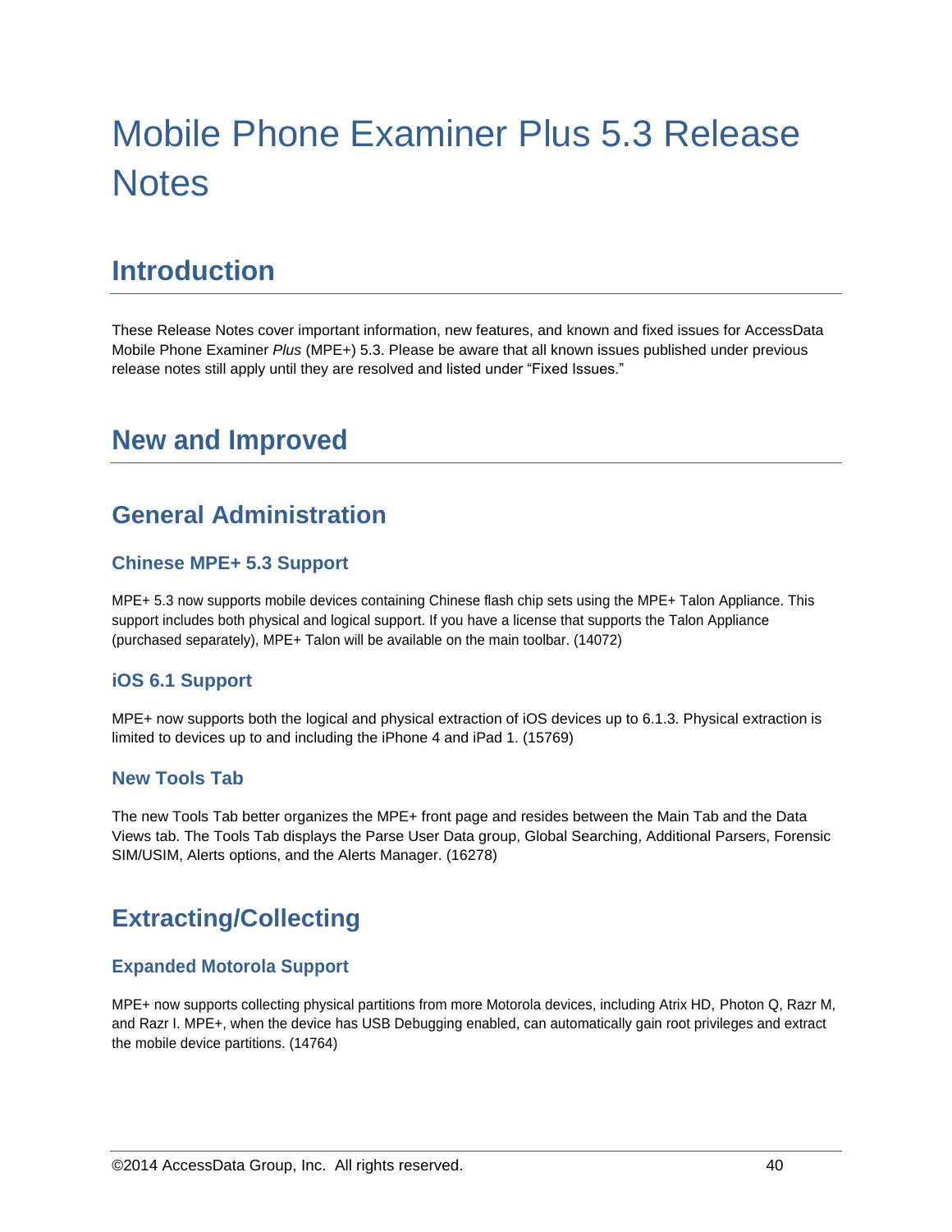# Mobile Phone Examiner Plus 5.3 Release Notes

## Introduction

These Release Notes cover important information, new features, and known and fixed issues for AccessData Mobile Phone Examiner *Plus* (MPE+) 5.3. Please be aware that all known issues published under previous release notes still apply until they are resolved and listed under "Fixed Issues."

## New and Improved

### General Administration

#### Chinese MPE+ 5.3 Support

MPE+ 5.3 now supports mobile devices containing Chinese flash chip sets using the MPE+ Talon Appliance. This support includes both physical and logical support. If you have a license that supports the Talon Appliance (purchased separately), MPE+ Talon will be available on the main toolbar. (14072)

#### iOS 6.1 Support

MPE+ now supports both the logical and physical extraction of iOS devices up to 6.1.3. Physical extraction is limited to devices up to and including the iPhone 4 and iPad 1. (15769)

#### New Tools Tab

The new Tools Tab better organizes the MPE+ front page and resides between the Main Tab and the Data Views tab. The Tools Tab displays the Parse User Data group, Global Searching, Additional Parsers, Forensic SIM/USIM, Alerts options, and the Alerts Manager. (16278)

### Extracting/Collecting

#### Expanded Motorola Support

MPE+ now supports collecting physical partitions from more Motorola devices, including Atrix HD, Photon Q, Razr M, and Razr I. MPE+, when the device has USB Debugging enabled, can automatically gain root privileges and extract the mobile device partitions. (14764)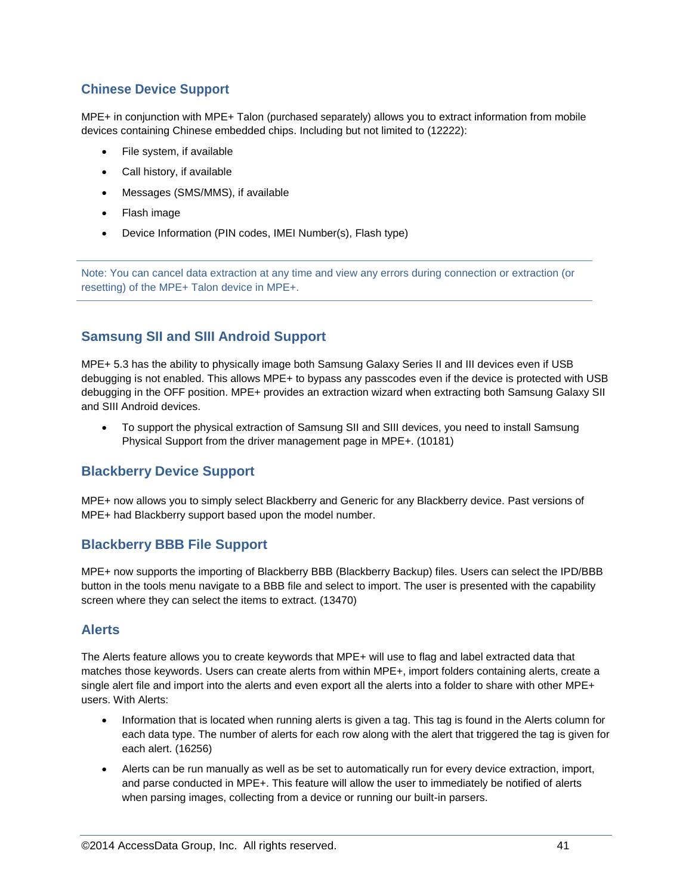## Chinese Device Support

MPE+ in conjunction with MPE+ Talon (purchased separately) allows you to extract information from mobile devices containing Chinese embedded chips. Including but not limited to (12222):

- File system, if available
- Call history, if available
- Messages (SMS/MMS), if available
- Flash image
- Device Information (PIN codes, IMEI Number(s), Flash type)

---

Note: You can cancel data extraction at any time and view any errors during connection or extraction (or resetting) of the MPE+ Talon device in MPE+.

---

## Samsung SII and SIII Android Support

MPE+ 5.3 has the ability to physically image both Samsung Galaxy Series II and III devices even if USB debugging is not enabled. This allows MPE+ to bypass any passcodes even if the device is protected with USB debugging in the OFF position. MPE+ provides an extraction wizard when extracting both Samsung Galaxy SII and SIII Android devices.

- To support the physical extraction of Samsung SII and SIII devices, you need to install Samsung Physical Support from the driver management page in MPE+. (10181)

## Blackberry Device Support

MPE+ now allows you to simply select Blackberry and Generic for any Blackberry device. Past versions of MPE+ had Blackberry support based upon the model number.

## Blackberry BBB File Support

MPE+ now supports the importing of Blackberry BBB (Blackberry Backup) files. Users can select the IPD/BBB button in the tools menu navigate to a BBB file and select to import. The user is presented with the capability screen where they can select the items to extract. (13470)

## Alerts

The Alerts feature allows you to create keywords that MPE+ will use to flag and label extracted data that matches those keywords. Users can create alerts from within MPE+, import folders containing alerts, create a single alert file and import into the alerts and even export all the alerts into a folder to share with other MPE+ users. With Alerts:

- Information that is located when running alerts is given a tag. This tag is found in the Alerts column for each data type. The number of alerts for each row along with the alert that triggered the tag is given for each alert. (16256)
- Alerts can be run manually as well as be set to automatically run for every device extraction, import, and parse conducted in MPE+. This feature will allow the user to immediately be notified of alerts when parsing images, collecting from a device or running our built-in parsers.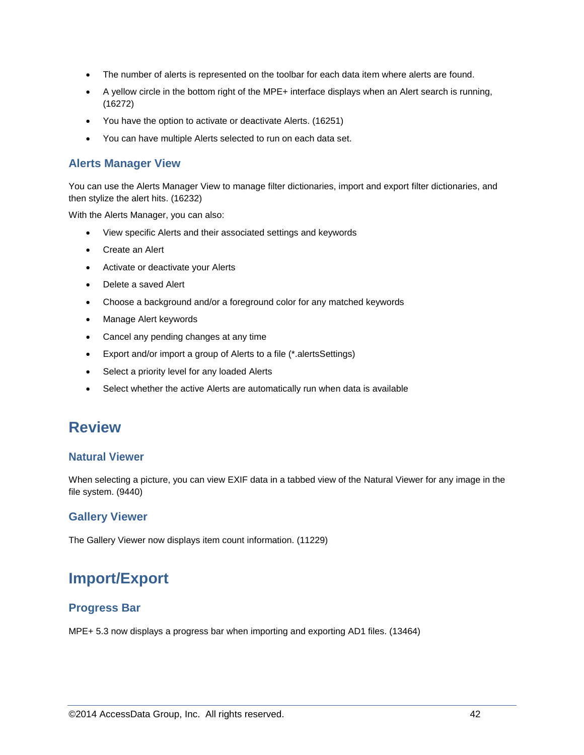- The number of alerts is represented on the toolbar for each data item where alerts are found.
- A yellow circle in the bottom right of the MPE+ interface displays when an Alert search is running, (16272)
- You have the option to activate or deactivate Alerts. (16251)
- You can have multiple Alerts selected to run on each data set.

### Alerts Manager View

You can use the Alerts Manager View to manage filter dictionaries, import and export filter dictionaries, and then stylize the alert hits. (16232)

With the Alerts Manager, you can also:

- View specific Alerts and their associated settings and keywords
- Create an Alert
- Activate or deactivate your Alerts
- Delete a saved Alert
- Choose a background and/or a foreground color for any matched keywords
- Manage Alert keywords
- Cancel any pending changes at any time
- Export and/or import a group of Alerts to a file (*.alertsSettings)
- Select a priority level for any loaded Alerts
- Select whether the active Alerts are automatically run when data is available

## Review

### Natural Viewer

When selecting a picture, you can view EXIF data in a tabbed view of the Natural Viewer for any image in the file system. (9440)

### Gallery Viewer

The Gallery Viewer now displays item count information. (11229)

## Import/Export

### Progress Bar

MPE+ 5.3 now displays a progress bar when importing and exporting AD1 files. (13464)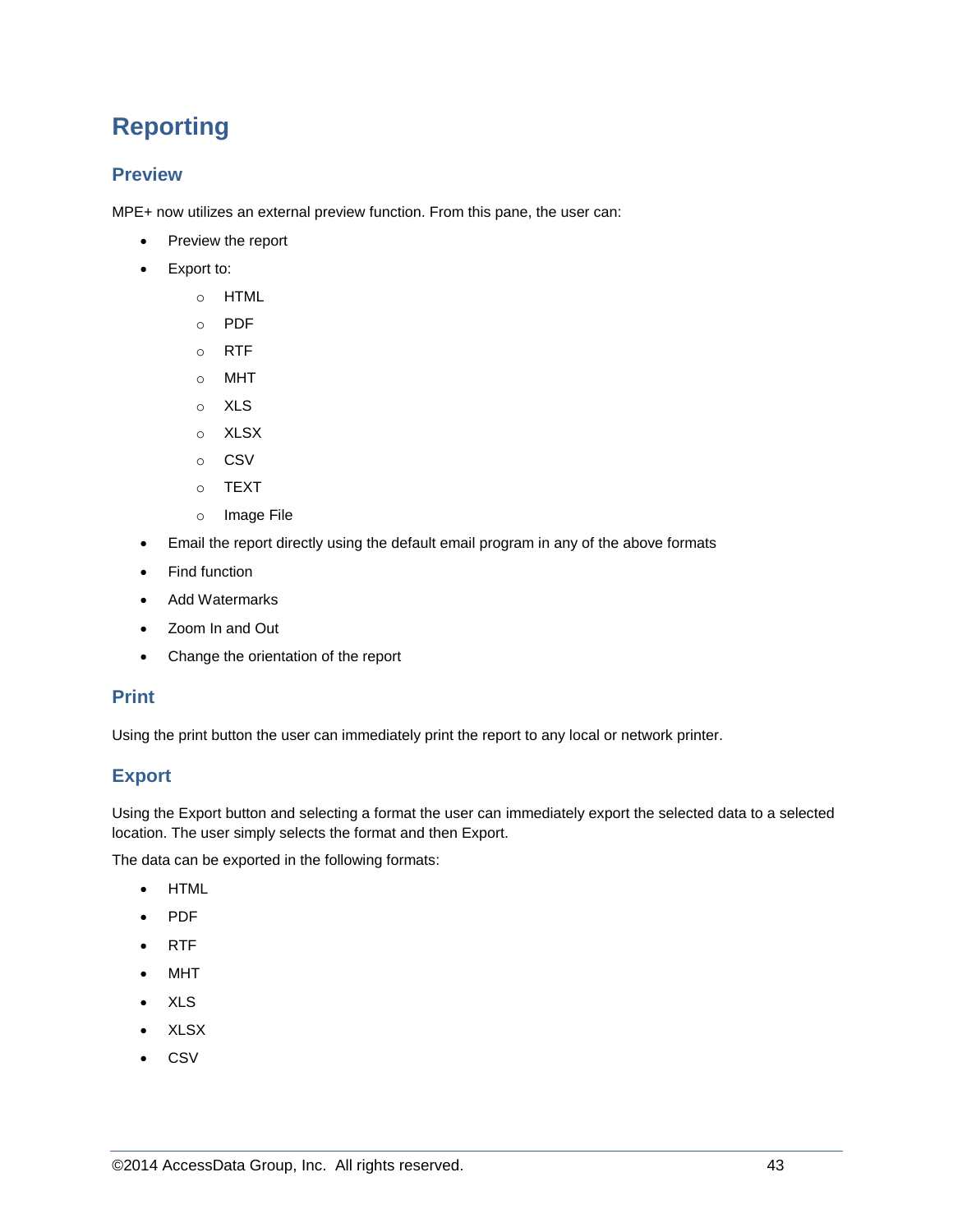# Reporting

## Preview

MPE+ now utilizes an external preview function. From this pane, the user can:

- Preview the report
- Export to:
  - HTML
  - PDF
  - RTF
  - MHT
  - XLS
  - XLSX
  - CSV
  - TEXT
  - Image File
- Email the report directly using the default email program in any of the above formats
- Find function
- Add Watermarks
- Zoom In and Out
- Change the orientation of the report

## Print

Using the print button the user can immediately print the report to any local or network printer.

## Export

Using the Export button and selecting a format the user can immediately export the selected data to a selected location. The user simply selects the format and then Export.

The data can be exported in the following formats:

- HTML
- PDF
- RTF
- MHT
- XLS
- XLSX
- CSV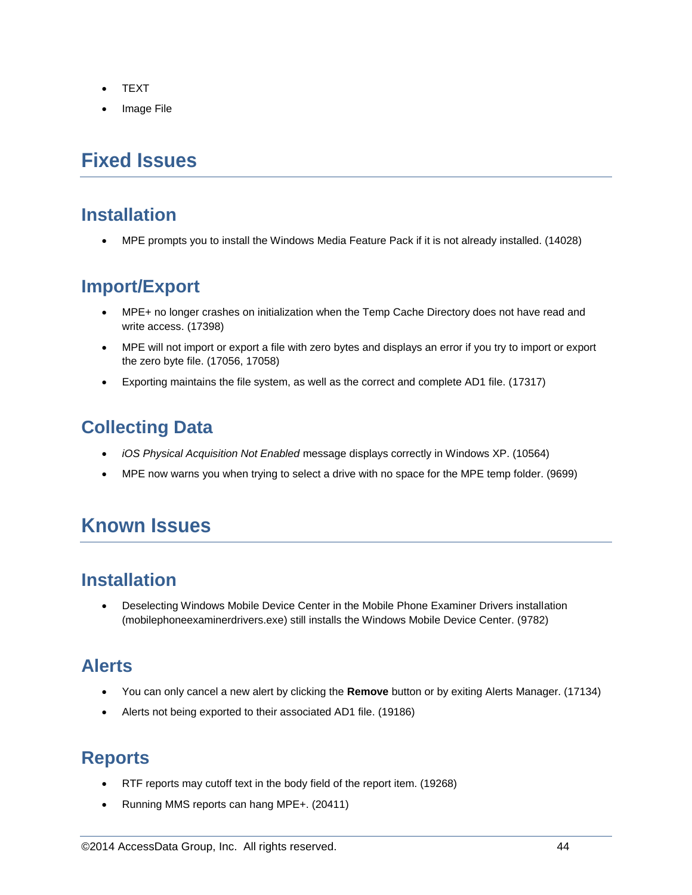- TEXT
- Image File

# Fixed Issues

## Installation

- MPE prompts you to install the Windows Media Feature Pack if it is not already installed. (14028)

## Import/Export

- MPE+ no longer crashes on initialization when the Temp Cache Directory does not have read and write access. (17398)
- MPE will not import or export a file with zero bytes and displays an error if you try to import or export the zero byte file. (17056, 17058)
- Exporting maintains the file system, as well as the correct and complete AD1 file. (17317)

## Collecting Data

- *iOS Physical Acquisition Not Enabled* message displays correctly in Windows XP. (10564)
- MPE now warns you when trying to select a drive with no space for the MPE temp folder. (9699)

# Known Issues

## Installation

- Deselecting Windows Mobile Device Center in the Mobile Phone Examiner Drivers installation (mobilephoneexaminerdrivers.exe) still installs the Windows Mobile Device Center. (9782)

## Alerts

- You can only cancel a new alert by clicking the **Remove** button or by exiting Alerts Manager. (17134)
- Alerts not being exported to their associated AD1 file. (19186)

## Reports

- RTF reports may cutoff text in the body field of the report item. (19268)
- Running MMS reports can hang MPE+. (20411)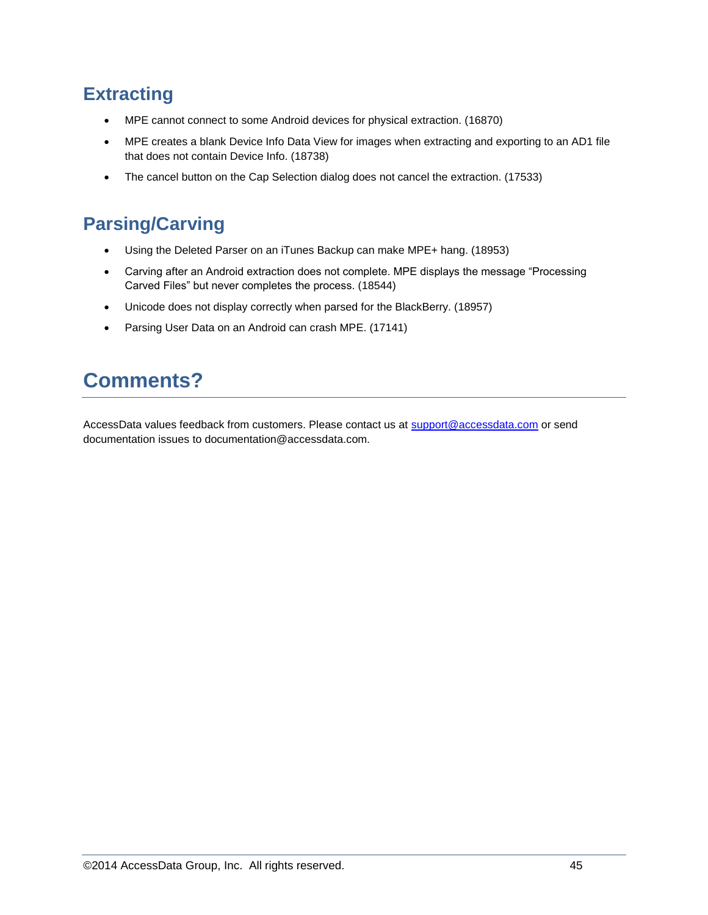## Extracting

- MPE cannot connect to some Android devices for physical extraction. (16870)
- MPE creates a blank Device Info Data View for images when extracting and exporting to an AD1 file that does not contain Device Info. (18738)
- The cancel button on the Cap Selection dialog does not cancel the extraction. (17533)

## Parsing/Carving

- Using the Deleted Parser on an iTunes Backup can make MPE+ hang. (18953)
- Carving after an Android extraction does not complete. MPE displays the message "Processing Carved Files" but never completes the process. (18544)
- Unicode does not display correctly when parsed for the BlackBerry. (18957)
- Parsing User Data on an Android can crash MPE. (17141)

# Comments?

AccessData values feedback from customers. Please contact us at support@accessdata.com or send documentation issues to documentation@accessdata.com.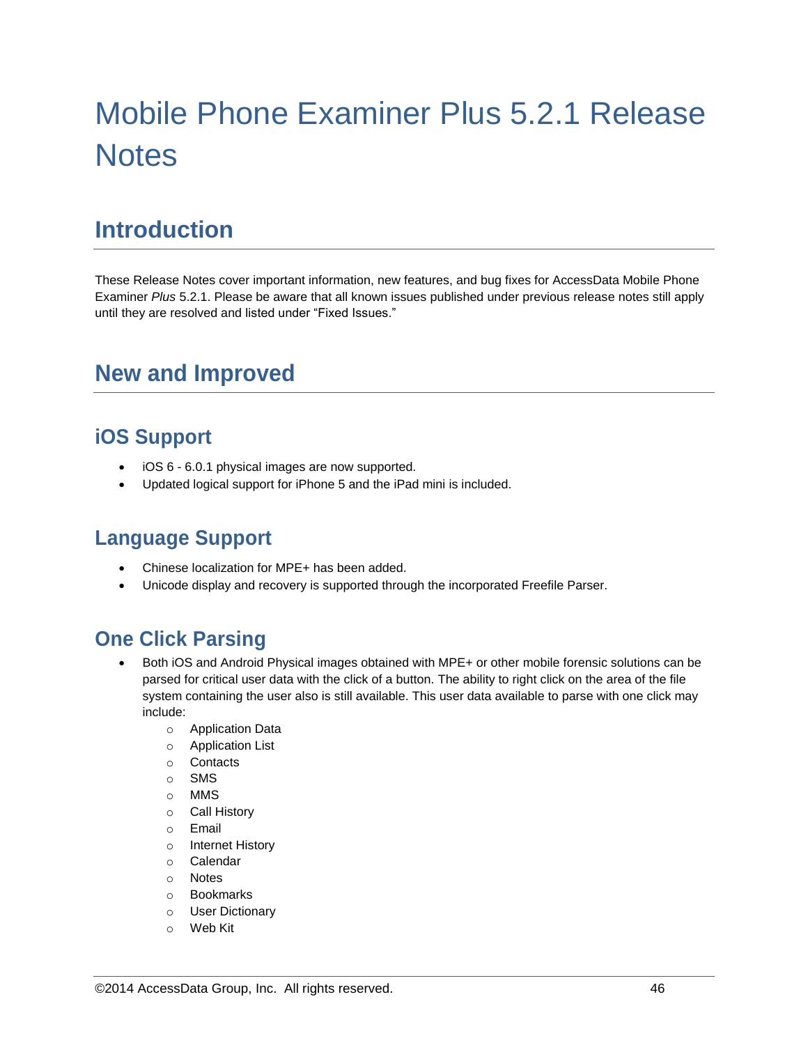# Mobile Phone Examiner Plus 5.2.1 Release Notes

## Introduction

These Release Notes cover important information, new features, and bug fixes for AccessData Mobile Phone Examiner *Plus* 5.2.1. Please be aware that all known issues published under previous release notes still apply until they are resolved and listed under “Fixed Issues.”

## New and Improved

### iOS Support

- iOS 6 - 6.0.1 physical images are now supported.
- Updated logical support for iPhone 5 and the iPad mini is included.

### Language Support

- Chinese localization for MPE+ has been added.
- Unicode display and recovery is supported through the incorporated Freefile Parser.

### One Click Parsing

- Both iOS and Android Physical images obtained with MPE+ or other mobile forensic solutions can be parsed for critical user data with the click of a button. The ability to right click on the area of the file system containing the user also is still available. This user data available to parse with one click may include:
  - Application Data
  - Application List
  - Contacts
  - SMS
  - MMS
  - Call History
  - Email
  - Internet History
  - Calendar
  - Notes
  - Bookmarks
  - User Dictionary
  - Web Kit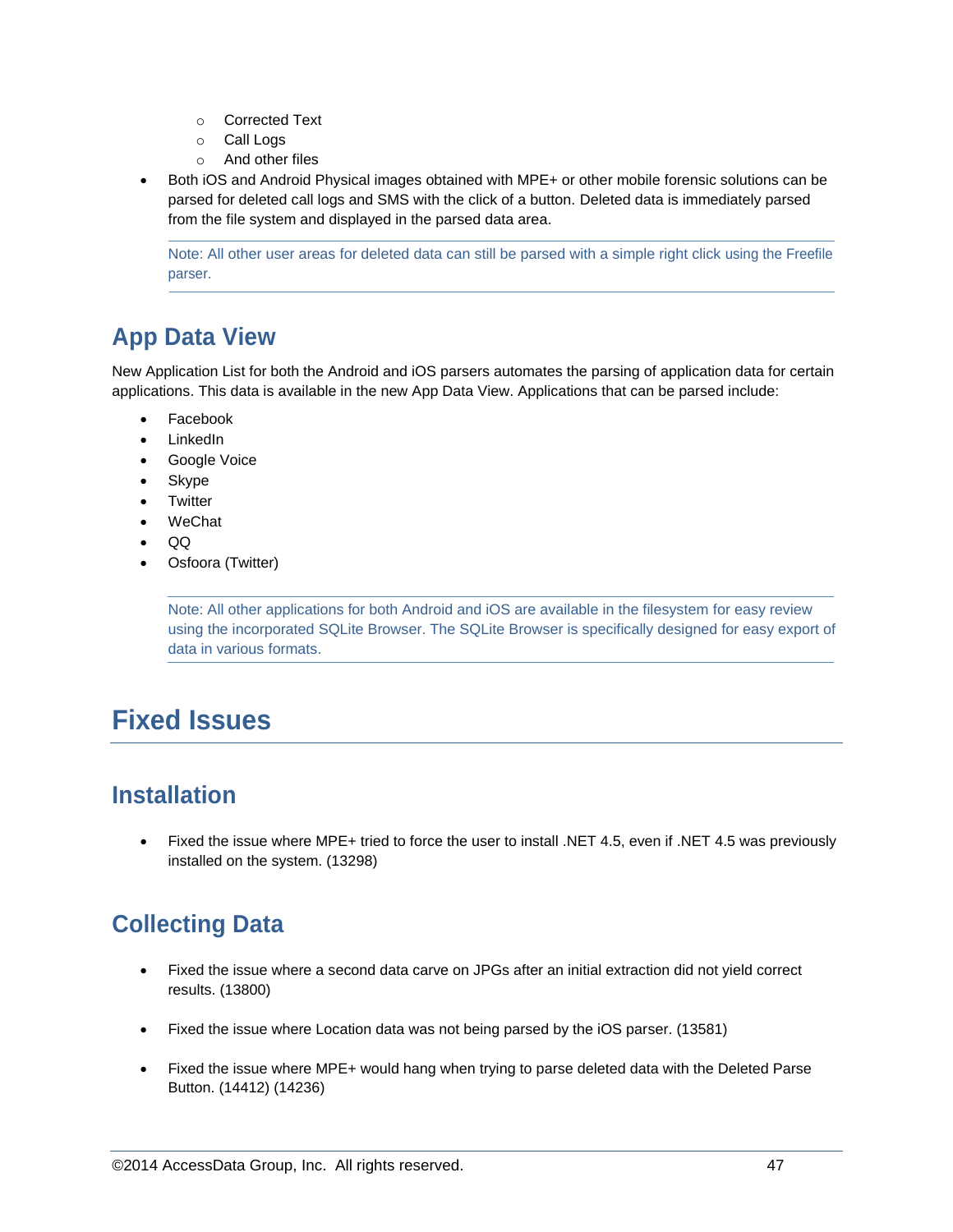- Corrected Text
    - Call Logs
    - And other files
- Both iOS and Android Physical images obtained with MPE+ or other mobile forensic solutions can be parsed for deleted call logs and SMS with the click of a button. Deleted data is immediately parsed from the file system and displayed in the parsed data area.

> Note: All other user areas for deleted data can still be parsed with a simple right click using the Freefile parser.

## App Data View

New Application List for both the Android and iOS parsers automates the parsing of application data for certain applications. This data is available in the new App Data View. Applications that can be parsed include:

- Facebook
- LinkedIn
- Google Voice
- Skype
- Twitter
- WeChat
- QQ
- Osfoora (Twitter)

> Note: All other applications for both Android and iOS are available in the filesystem for easy review using the incorporated SQLite Browser. The SQLite Browser is specifically designed for easy export of data in various formats.

# Fixed Issues

## Installation

- Fixed the issue where MPE+ tried to force the user to install .NET 4.5, even if .NET 4.5 was previously installed on the system. (13298)

## Collecting Data

- Fixed the issue where a second data carve on JPGs after an initial extraction did not yield correct results. (13800)

- Fixed the issue where Location data was not being parsed by the iOS parser. (13581)

- Fixed the issue where MPE+ would hang when trying to parse deleted data with the Deleted Parse Button. (14412) (14236)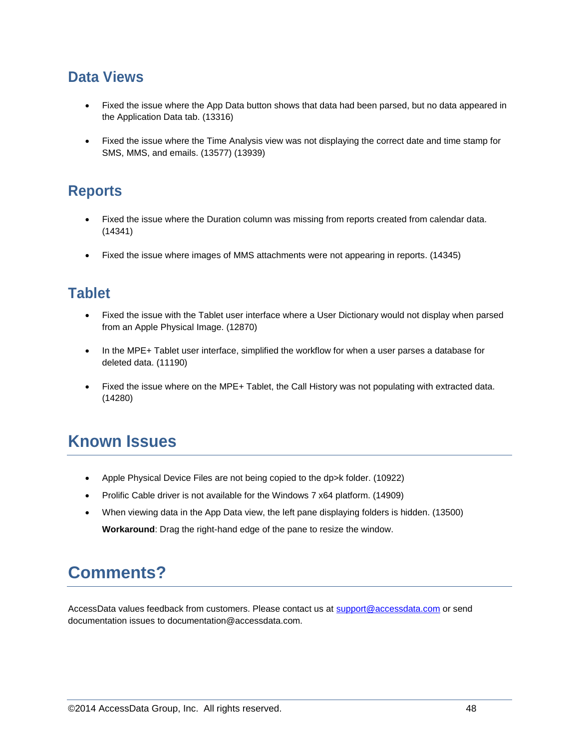## Data Views

- Fixed the issue where the App Data button shows that data had been parsed, but no data appeared in the Application Data tab. (13316)

- Fixed the issue where the Time Analysis view was not displaying the correct date and time stamp for SMS, MMS, and emails. (13577) (13939)

## Reports

- Fixed the issue where the Duration column was missing from reports created from calendar data. (14341)

- Fixed the issue where images of MMS attachments were not appearing in reports. (14345)

## Tablet

- Fixed the issue with the Tablet user interface where a User Dictionary would not display when parsed from an Apple Physical Image. (12870)

- In the MPE+ Tablet user interface, simplified the workflow for when a user parses a database for deleted data. (11190)

- Fixed the issue where on the MPE+ Tablet, the Call History was not populating with extracted data. (14280)

# Known Issues

- Apple Physical Device Files are not being copied to the dp>k folder. (10922)
- Prolific Cable driver is not available for the Windows 7 x64 platform. (14909)
- When viewing data in the App Data view, the left pane displaying folders is hidden. (13500)

  **Workaround**: Drag the right-hand edge of the pane to resize the window.

# Comments?

AccessData values feedback from customers. Please contact us at support@accessdata.com or send documentation issues to documentation@accessdata.com.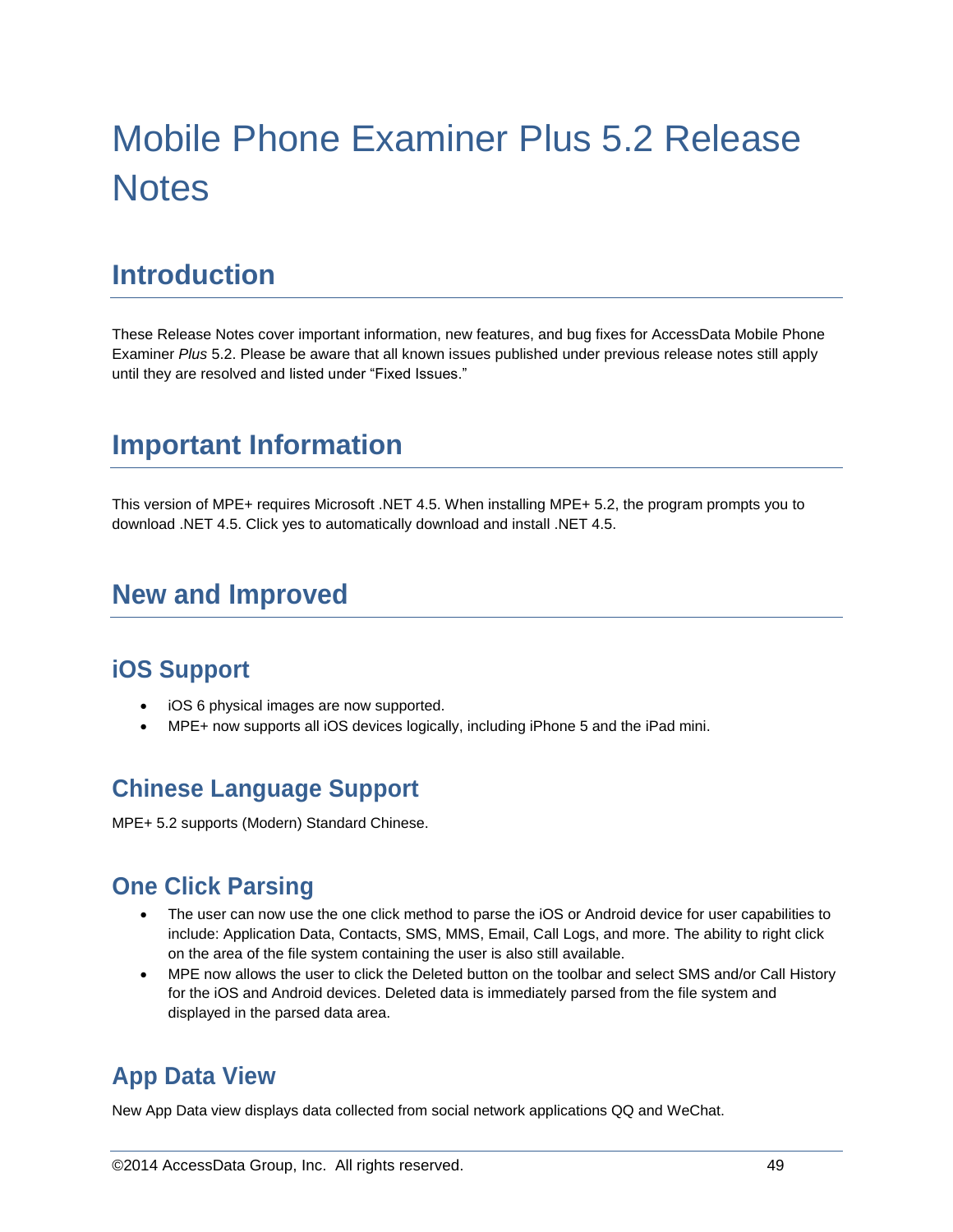# Mobile Phone Examiner Plus 5.2 Release Notes

## Introduction

These Release Notes cover important information, new features, and bug fixes for AccessData Mobile Phone Examiner *Plus* 5.2. Please be aware that all known issues published under previous release notes still apply until they are resolved and listed under "Fixed Issues."

## Important Information

This version of MPE+ requires Microsoft .NET 4.5. When installing MPE+ 5.2, the program prompts you to download .NET 4.5. Click yes to automatically download and install .NET 4.5.

## New and Improved

### iOS Support

- iOS 6 physical images are now supported.
- MPE+ now supports all iOS devices logically, including iPhone 5 and the iPad mini.

### Chinese Language Support

MPE+ 5.2 supports (Modern) Standard Chinese.

### One Click Parsing

- The user can now use the one click method to parse the iOS or Android device for user capabilities to include: Application Data, Contacts, SMS, MMS, Email, Call Logs, and more. The ability to right click on the area of the file system containing the user is also still available.
- MPE now allows the user to click the Deleted button on the toolbar and select SMS and/or Call History for the iOS and Android devices. Deleted data is immediately parsed from the file system and displayed in the parsed data area.

### App Data View

New App Data view displays data collected from social network applications QQ and WeChat.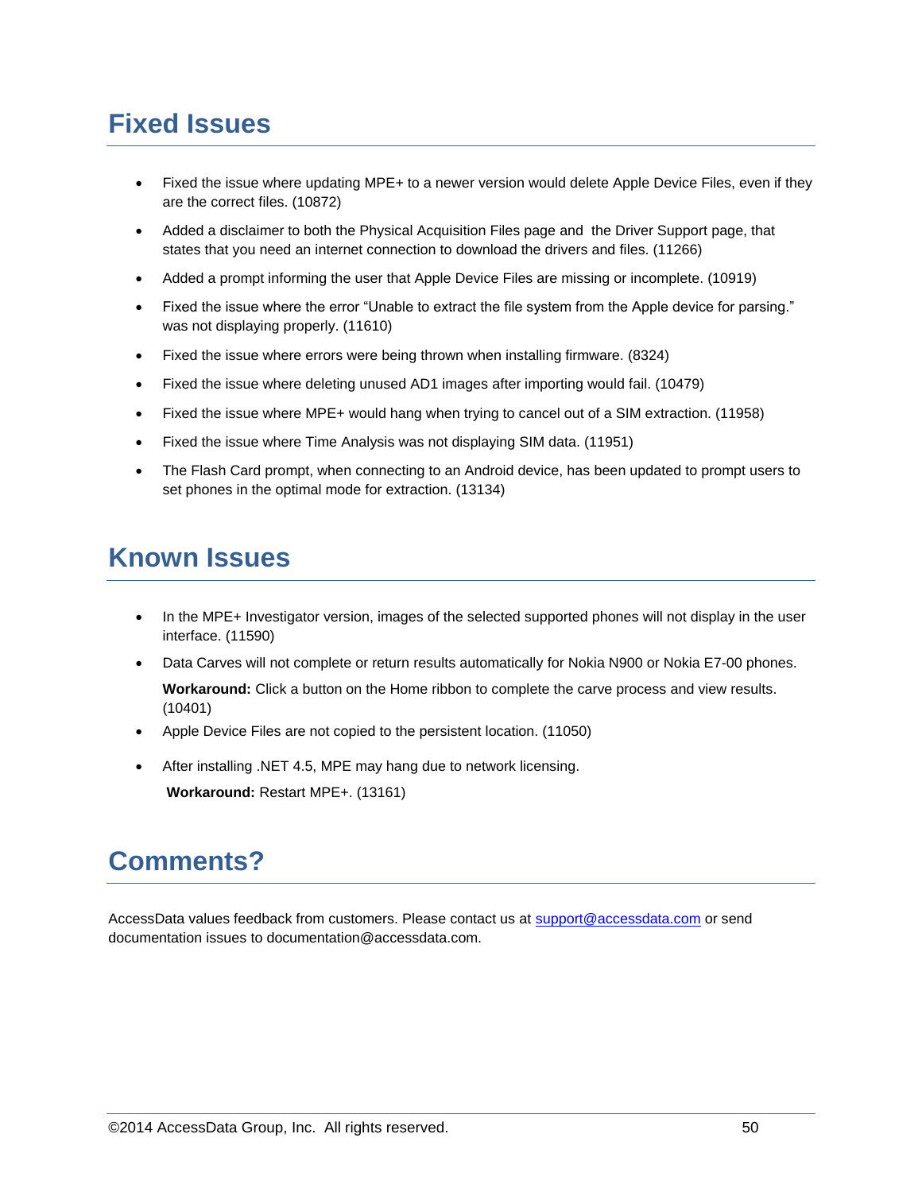# Fixed Issues

- Fixed the issue where updating MPE+ to a newer version would delete Apple Device Files, even if they are the correct files. (10872)
- Added a disclaimer to both the Physical Acquisition Files page and the Driver Support page, that states that you need an internet connection to download the drivers and files. (11266)
- Added a prompt informing the user that Apple Device Files are missing or incomplete. (10919)
- Fixed the issue where the error "Unable to extract the file system from the Apple device for parsing." was not displaying properly. (11610)
- Fixed the issue where errors were being thrown when installing firmware. (8324)
- Fixed the issue where deleting unused AD1 images after importing would fail. (10479)
- Fixed the issue where MPE+ would hang when trying to cancel out of a SIM extraction. (11958)
- Fixed the issue where Time Analysis was not displaying SIM data. (11951)
- The Flash Card prompt, when connecting to an Android device, has been updated to prompt users to set phones in the optimal mode for extraction. (13134)

# Known Issues

- In the MPE+ Investigator version, images of the selected supported phones will not display in the user interface. (11590)
- Data Carves will not complete or return results automatically for Nokia N900 or Nokia E7-00 phones.

  **Workaround:** Click a button on the Home ribbon to complete the carve process and view results. (10401)
- Apple Device Files are not copied to the persistent location. (11050)
- After installing .NET 4.5, MPE may hang due to network licensing.

  **Workaround:** Restart MPE+. (13161)

# Comments?

AccessData values feedback from customers. Please contact us at support@accessdata.com or send documentation issues to documentation@accessdata.com.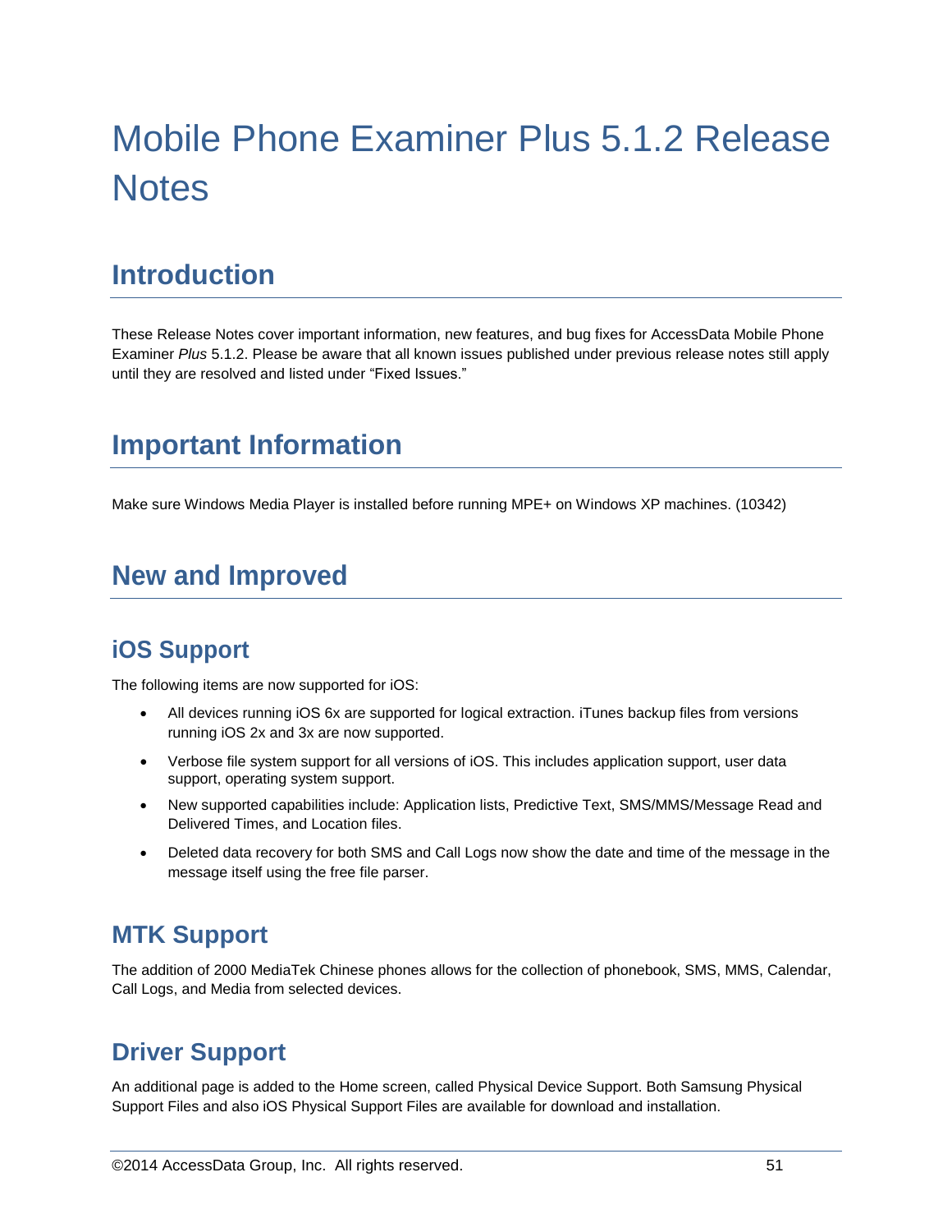# Mobile Phone Examiner Plus 5.1.2 Release Notes

## Introduction

These Release Notes cover important information, new features, and bug fixes for AccessData Mobile Phone Examiner *Plus* 5.1.2. Please be aware that all known issues published under previous release notes still apply until they are resolved and listed under "Fixed Issues."

## Important Information

Make sure Windows Media Player is installed before running MPE+ on Windows XP machines. (10342)

## New and Improved

### iOS Support

The following items are now supported for iOS:

- All devices running iOS 6x are supported for logical extraction. iTunes backup files from versions running iOS 2x and 3x are now supported.
- Verbose file system support for all versions of iOS. This includes application support, user data support, operating system support.
- New supported capabilities include: Application lists, Predictive Text, SMS/MMS/Message Read and Delivered Times, and Location files.
- Deleted data recovery for both SMS and Call Logs now show the date and time of the message in the message itself using the free file parser.

### MTK Support

The addition of 2000 MediaTek Chinese phones allows for the collection of phonebook, SMS, MMS, Calendar, Call Logs, and Media from selected devices.

### Driver Support

An additional page is added to the Home screen, called Physical Device Support. Both Samsung Physical Support Files and also iOS Physical Support Files are available for download and installation.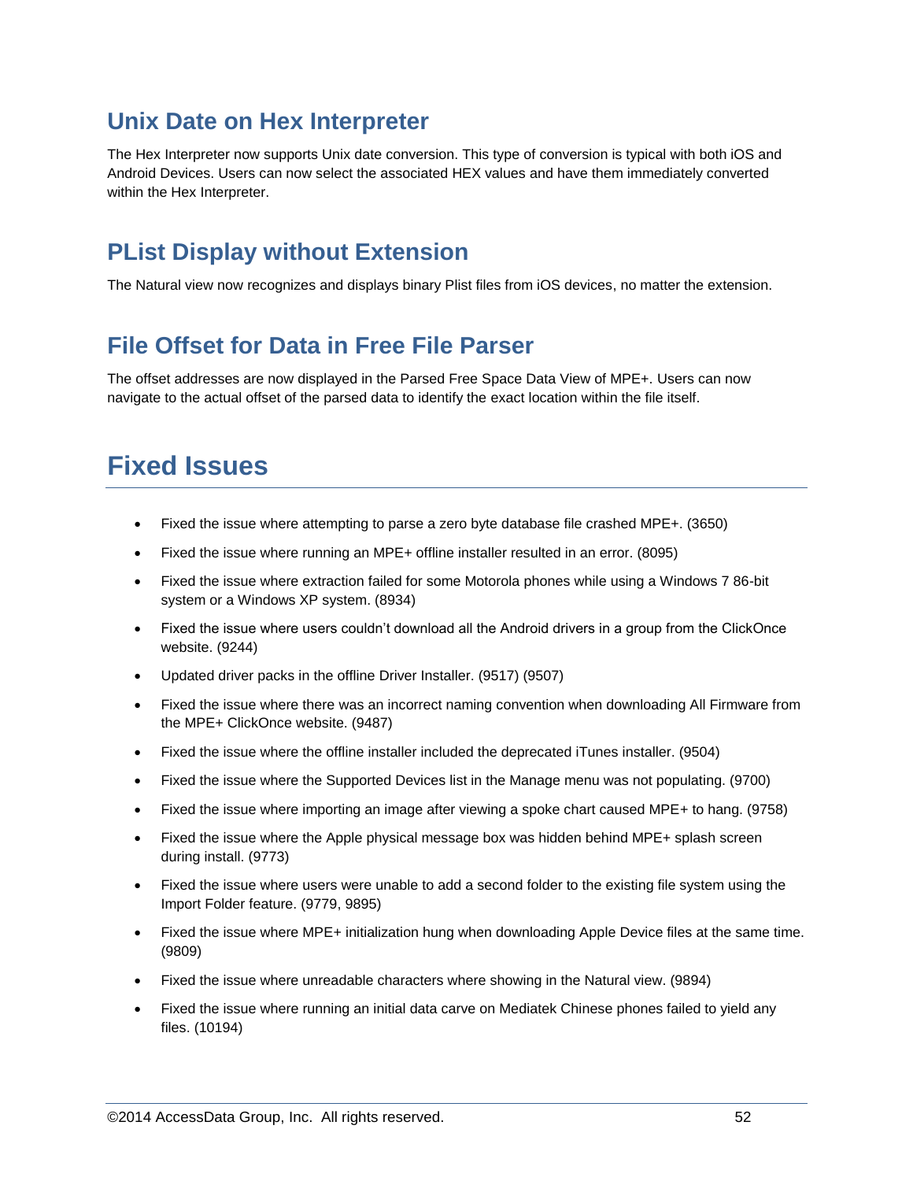## Unix Date on Hex Interpreter

The Hex Interpreter now supports Unix date conversion. This type of conversion is typical with both iOS and Android Devices. Users can now select the associated HEX values and have them immediately converted within the Hex Interpreter.

## PList Display without Extension

The Natural view now recognizes and displays binary Plist files from iOS devices, no matter the extension.

## File Offset for Data in Free File Parser

The offset addresses are now displayed in the Parsed Free Space Data View of MPE+. Users can now navigate to the actual offset of the parsed data to identify the exact location within the file itself.

# Fixed Issues

- Fixed the issue where attempting to parse a zero byte database file crashed MPE+. (3650)
- Fixed the issue where running an MPE+ offline installer resulted in an error. (8095)
- Fixed the issue where extraction failed for some Motorola phones while using a Windows 7 86-bit system or a Windows XP system. (8934)
- Fixed the issue where users couldn’t download all the Android drivers in a group from the ClickOnce website. (9244)
- Updated driver packs in the offline Driver Installer. (9517) (9507)
- Fixed the issue where there was an incorrect naming convention when downloading All Firmware from the MPE+ ClickOnce website. (9487)
- Fixed the issue where the offline installer included the deprecated iTunes installer. (9504)
- Fixed the issue where the Supported Devices list in the Manage menu was not populating. (9700)
- Fixed the issue where importing an image after viewing a spoke chart caused MPE+ to hang. (9758)
- Fixed the issue where the Apple physical message box was hidden behind MPE+ splash screen during install. (9773)
- Fixed the issue where users were unable to add a second folder to the existing file system using the Import Folder feature. (9779, 9895)
- Fixed the issue where MPE+ initialization hung when downloading Apple Device files at the same time. (9809)
- Fixed the issue where unreadable characters where showing in the Natural view. (9894)
- Fixed the issue where running an initial data carve on Mediatek Chinese phones failed to yield any files. (10194)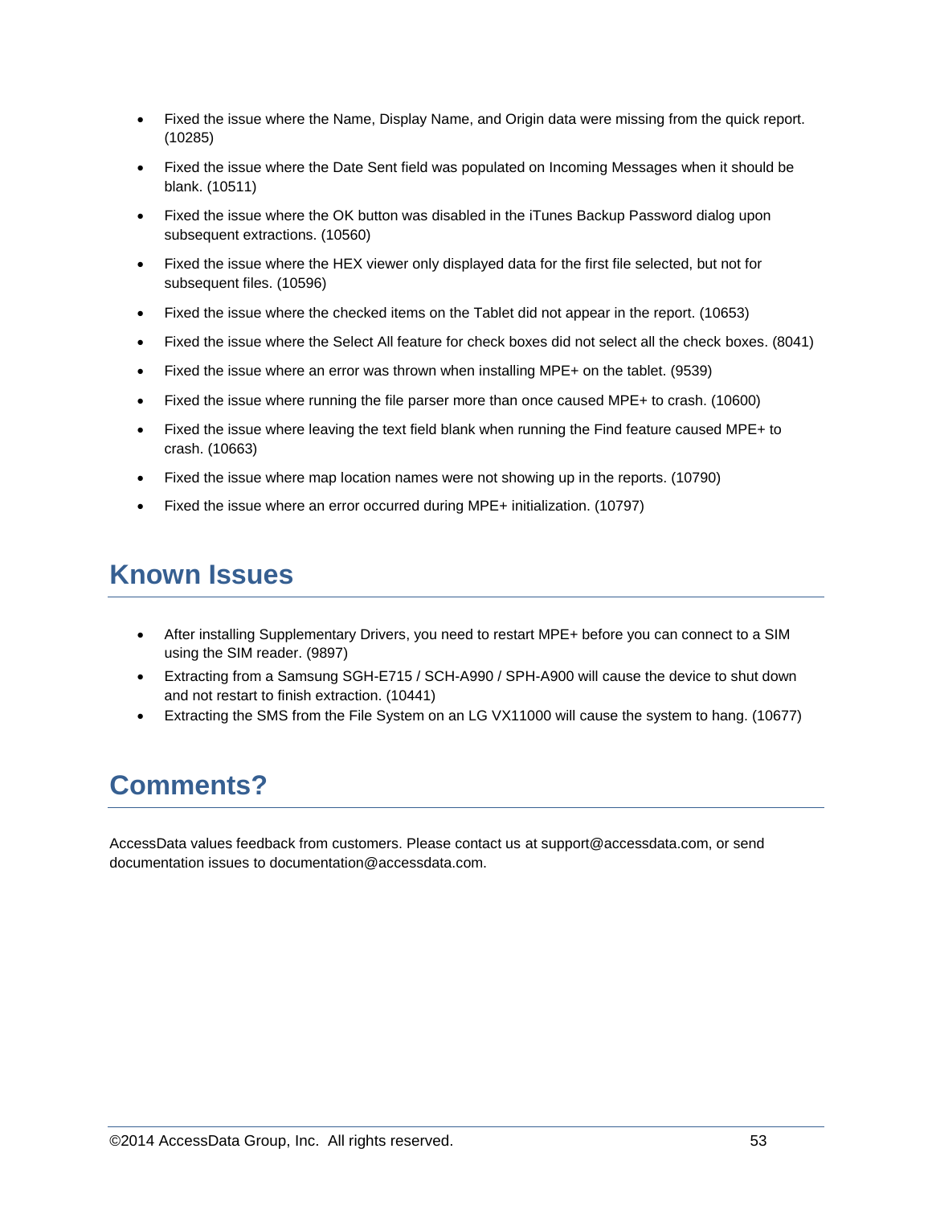- Fixed the issue where the Name, Display Name, and Origin data were missing from the quick report. (10285)
- Fixed the issue where the Date Sent field was populated on Incoming Messages when it should be blank. (10511)
- Fixed the issue where the OK button was disabled in the iTunes Backup Password dialog upon subsequent extractions. (10560)
- Fixed the issue where the HEX viewer only displayed data for the first file selected, but not for subsequent files. (10596)
- Fixed the issue where the checked items on the Tablet did not appear in the report. (10653)
- Fixed the issue where the Select All feature for check boxes did not select all the check boxes. (8041)
- Fixed the issue where an error was thrown when installing MPE+ on the tablet. (9539)
- Fixed the issue where running the file parser more than once caused MPE+ to crash. (10600)
- Fixed the issue where leaving the text field blank when running the Find feature caused MPE+ to crash. (10663)
- Fixed the issue where map location names were not showing up in the reports. (10790)
- Fixed the issue where an error occurred during MPE+ initialization. (10797)

# Known Issues

- After installing Supplementary Drivers, you need to restart MPE+ before you can connect to a SIM using the SIM reader. (9897)
- Extracting from a Samsung SGH-E715 / SCH-A990 / SPH-A900 will cause the device to shut down and not restart to finish extraction. (10441)
- Extracting the SMS from the File System on an LG VX11000 will cause the system to hang. (10677)

# Comments?

AccessData values feedback from customers. Please contact us at support@accessdata.com, or send documentation issues to documentation@accessdata.com.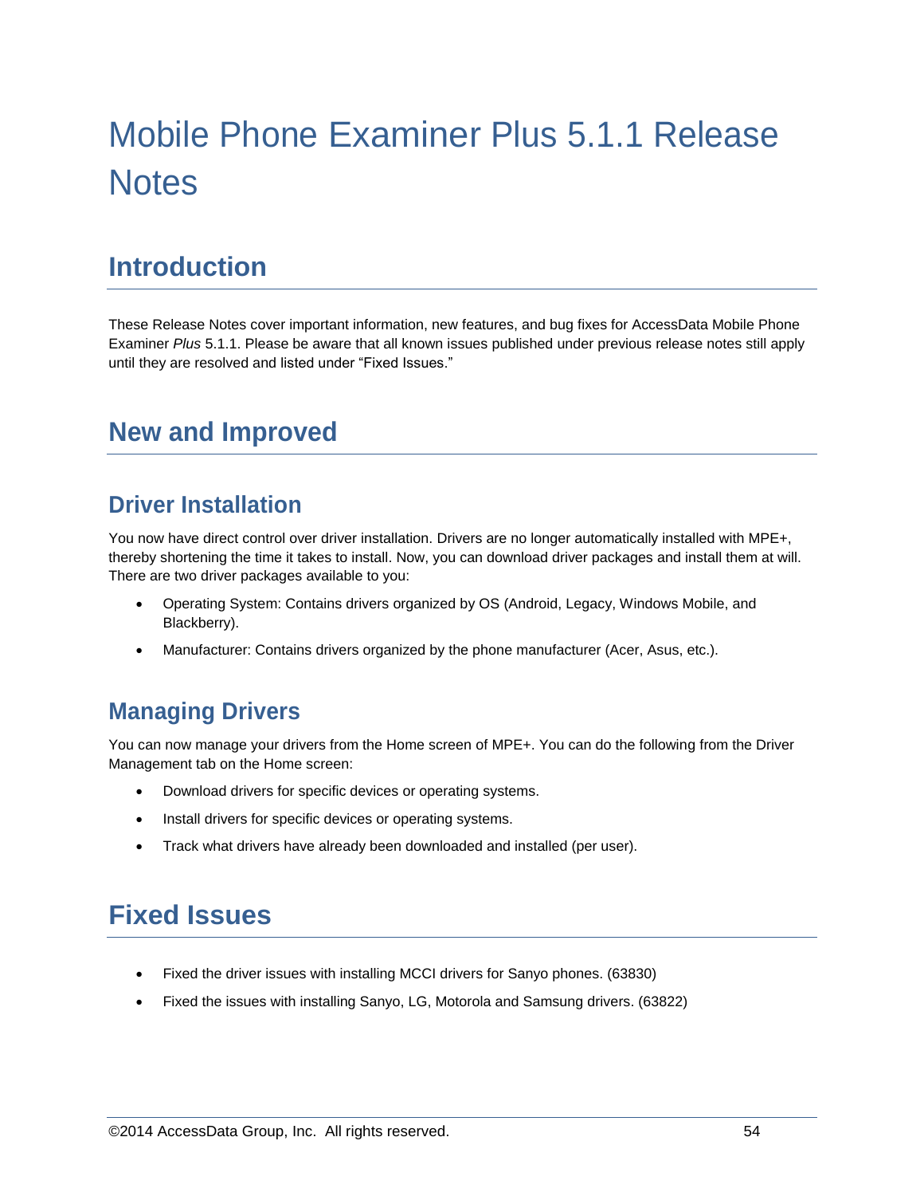# Mobile Phone Examiner Plus 5.1.1 Release Notes

## Introduction

These Release Notes cover important information, new features, and bug fixes for AccessData Mobile Phone Examiner *Plus* 5.1.1. Please be aware that all known issues published under previous release notes still apply until they are resolved and listed under "Fixed Issues."

## New and Improved

### Driver Installation

You now have direct control over driver installation. Drivers are no longer automatically installed with MPE+, thereby shortening the time it takes to install. Now, you can download driver packages and install them at will. There are two driver packages available to you:

- Operating System: Contains drivers organized by OS (Android, Legacy, Windows Mobile, and Blackberry).
- Manufacturer: Contains drivers organized by the phone manufacturer (Acer, Asus, etc.).

### Managing Drivers

You can now manage your drivers from the Home screen of MPE+. You can do the following from the Driver Management tab on the Home screen:

- Download drivers for specific devices or operating systems.
- Install drivers for specific devices or operating systems.
- Track what drivers have already been downloaded and installed (per user).

## Fixed Issues

- Fixed the driver issues with installing MCCI drivers for Sanyo phones. (63830)
- Fixed the issues with installing Sanyo, LG, Motorola and Samsung drivers. (63822)

©2014 AccessData Group, Inc. All rights reserved.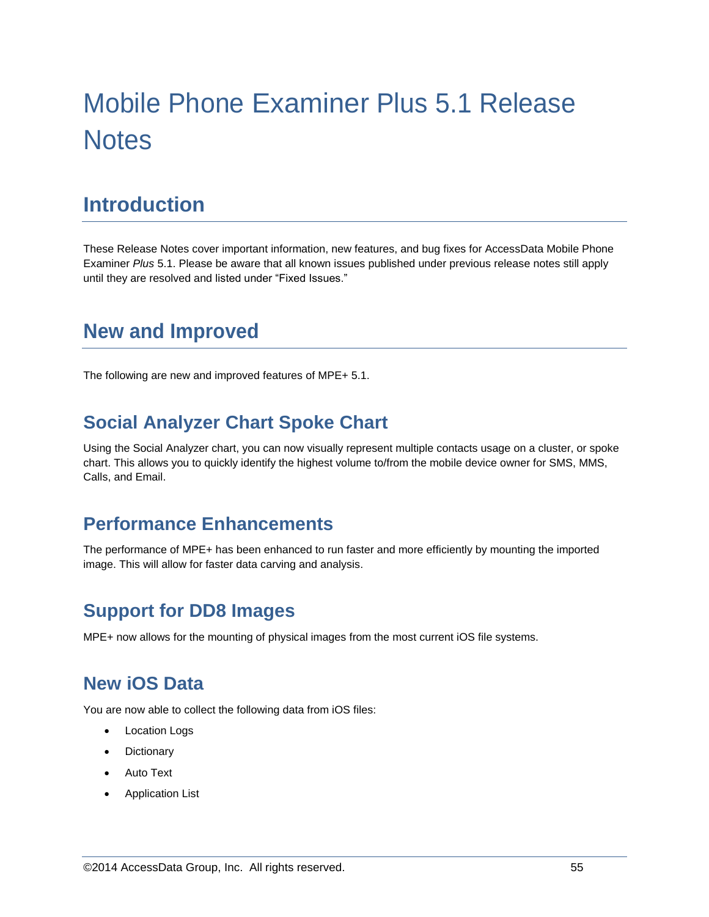# Mobile Phone Examiner Plus 5.1 Release Notes

## Introduction

These Release Notes cover important information, new features, and bug fixes for AccessData Mobile Phone Examiner *Plus* 5.1. Please be aware that all known issues published under previous release notes still apply until they are resolved and listed under "Fixed Issues."

## New and Improved

The following are new and improved features of MPE+ 5.1.

### Social Analyzer Chart Spoke Chart

Using the Social Analyzer chart, you can now visually represent multiple contacts usage on a cluster, or spoke chart. This allows you to quickly identify the highest volume to/from the mobile device owner for SMS, MMS, Calls, and Email.

### Performance Enhancements

The performance of MPE+ has been enhanced to run faster and more efficiently by mounting the imported image. This will allow for faster data carving and analysis.

### Support for DD8 Images

MPE+ now allows for the mounting of physical images from the most current iOS file systems.

### New iOS Data

You are now able to collect the following data from iOS files:

- Location Logs
- Dictionary
- Auto Text
- Application List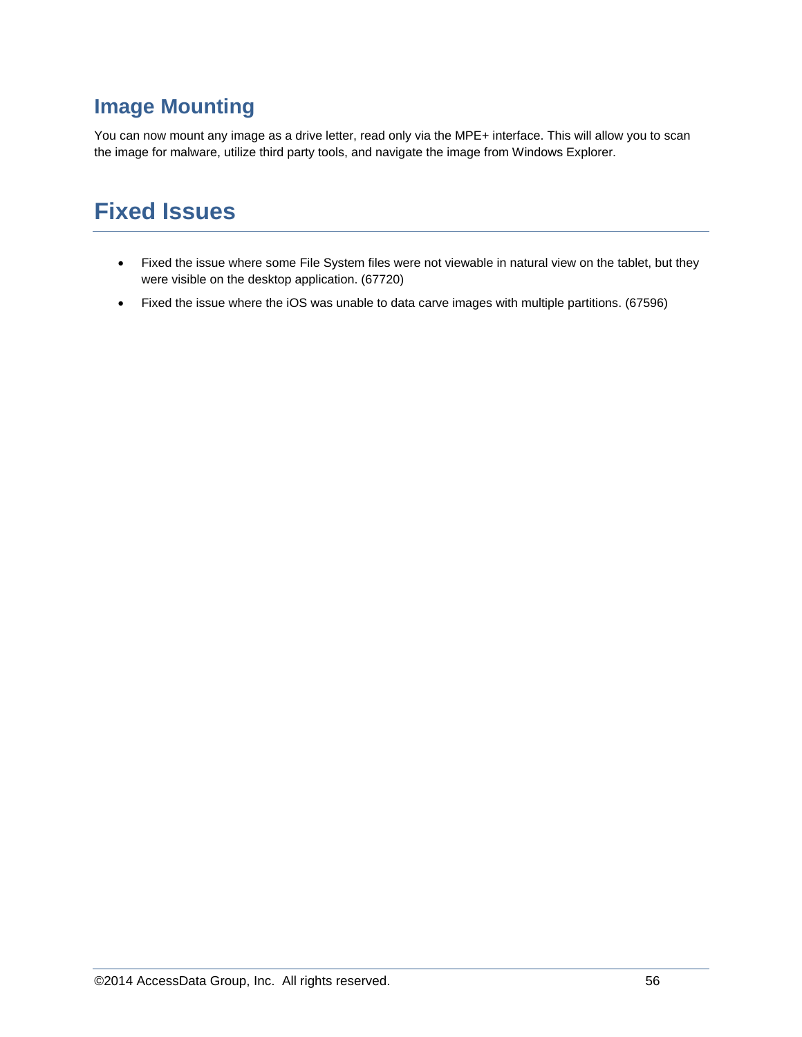## Image Mounting

You can now mount any image as a drive letter, read only via the MPE+ interface. This will allow you to scan the image for malware, utilize third party tools, and navigate the image from Windows Explorer.

# Fixed Issues

- Fixed the issue where some File System files were not viewable in natural view on the tablet, but they were visible on the desktop application. (67720)
- Fixed the issue where the iOS was unable to data carve images with multiple partitions. (67596)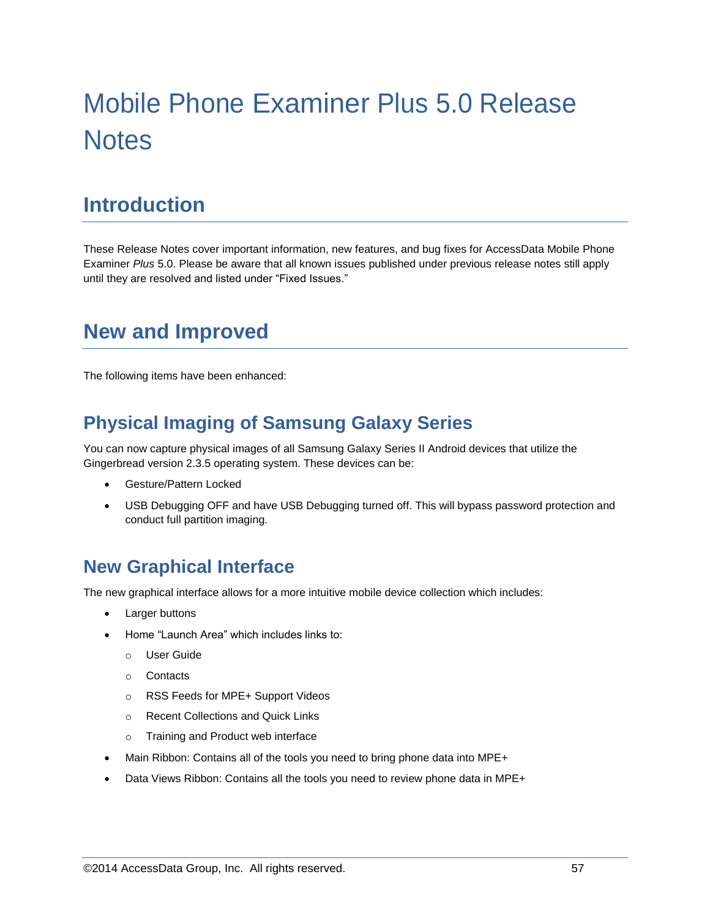# Mobile Phone Examiner Plus 5.0 Release Notes

## Introduction

These Release Notes cover important information, new features, and bug fixes for AccessData Mobile Phone Examiner *Plus* 5.0. Please be aware that all known issues published under previous release notes still apply until they are resolved and listed under "Fixed Issues."

## New and Improved

The following items have been enhanced:

### Physical Imaging of Samsung Galaxy Series

You can now capture physical images of all Samsung Galaxy Series II Android devices that utilize the Gingerbread version 2.3.5 operating system. These devices can be:

- Gesture/Pattern Locked
- USB Debugging OFF and have USB Debugging turned off. This will bypass password protection and conduct full partition imaging.

### New Graphical Interface

The new graphical interface allows for a more intuitive mobile device collection which includes:

- Larger buttons
- Home "Launch Area" which includes links to:
  - User Guide
  - Contacts
  - RSS Feeds for MPE+ Support Videos
  - Recent Collections and Quick Links
  - Training and Product web interface
- Main Ribbon: Contains all of the tools you need to bring phone data into MPE+
- Data Views Ribbon: Contains all the tools you need to review phone data in MPE+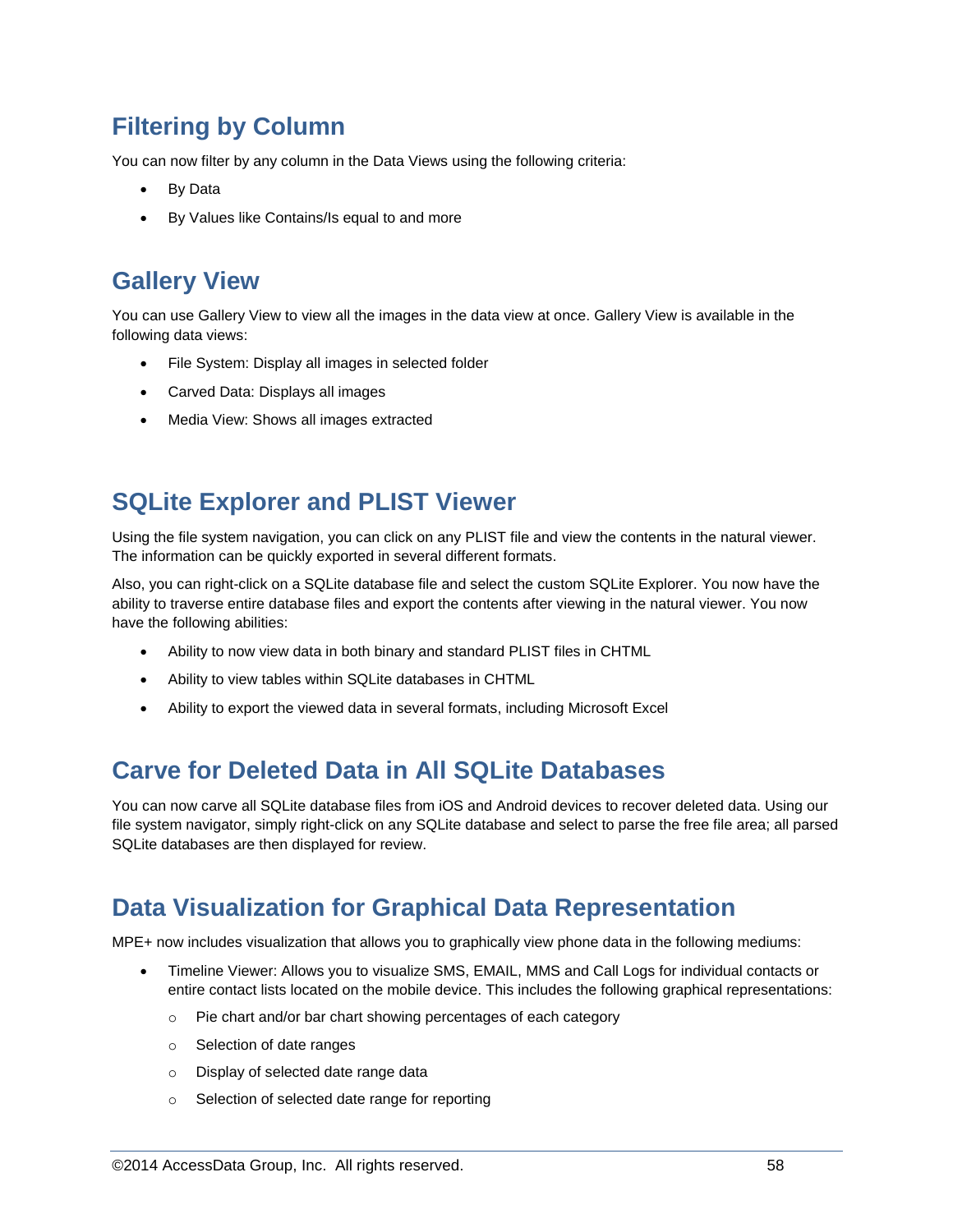## Filtering by Column

You can now filter by any column in the Data Views using the following criteria:

- By Data
- By Values like Contains/Is equal to and more

## Gallery View

You can use Gallery View to view all the images in the data view at once. Gallery View is available in the following data views:

- File System: Display all images in selected folder
- Carved Data: Displays all images
- Media View: Shows all images extracted

## SQLite Explorer and PLIST Viewer

Using the file system navigation, you can click on any PLIST file and view the contents in the natural viewer. The information can be quickly exported in several different formats.

Also, you can right-click on a SQLite database file and select the custom SQLite Explorer. You now have the ability to traverse entire database files and export the contents after viewing in the natural viewer. You now have the following abilities:

- Ability to now view data in both binary and standard PLIST files in CHTML
- Ability to view tables within SQLite databases in CHTML
- Ability to export the viewed data in several formats, including Microsoft Excel

## Carve for Deleted Data in All SQLite Databases

You can now carve all SQLite database files from iOS and Android devices to recover deleted data. Using our file system navigator, simply right-click on any SQLite database and select to parse the free file area; all parsed SQLite databases are then displayed for review.

## Data Visualization for Graphical Data Representation

MPE+ now includes visualization that allows you to graphically view phone data in the following mediums:

- Timeline Viewer: Allows you to visualize SMS, EMAIL, MMS and Call Logs for individual contacts or entire contact lists located on the mobile device. This includes the following graphical representations:
  - Pie chart and/or bar chart showing percentages of each category
  - Selection of date ranges
  - Display of selected date range data
  - Selection of selected date range for reporting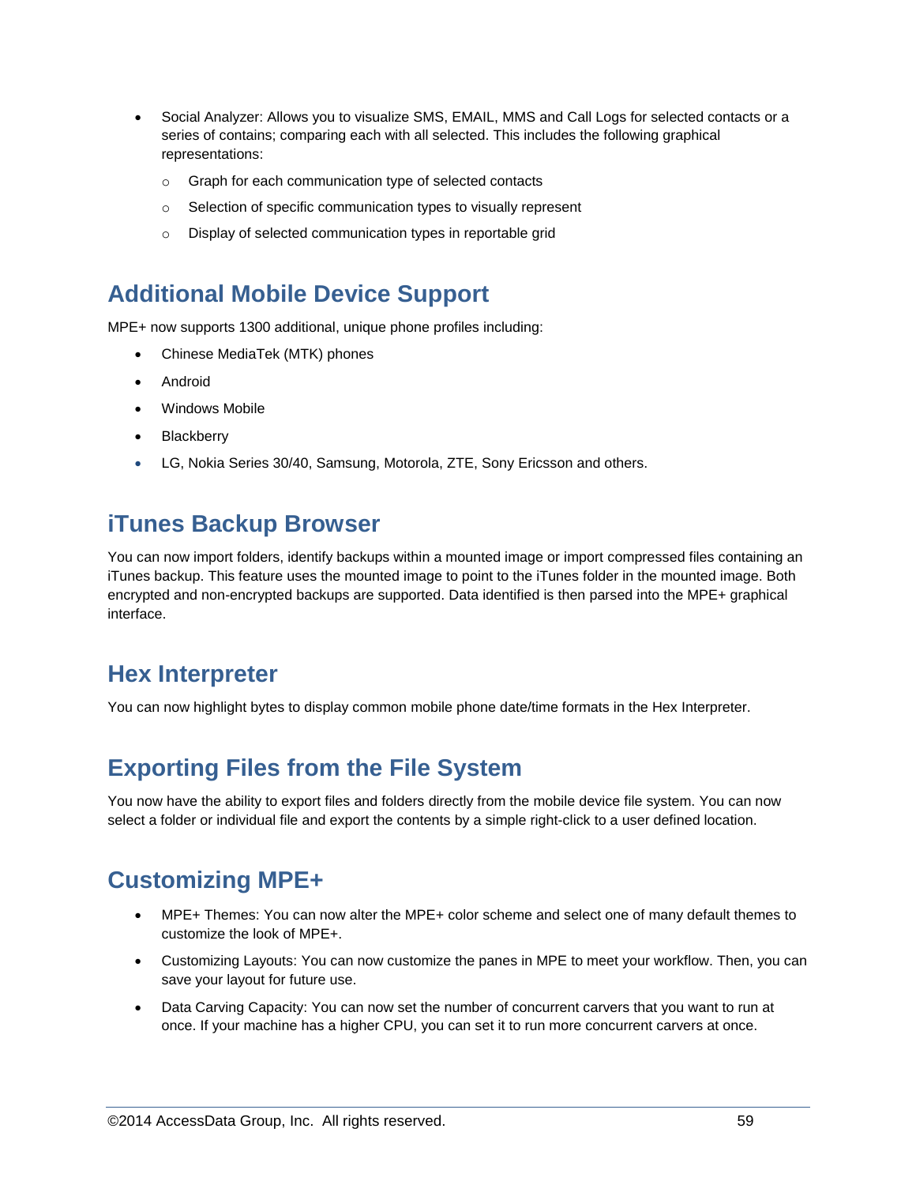- Social Analyzer: Allows you to visualize SMS, EMAIL, MMS and Call Logs for selected contacts or a series of contains; comparing each with all selected. This includes the following graphical representations:
  - Graph for each communication type of selected contacts
  - Selection of specific communication types to visually represent
  - Display of selected communication types in reportable grid

## Additional Mobile Device Support

MPE+ now supports 1300 additional, unique phone profiles including:

- Chinese MediaTek (MTK) phones
- Android
- Windows Mobile
- Blackberry
- LG, Nokia Series 30/40, Samsung, Motorola, ZTE, Sony Ericsson and others.

## iTunes Backup Browser

You can now import folders, identify backups within a mounted image or import compressed files containing an iTunes backup. This feature uses the mounted image to point to the iTunes folder in the mounted image. Both encrypted and non-encrypted backups are supported. Data identified is then parsed into the MPE+ graphical interface.

## Hex Interpreter

You can now highlight bytes to display common mobile phone date/time formats in the Hex Interpreter.

## Exporting Files from the File System

You now have the ability to export files and folders directly from the mobile device file system. You can now select a folder or individual file and export the contents by a simple right-click to a user defined location.

## Customizing MPE+

- MPE+ Themes: You can now alter the MPE+ color scheme and select one of many default themes to customize the look of MPE+.
- Customizing Layouts: You can now customize the panes in MPE to meet your workflow. Then, you can save your layout for future use.
- Data Carving Capacity: You can now set the number of concurrent carvers that you want to run at once. If your machine has a higher CPU, you can set it to run more concurrent carvers at once.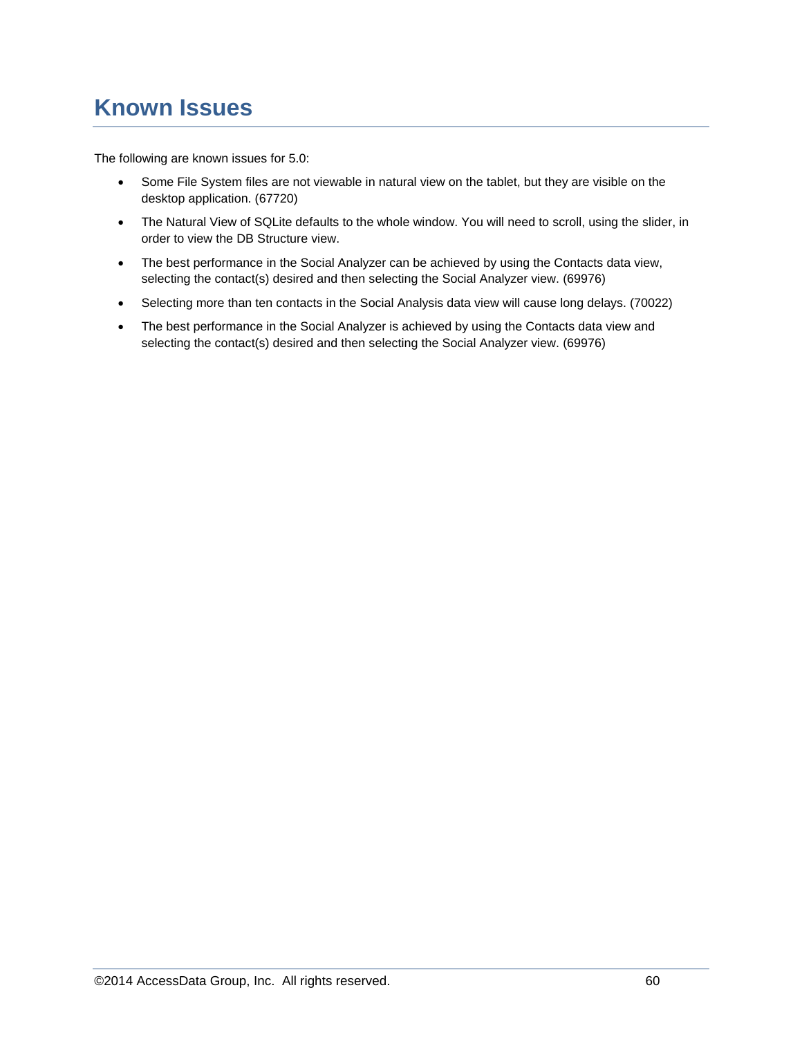# Known Issues

The following are known issues for 5.0:

- Some File System files are not viewable in natural view on the tablet, but they are visible on the desktop application. (67720)
- The Natural View of SQLite defaults to the whole window. You will need to scroll, using the slider, in order to view the DB Structure view.
- The best performance in the Social Analyzer can be achieved by using the Contacts data view, selecting the contact(s) desired and then selecting the Social Analyzer view. (69976)
- Selecting more than ten contacts in the Social Analysis data view will cause long delays. (70022)
- The best performance in the Social Analyzer is achieved by using the Contacts data view and selecting the contact(s) desired and then selecting the Social Analyzer view. (69976)